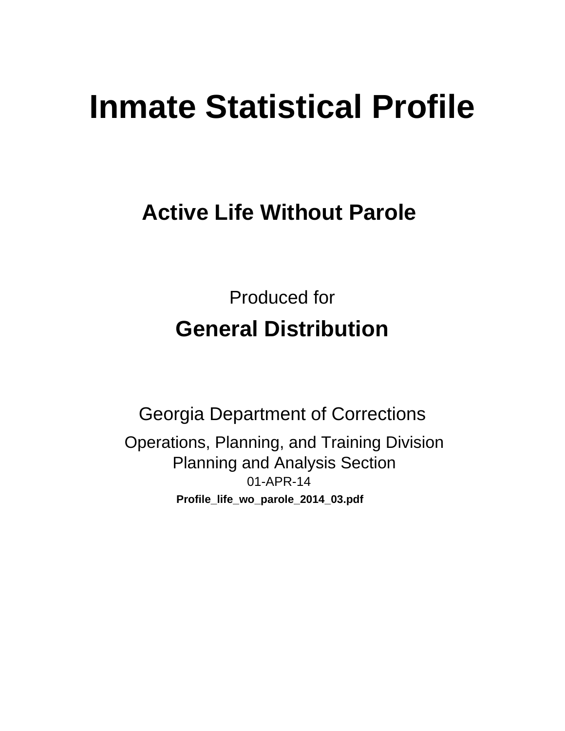# Inmate Statistical Profile

## Active Life Without Parole

Produced for

**General Distribution**

Georgia Department of Corrections

Operations, Planning, and Training Division
Planning and Analysis Section
01-APR-14

**Profile_life_wo_parole_2014_03.pdf**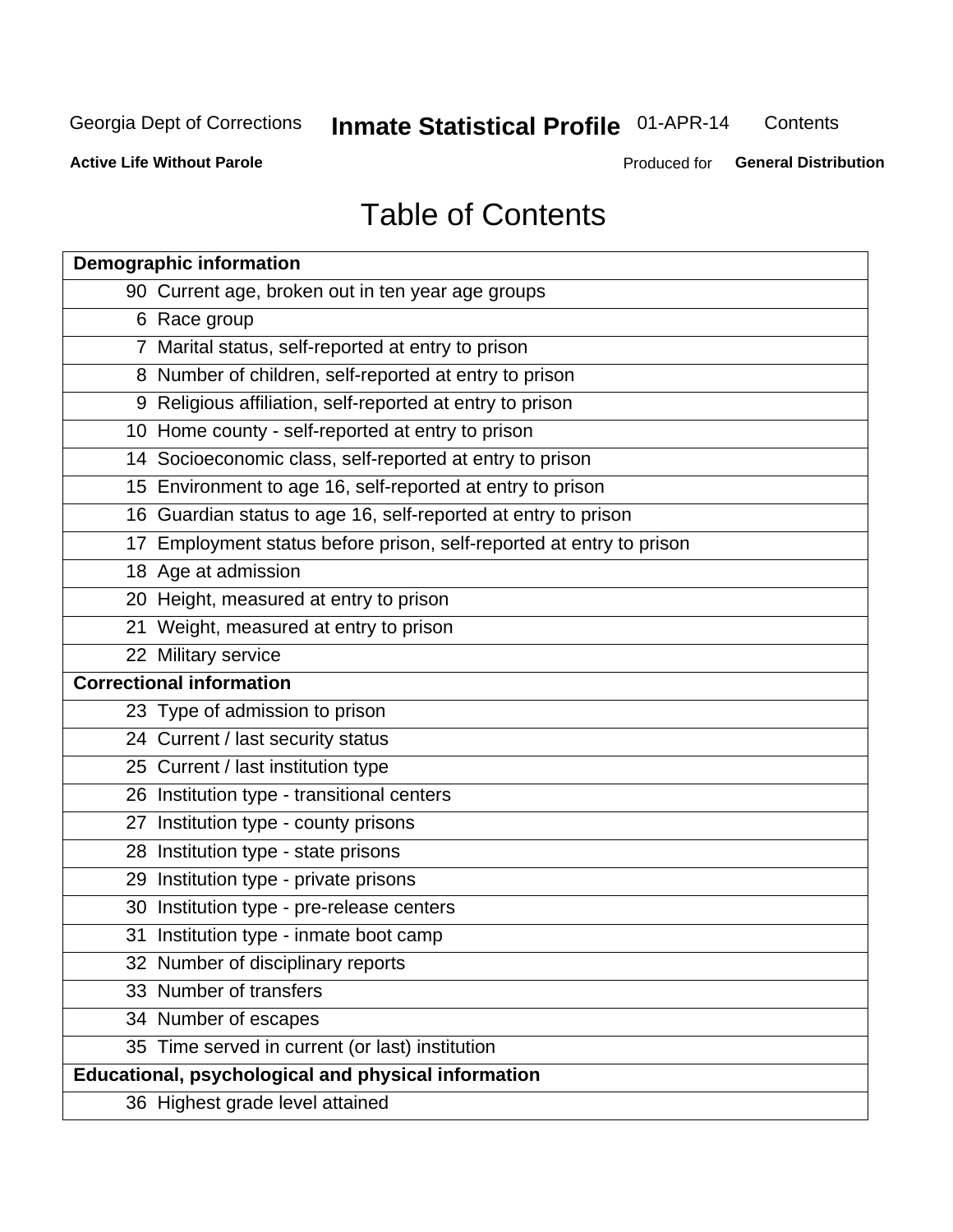Georgia Dept of Corrections **Inmate Statistical Profile** 01-APR-14 Contents

**Active Life Without Parole** Produced for **General Distribution**

# Table of Contents

| **Demographic information** | |
|---|---|
| 90 | Current age, broken out in ten year age groups |
| 6 | Race group |
| 7 | Marital status, self-reported at entry to prison |
| 8 | Number of children, self-reported at entry to prison |
| 9 | Religious affiliation, self-reported at entry to prison |
| 10 | Home county - self-reported at entry to prison |
| 14 | Socioeconomic class, self-reported at entry to prison |
| 15 | Environment to age 16, self-reported at entry to prison |
| 16 | Guardian status to age 16, self-reported at entry to prison |
| 17 | Employment status before prison, self-reported at entry to prison |
| 18 | Age at admission |
| 20 | Height, measured at entry to prison |
| 21 | Weight, measured at entry to prison |
| 22 | Military service |
| **Correctional information** | |
| 23 | Type of admission to prison |
| 24 | Current / last security status |
| 25 | Current / last institution type |
| 26 | Institution type - transitional centers |
| 27 | Institution type - county prisons |
| 28 | Institution type - state prisons |
| 29 | Institution type - private prisons |
| 30 | Institution type - pre-release centers |
| 31 | Institution type - inmate boot camp |
| 32 | Number of disciplinary reports |
| 33 | Number of transfers |
| 34 | Number of escapes |
| 35 | Time served in current (or last) institution |
| **Educational, psychological and physical information** | |
| 36 | Highest grade level attained |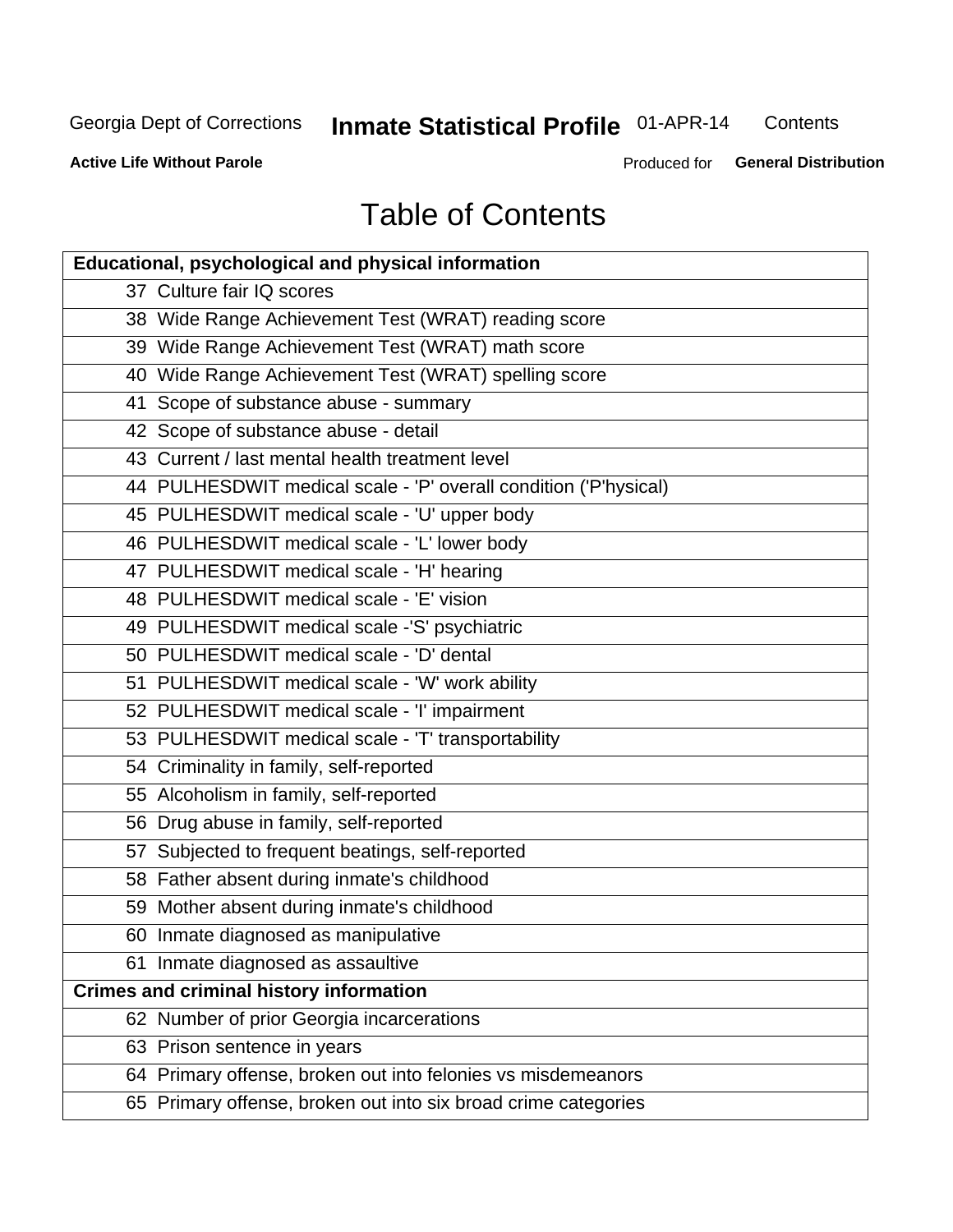# Table of Contents

| Educational, psychological and physical information | |
|---|---|
| 37 | Culture fair IQ scores |
| 38 | Wide Range Achievement Test (WRAT) reading score |
| 39 | Wide Range Achievement Test (WRAT) math score |
| 40 | Wide Range Achievement Test (WRAT) spelling score |
| 41 | Scope of substance abuse - summary |
| 42 | Scope of substance abuse - detail |
| 43 | Current / last mental health treatment level |
| 44 | PULHESDWIT medical scale - 'P' overall condition ('P'hysical) |
| 45 | PULHESDWIT medical scale - 'U' upper body |
| 46 | PULHESDWIT medical scale - 'L' lower body |
| 47 | PULHESDWIT medical scale - 'H' hearing |
| 48 | PULHESDWIT medical scale - 'E' vision |
| 49 | PULHESDWIT medical scale -'S' psychiatric |
| 50 | PULHESDWIT medical scale - 'D' dental |
| 51 | PULHESDWIT medical scale - 'W' work ability |
| 52 | PULHESDWIT medical scale - 'I' impairment |
| 53 | PULHESDWIT medical scale - 'T' transportability |
| 54 | Criminality in family, self-reported |
| 55 | Alcoholism in family, self-reported |
| 56 | Drug abuse in family, self-reported |
| 57 | Subjected to frequent beatings, self-reported |
| 58 | Father absent during inmate's childhood |
| 59 | Mother absent during inmate's childhood |
| 60 | Inmate diagnosed as manipulative |
| 61 | Inmate diagnosed as assaultive |
| **Crimes and criminal history information** | |
| 62 | Number of prior Georgia incarcerations |
| 63 | Prison sentence in years |
| 64 | Primary offense, broken out into felonies vs misdemeanors |
| 65 | Primary offense, broken out into six broad crime categories |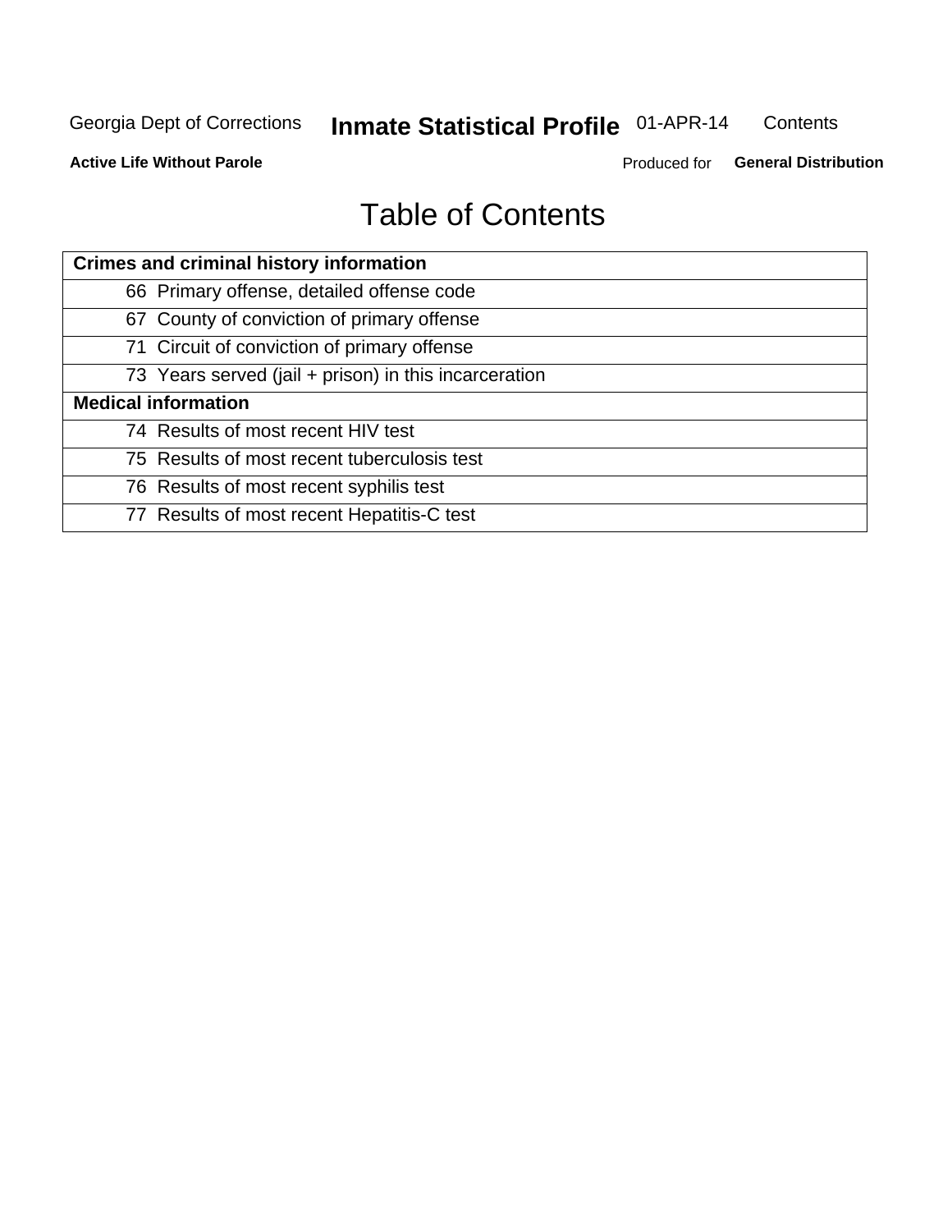# Table of Contents

| Crimes and criminal history information | |
|---|---|
| 66 | Primary offense, detailed offense code |
| 67 | County of conviction of primary offense |
| 71 | Circuit of conviction of primary offense |
| 73 | Years served (jail + prison) in this incarceration |
| **Medical information** | |
| 74 | Results of most recent HIV test |
| 75 | Results of most recent tuberculosis test |
| 76 | Results of most recent syphilis test |
| 77 | Results of most recent Hepatitis-C test |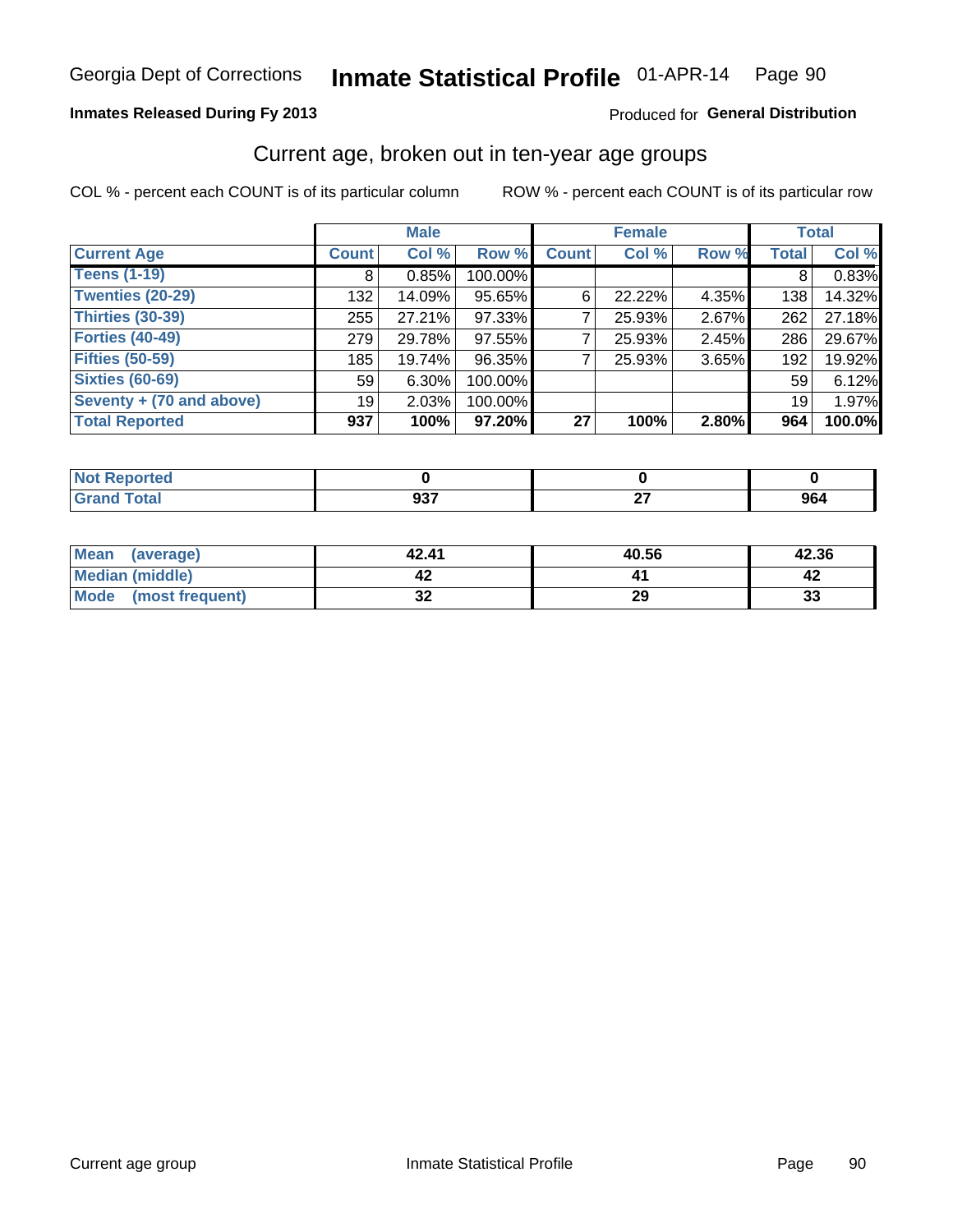Georgia Dept of Corrections **Inmate Statistical Profile** 01-APR-14

**Inmates Released During Fy 2013**

Produced for **General Distribution**

## Current age, broken out in ten-year age groups

COL % - percent each COUNT is of its particular column

ROW % - percent each COUNT is of its particular row

| | Male | | | Female | | | Total | |
|---|---|---|---|---|---|---|---|---|
| **Current Age** | **Count** | **Col %** | **Row %** | **Count** | **Col %** | **Row %** | **Total** | **Col %** |
| **Teens (1-19)** | 8 | 0.85% | 100.00% | | | | 8 | 0.83% |
| **Twenties (20-29)** | 132 | 14.09% | 95.65% | 6 | 22.22% | 4.35% | 138 | 14.32% |
| **Thirties (30-39)** | 255 | 27.21% | 97.33% | 7 | 25.93% | 2.67% | 262 | 27.18% |
| **Forties (40-49)** | 279 | 29.78% | 97.55% | 7 | 25.93% | 2.45% | 286 | 29.67% |
| **Fifties (50-59)** | 185 | 19.74% | 96.35% | 7 | 25.93% | 3.65% | 192 | 19.92% |
| **Sixties (60-69)** | 59 | 6.30% | 100.00% | | | | 59 | 6.12% |
| **Seventy + (70 and above)** | 19 | 2.03% | 100.00% | | | | 19 | 1.97% |
| **Total Reported** | **937** | **100%** | **97.20%** | **27** | **100%** | **2.80%** | **964** | **100.0%** |

| | Male | Female | Total |
|---|---|---|---|
| **Not Reported** | **0** | **0** | **0** |
| **Grand Total** | **937** | **27** | **964** |

| | Male | Female | Total |
|---|---|---|---|
| **Mean (average)** | **42.41** | **40.56** | **42.36** |
| **Median (middle)** | **42** | **41** | **42** |
| **Mode (most frequent)** | **32** | **29** | **33** |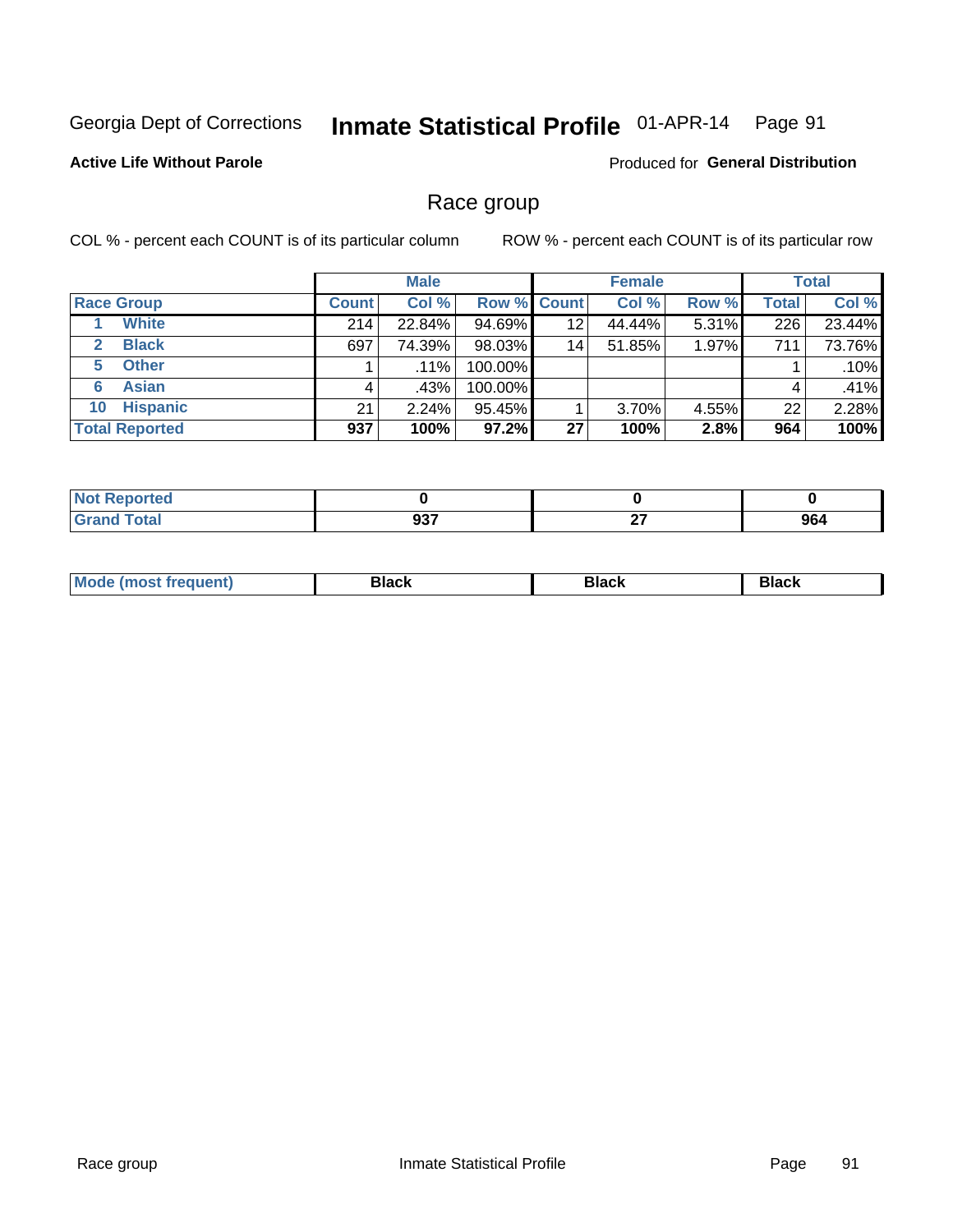Georgia Dept of Corrections **Inmate Statistical Profile** 01-APR-14 Page 91

**Active Life Without Parole**

Produced for **General Distribution**

## Race group

COL % - percent each COUNT is of its particular column ROW % - percent each COUNT is of its particular row

| | Male | | | Female | | | Total | |
|---|---|---|---|---|---|---|---|---|
| **Race Group** | **Count** | **Col %** | **Row %** | **Count** | **Col %** | **Row %** | **Total** | **Col %** |
| 1 White | 214 | 22.84% | 94.69% | 12 | 44.44% | 5.31% | 226 | 23.44% |
| 2 Black | 697 | 74.39% | 98.03% | 14 | 51.85% | 1.97% | 711 | 73.76% |
| 5 Other | 1 | .11% | 100.00% | | | | 1 | .10% |
| 6 Asian | 4 | .43% | 100.00% | | | | 4 | .41% |
| 10 Hispanic | 21 | 2.24% | 95.45% | 1 | 3.70% | 4.55% | 22 | 2.28% |
| **Total Reported** | **937** | **100%** | **97.2%** | **27** | **100%** | **2.8%** | **964** | **100%** |

| | Male | Female | Total |
|---|---|---|---|
| **Not Reported** | **0** | **0** | **0** |
| **Grand Total** | **937** | **27** | **964** |

| | Male | Female | Total |
|---|---|---|---|
| **Mode (most frequent)** | **Black** | **Black** | **Black** |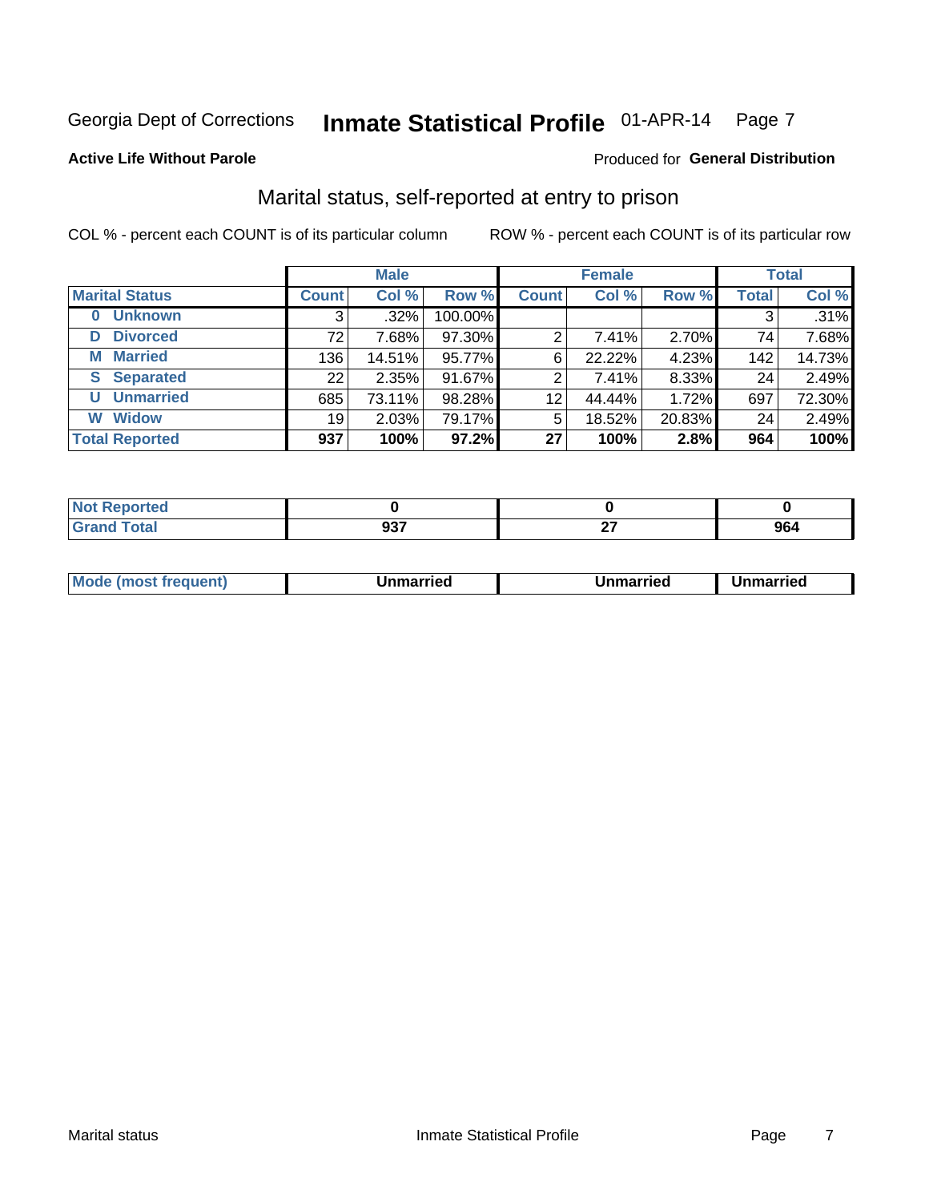Georgia Dept of Corrections **Inmate Statistical Profile** 01-APR-14

**Active Life Without Parole**

Produced for **General Distribution**

## Marital status, self-reported at entry to prison

COL % - percent each COUNT is of its particular column ROW % - percent each COUNT is of its particular row

| | Male | | | Female | | | Total | |
|---|---|---|---|---|---|---|---|---|
| **Marital Status** | **Count** | **Col %** | **Row %** | **Count** | **Col %** | **Row %** | **Total** | **Col %** |
| **0 Unknown** | 3 | .32% | 100.00% | | | | 3 | .31% |
| **D Divorced** | 72 | 7.68% | 97.30% | 2 | 7.41% | 2.70% | 74 | 7.68% |
| **M Married** | 136 | 14.51% | 95.77% | 6 | 22.22% | 4.23% | 142 | 14.73% |
| **S Separated** | 22 | 2.35% | 91.67% | 2 | 7.41% | 8.33% | 24 | 2.49% |
| **U Unmarried** | 685 | 73.11% | 98.28% | 12 | 44.44% | 1.72% | 697 | 72.30% |
| **W Widow** | 19 | 2.03% | 79.17% | 5 | 18.52% | 20.83% | 24 | 2.49% |
| **Total Reported** | **937** | **100%** | **97.2%** | **27** | **100%** | **2.8%** | **964** | **100%** |

| | Male | Female | Total |
|---|---|---|---|
| **Not Reported** | **0** | **0** | **0** |
| **Grand Total** | **937** | **27** | **964** |

| | Male | Female | Total |
|---|---|---|---|
| **Mode (most frequent)** | **Unmarried** | **Unmarried** | **Unmarried** |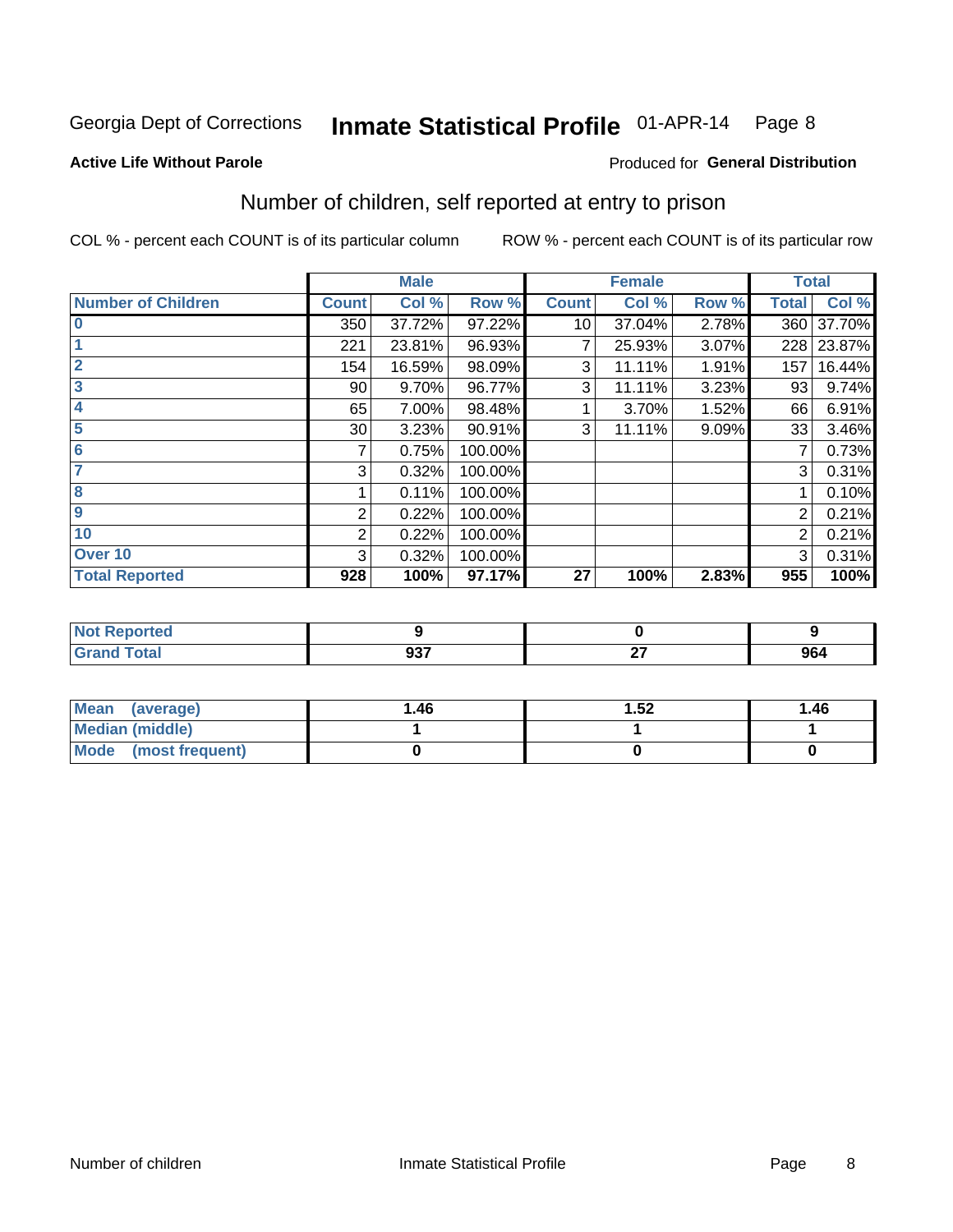Georgia Dept of Corrections **Inmate Statistical Profile** 01-APR-14

**Active Life Without Parole**

Produced for **General Distribution**

## Number of children, self reported at entry to prison

COL % - percent each COUNT is of its particular column ROW % - percent each COUNT is of its particular row

| | Male | | | Female | | | Total | |
|---|---|---|---|---|---|---|---|---|
| **Number of Children** | **Count** | **Col %** | **Row %** | **Count** | **Col %** | **Row %** | **Total** | **Col %** |
| **0** | 350 | 37.72% | 97.22% | 10 | 37.04% | 2.78% | 360 | 37.70% |
| **1** | 221 | 23.81% | 96.93% | 7 | 25.93% | 3.07% | 228 | 23.87% |
| **2** | 154 | 16.59% | 98.09% | 3 | 11.11% | 1.91% | 157 | 16.44% |
| **3** | 90 | 9.70% | 96.77% | 3 | 11.11% | 3.23% | 93 | 9.74% |
| **4** | 65 | 7.00% | 98.48% | 1 | 3.70% | 1.52% | 66 | 6.91% |
| **5** | 30 | 3.23% | 90.91% | 3 | 11.11% | 9.09% | 33 | 3.46% |
| **6** | 7 | 0.75% | 100.00% | | | | 7 | 0.73% |
| **7** | 3 | 0.32% | 100.00% | | | | 3 | 0.31% |
| **8** | 1 | 0.11% | 100.00% | | | | 1 | 0.10% |
| **9** | 2 | 0.22% | 100.00% | | | | 2 | 0.21% |
| **10** | 2 | 0.22% | 100.00% | | | | 2 | 0.21% |
| **Over 10** | 3 | 0.32% | 100.00% | | | | 3 | 0.31% |
| **Total Reported** | **928** | **100%** | **97.17%** | **27** | **100%** | **2.83%** | **955** | **100%** |

| | Male | Female | Total |
|---|---|---|---|
| **Not Reported** | **9** | **0** | **9** |
| **Grand Total** | **937** | **27** | **964** |

| | Male | Female | Total |
|---|---|---|---|
| **Mean (average)** | **1.46** | **1.52** | **1.46** |
| **Median (middle)** | **1** | **1** | **1** |
| **Mode (most frequent)** | **0** | **0** | **0** |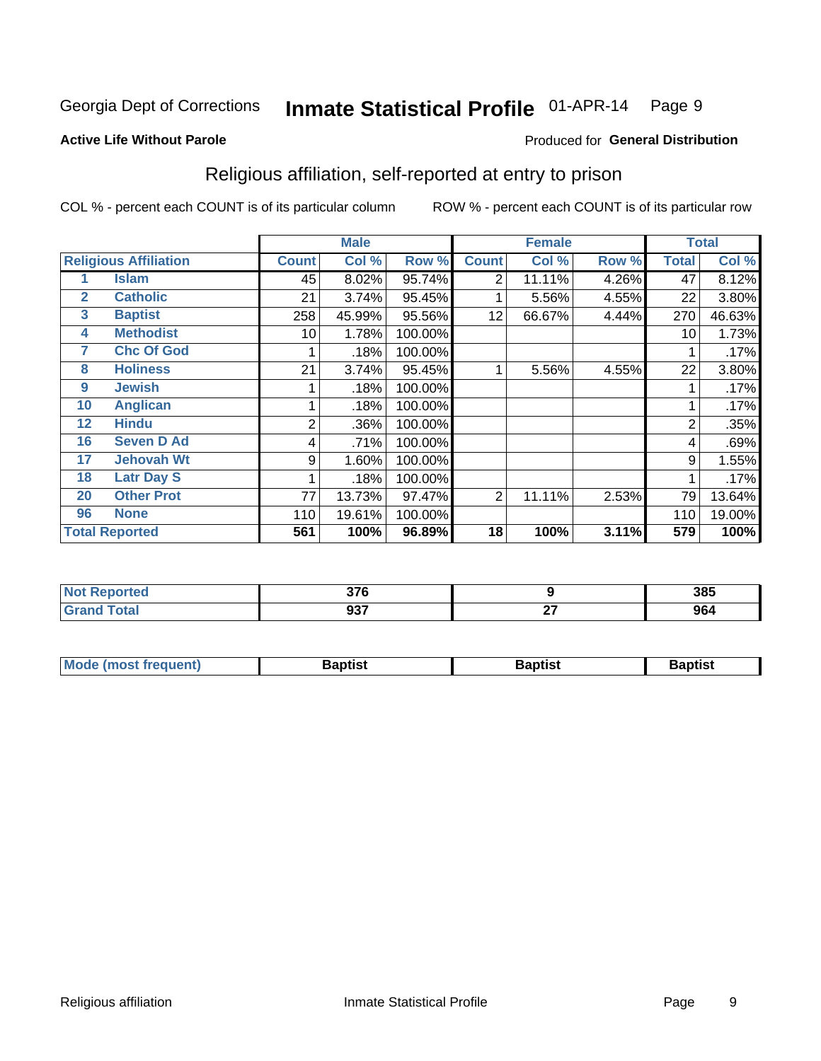Georgia Dept of Corrections **Inmate Statistical Profile** 01-APR-14 Page 9

**Active Life Without Parole**

Produced for **General Distribution**

## Religious affiliation, self-reported at entry to prison

COL % - percent each COUNT is of its particular column ROW % - percent each COUNT is of its particular row

| | | Male | | | Female | | | Total | |
|---|---|---|---|---|---|---|---|---|---|
| **Religious Affiliation** | | **Count** | **Col %** | **Row %** | **Count** | **Col %** | **Row %** | **Total** | **Col %** |
| 1 | Islam | 45 | 8.02% | 95.74% | 2 | 11.11% | 4.26% | 47 | 8.12% |
| 2 | Catholic | 21 | 3.74% | 95.45% | 1 | 5.56% | 4.55% | 22 | 3.80% |
| 3 | Baptist | 258 | 45.99% | 95.56% | 12 | 66.67% | 4.44% | 270 | 46.63% |
| 4 | Methodist | 10 | 1.78% | 100.00% | | | | 10 | 1.73% |
| 7 | Chc Of God | 1 | .18% | 100.00% | | | | 1 | .17% |
| 8 | Holiness | 21 | 3.74% | 95.45% | 1 | 5.56% | 4.55% | 22 | 3.80% |
| 9 | Jewish | 1 | .18% | 100.00% | | | | 1 | .17% |
| 10 | Anglican | 1 | .18% | 100.00% | | | | 1 | .17% |
| 12 | Hindu | 2 | .36% | 100.00% | | | | 2 | .35% |
| 16 | Seven D Ad | 4 | .71% | 100.00% | | | | 4 | .69% |
| 17 | Jehovah Wt | 9 | 1.60% | 100.00% | | | | 9 | 1.55% |
| 18 | Latr Day S | 1 | .18% | 100.00% | | | | 1 | .17% |
| 20 | Other Prot | 77 | 13.73% | 97.47% | 2 | 11.11% | 2.53% | 79 | 13.64% |
| 96 | None | 110 | 19.61% | 100.00% | | | | 110 | 19.00% |
| **Total Reported** | | **561** | **100%** | **96.89%** | **18** | **100%** | **3.11%** | **579** | **100%** |

| | Male | Female | Total |
|---|---|---|---|
| **Not Reported** | **376** | **9** | **385** |
| **Grand Total** | **937** | **27** | **964** |

| | Male | Female | Total |
|---|---|---|---|
| **Mode (most frequent)** | **Baptist** | **Baptist** | **Baptist** |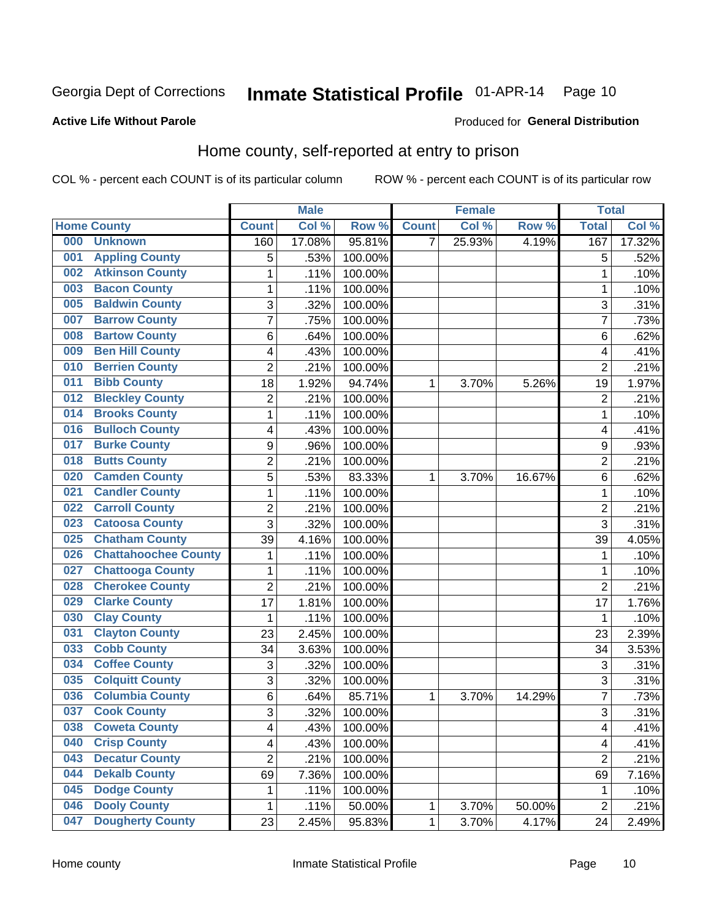Georgia Dept of Corrections **Inmate Statistical Profile** 01-APR-14

**Active Life Without Parole**

Produced for **General Distribution**

## Home county, self-reported at entry to prison

COL % - percent each COUNT is of its particular column    ROW % - percent each COUNT is of its particular row

| Home County | | Male | | | Female | | | Total | |
|---|---|---|---|---|---|---|---|---|---|
| | | Count | Col % | Row % | Count | Col % | Row % | Total | Col % |
| 000 | Unknown | 160 | 17.08% | 95.81% | 7 | 25.93% | 4.19% | 167 | 17.32% |
| 001 | Appling County | 5 | .53% | 100.00% | | | | 5 | .52% |
| 002 | Atkinson County | 1 | .11% | 100.00% | | | | 1 | .10% |
| 003 | Bacon County | 1 | .11% | 100.00% | | | | 1 | .10% |
| 005 | Baldwin County | 3 | .32% | 100.00% | | | | 3 | .31% |
| 007 | Barrow County | 7 | .75% | 100.00% | | | | 7 | .73% |
| 008 | Bartow County | 6 | .64% | 100.00% | | | | 6 | .62% |
| 009 | Ben Hill County | 4 | .43% | 100.00% | | | | 4 | .41% |
| 010 | Berrien County | 2 | .21% | 100.00% | | | | 2 | .21% |
| 011 | Bibb County | 18 | 1.92% | 94.74% | 1 | 3.70% | 5.26% | 19 | 1.97% |
| 012 | Bleckley County | 2 | .21% | 100.00% | | | | 2 | .21% |
| 014 | Brooks County | 1 | .11% | 100.00% | | | | 1 | .10% |
| 016 | Bulloch County | 4 | .43% | 100.00% | | | | 4 | .41% |
| 017 | Burke County | 9 | .96% | 100.00% | | | | 9 | .93% |
| 018 | Butts County | 2 | .21% | 100.00% | | | | 2 | .21% |
| 020 | Camden County | 5 | .53% | 83.33% | 1 | 3.70% | 16.67% | 6 | .62% |
| 021 | Candler County | 1 | .11% | 100.00% | | | | 1 | .10% |
| 022 | Carroll County | 2 | .21% | 100.00% | | | | 2 | .21% |
| 023 | Catoosa County | 3 | .32% | 100.00% | | | | 3 | .31% |
| 025 | Chatham County | 39 | 4.16% | 100.00% | | | | 39 | 4.05% |
| 026 | Chattahoochee County | 1 | .11% | 100.00% | | | | 1 | .10% |
| 027 | Chattooga County | 1 | .11% | 100.00% | | | | 1 | .10% |
| 028 | Cherokee County | 2 | .21% | 100.00% | | | | 2 | .21% |
| 029 | Clarke County | 17 | 1.81% | 100.00% | | | | 17 | 1.76% |
| 030 | Clay County | 1 | .11% | 100.00% | | | | 1 | .10% |
| 031 | Clayton County | 23 | 2.45% | 100.00% | | | | 23 | 2.39% |
| 033 | Cobb County | 34 | 3.63% | 100.00% | | | | 34 | 3.53% |
| 034 | Coffee County | 3 | .32% | 100.00% | | | | 3 | .31% |
| 035 | Colquitt County | 3 | .32% | 100.00% | | | | 3 | .31% |
| 036 | Columbia County | 6 | .64% | 85.71% | 1 | 3.70% | 14.29% | 7 | .73% |
| 037 | Cook County | 3 | .32% | 100.00% | | | | 3 | .31% |
| 038 | Coweta County | 4 | .43% | 100.00% | | | | 4 | .41% |
| 040 | Crisp County | 4 | .43% | 100.00% | | | | 4 | .41% |
| 043 | Decatur County | 2 | .21% | 100.00% | | | | 2 | .21% |
| 044 | Dekalb County | 69 | 7.36% | 100.00% | | | | 69 | 7.16% |
| 045 | Dodge County | 1 | .11% | 100.00% | | | | 1 | .10% |
| 046 | Dooly County | 1 | .11% | 50.00% | 1 | 3.70% | 50.00% | 2 | .21% |
| 047 | Dougherty County | 23 | 2.45% | 95.83% | 1 | 3.70% | 4.17% | 24 | 2.49% |

Home county    Inmate Statistical Profile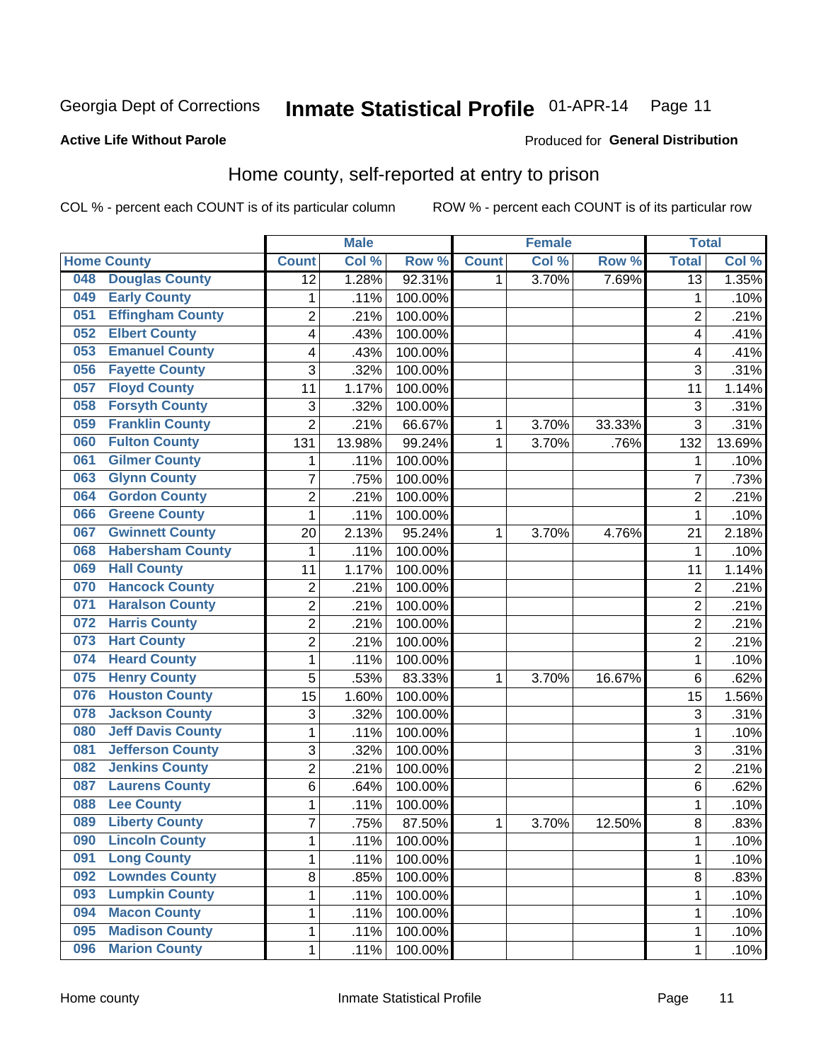Georgia Dept of Corrections **Inmate Statistical Profile** 01-APR-14

**Active Life Without Parole**

Produced for **General Distribution**

## Home county, self-reported at entry to prison

COL % - percent each COUNT is of its particular column ROW % - percent each COUNT is of its particular row

| Home County | Male | | | Female | | | Total | |
|---|---|---|---|---|---|---|---|---|
| | Count | Col % | Row % | Count | Col % | Row % | Total | Col % |
| 048 Douglas County | 12 | 1.28% | 92.31% | 1 | 3.70% | 7.69% | 13 | 1.35% |
| 049 Early County | 1 | .11% | 100.00% | | | | 1 | .10% |
| 051 Effingham County | 2 | .21% | 100.00% | | | | 2 | .21% |
| 052 Elbert County | 4 | .43% | 100.00% | | | | 4 | .41% |
| 053 Emanuel County | 4 | .43% | 100.00% | | | | 4 | .41% |
| 056 Fayette County | 3 | .32% | 100.00% | | | | 3 | .31% |
| 057 Floyd County | 11 | 1.17% | 100.00% | | | | 11 | 1.14% |
| 058 Forsyth County | 3 | .32% | 100.00% | | | | 3 | .31% |
| 059 Franklin County | 2 | .21% | 66.67% | 1 | 3.70% | 33.33% | 3 | .31% |
| 060 Fulton County | 131 | 13.98% | 99.24% | 1 | 3.70% | .76% | 132 | 13.69% |
| 061 Gilmer County | 1 | .11% | 100.00% | | | | 1 | .10% |
| 063 Glynn County | 7 | .75% | 100.00% | | | | 7 | .73% |
| 064 Gordon County | 2 | .21% | 100.00% | | | | 2 | .21% |
| 066 Greene County | 1 | .11% | 100.00% | | | | 1 | .10% |
| 067 Gwinnett County | 20 | 2.13% | 95.24% | 1 | 3.70% | 4.76% | 21 | 2.18% |
| 068 Habersham County | 1 | .11% | 100.00% | | | | 1 | .10% |
| 069 Hall County | 11 | 1.17% | 100.00% | | | | 11 | 1.14% |
| 070 Hancock County | 2 | .21% | 100.00% | | | | 2 | .21% |
| 071 Haralson County | 2 | .21% | 100.00% | | | | 2 | .21% |
| 072 Harris County | 2 | .21% | 100.00% | | | | 2 | .21% |
| 073 Hart County | 2 | .21% | 100.00% | | | | 2 | .21% |
| 074 Heard County | 1 | .11% | 100.00% | | | | 1 | .10% |
| 075 Henry County | 5 | .53% | 83.33% | 1 | 3.70% | 16.67% | 6 | .62% |
| 076 Houston County | 15 | 1.60% | 100.00% | | | | 15 | 1.56% |
| 078 Jackson County | 3 | .32% | 100.00% | | | | 3 | .31% |
| 080 Jeff Davis County | 1 | .11% | 100.00% | | | | 1 | .10% |
| 081 Jefferson County | 3 | .32% | 100.00% | | | | 3 | .31% |
| 082 Jenkins County | 2 | .21% | 100.00% | | | | 2 | .21% |
| 087 Laurens County | 6 | .64% | 100.00% | | | | 6 | .62% |
| 088 Lee County | 1 | .11% | 100.00% | | | | 1 | .10% |
| 089 Liberty County | 7 | .75% | 87.50% | 1 | 3.70% | 12.50% | 8 | .83% |
| 090 Lincoln County | 1 | .11% | 100.00% | | | | 1 | .10% |
| 091 Long County | 1 | .11% | 100.00% | | | | 1 | .10% |
| 092 Lowndes County | 8 | .85% | 100.00% | | | | 8 | .83% |
| 093 Lumpkin County | 1 | .11% | 100.00% | | | | 1 | .10% |
| 094 Macon County | 1 | .11% | 100.00% | | | | 1 | .10% |
| 095 Madison County | 1 | .11% | 100.00% | | | | 1 | .10% |
| 096 Marion County | 1 | .11% | 100.00% | | | | 1 | .10% |

Home county Inmate Statistical Profile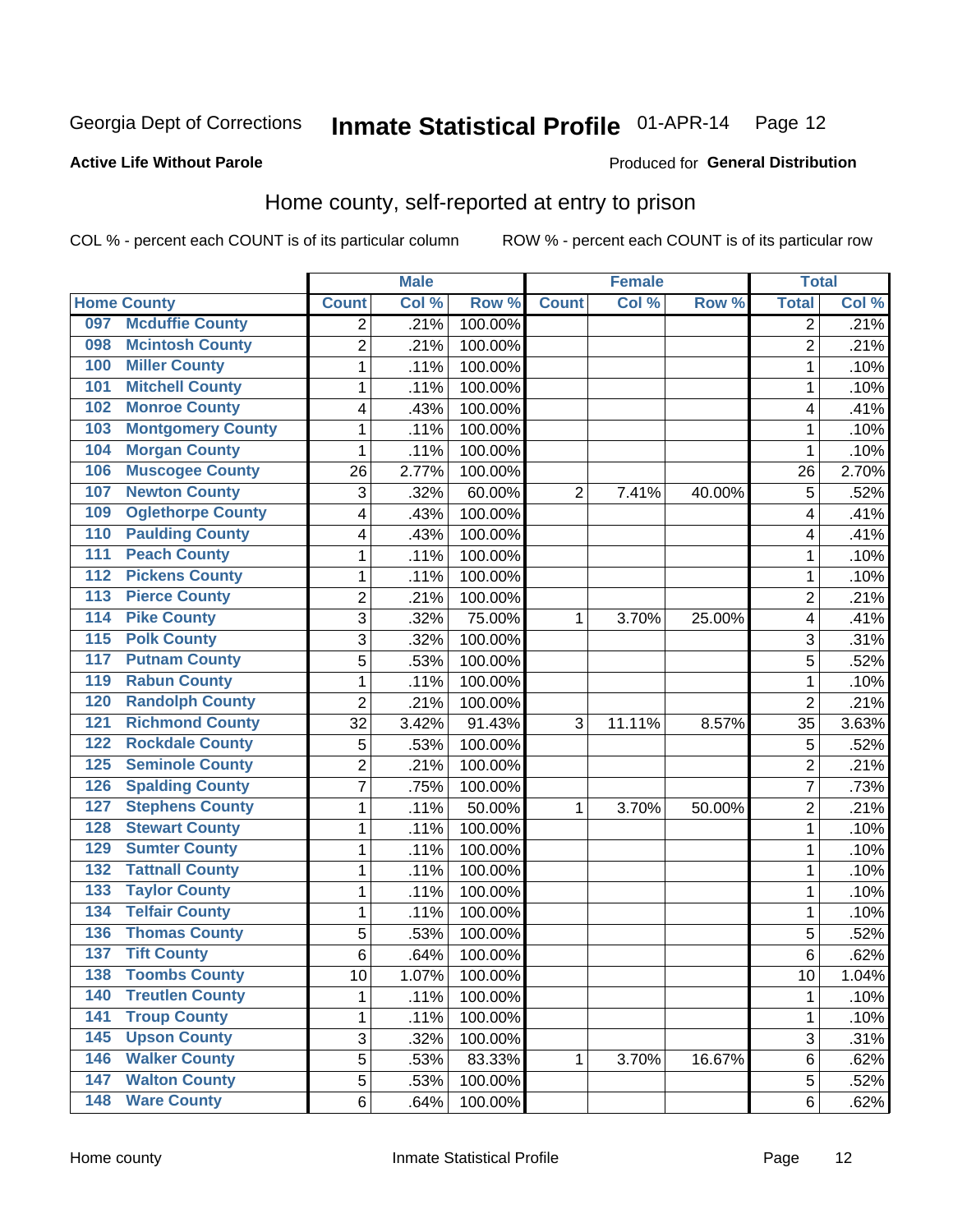Georgia Dept of Corrections **Inmate Statistical Profile** 01-APR-14

**Active Life Without Parole**

Produced for **General Distribution**

## Home county, self-reported at entry to prison

COL % - percent each COUNT is of its particular column ROW % - percent each COUNT is of its particular row

| | | Male | | | Female | | | Total | |
|---|---|---|---|---|---|---|---|---|---|
| Home County | | Count | Col % | Row % | Count | Col % | Row % | Total | Col % |
| 097 | Mcduffie County | 2 | .21% | 100.00% | | | | 2 | .21% |
| 098 | Mcintosh County | 2 | .21% | 100.00% | | | | 2 | .21% |
| 100 | Miller County | 1 | .11% | 100.00% | | | | 1 | .10% |
| 101 | Mitchell County | 1 | .11% | 100.00% | | | | 1 | .10% |
| 102 | Monroe County | 4 | .43% | 100.00% | | | | 4 | .41% |
| 103 | Montgomery County | 1 | .11% | 100.00% | | | | 1 | .10% |
| 104 | Morgan County | 1 | .11% | 100.00% | | | | 1 | .10% |
| 106 | Muscogee County | 26 | 2.77% | 100.00% | | | | 26 | 2.70% |
| 107 | Newton County | 3 | .32% | 60.00% | 2 | 7.41% | 40.00% | 5 | .52% |
| 109 | Oglethorpe County | 4 | .43% | 100.00% | | | | 4 | .41% |
| 110 | Paulding County | 4 | .43% | 100.00% | | | | 4 | .41% |
| 111 | Peach County | 1 | .11% | 100.00% | | | | 1 | .10% |
| 112 | Pickens County | 1 | .11% | 100.00% | | | | 1 | .10% |
| 113 | Pierce County | 2 | .21% | 100.00% | | | | 2 | .21% |
| 114 | Pike County | 3 | .32% | 75.00% | 1 | 3.70% | 25.00% | 4 | .41% |
| 115 | Polk County | 3 | .32% | 100.00% | | | | 3 | .31% |
| 117 | Putnam County | 5 | .53% | 100.00% | | | | 5 | .52% |
| 119 | Rabun County | 1 | .11% | 100.00% | | | | 1 | .10% |
| 120 | Randolph County | 2 | .21% | 100.00% | | | | 2 | .21% |
| 121 | Richmond County | 32 | 3.42% | 91.43% | 3 | 11.11% | 8.57% | 35 | 3.63% |
| 122 | Rockdale County | 5 | .53% | 100.00% | | | | 5 | .52% |
| 125 | Seminole County | 2 | .21% | 100.00% | | | | 2 | .21% |
| 126 | Spalding County | 7 | .75% | 100.00% | | | | 7 | .73% |
| 127 | Stephens County | 1 | .11% | 50.00% | 1 | 3.70% | 50.00% | 2 | .21% |
| 128 | Stewart County | 1 | .11% | 100.00% | | | | 1 | .10% |
| 129 | Sumter County | 1 | .11% | 100.00% | | | | 1 | .10% |
| 132 | Tattnall County | 1 | .11% | 100.00% | | | | 1 | .10% |
| 133 | Taylor County | 1 | .11% | 100.00% | | | | 1 | .10% |
| 134 | Telfair County | 1 | .11% | 100.00% | | | | 1 | .10% |
| 136 | Thomas County | 5 | .53% | 100.00% | | | | 5 | .52% |
| 137 | Tift County | 6 | .64% | 100.00% | | | | 6 | .62% |
| 138 | Toombs County | 10 | 1.07% | 100.00% | | | | 10 | 1.04% |
| 140 | Treutlen County | 1 | .11% | 100.00% | | | | 1 | .10% |
| 141 | Troup County | 1 | .11% | 100.00% | | | | 1 | .10% |
| 145 | Upson County | 3 | .32% | 100.00% | | | | 3 | .31% |
| 146 | Walker County | 5 | .53% | 83.33% | 1 | 3.70% | 16.67% | 6 | .62% |
| 147 | Walton County | 5 | .53% | 100.00% | | | | 5 | .52% |
| 148 | Ware County | 6 | .64% | 100.00% | | | | 6 | .62% |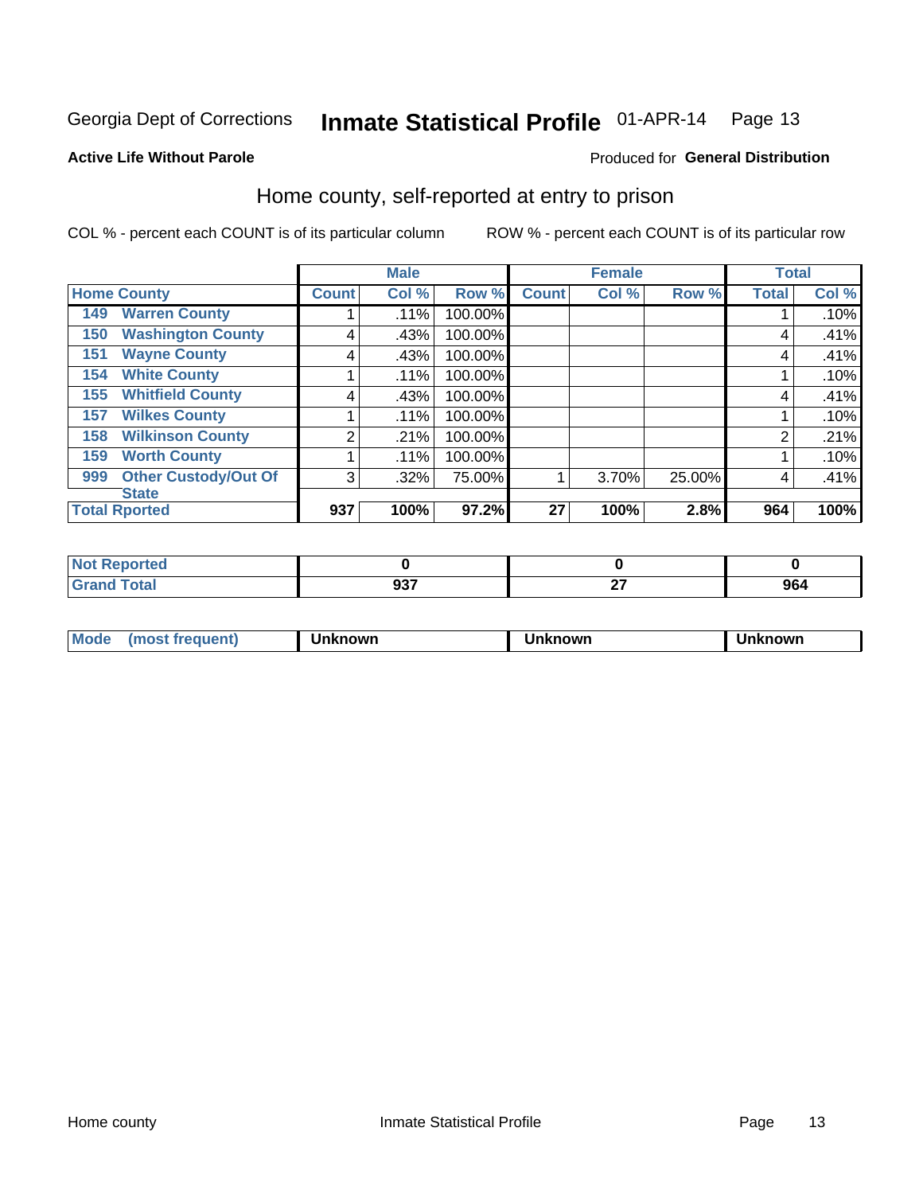Georgia Dept of Corrections **Inmate Statistical Profile** 01-APR-14

**Active Life Without Parole**

Produced for **General Distribution**

## Home county, self-reported at entry to prison

COL % - percent each COUNT is of its particular column    ROW % - percent each COUNT is of its particular row

| | Male | | | Female | | | Total | |
|---|---|---|---|---|---|---|---|---|
| **Home County** | **Count** | **Col %** | **Row %** | **Count** | **Col %** | **Row %** | **Total** | **Col %** |
| 149 Warren County | 1 | .11% | 100.00% | | | | 1 | .10% |
| 150 Washington County | 4 | .43% | 100.00% | | | | 4 | .41% |
| 151 Wayne County | 4 | .43% | 100.00% | | | | 4 | .41% |
| 154 White County | 1 | .11% | 100.00% | | | | 1 | .10% |
| 155 Whitfield County | 4 | .43% | 100.00% | | | | 4 | .41% |
| 157 Wilkes County | 1 | .11% | 100.00% | | | | 1 | .10% |
| 158 Wilkinson County | 2 | .21% | 100.00% | | | | 2 | .21% |
| 159 Worth County | 1 | .11% | 100.00% | | | | 1 | .10% |
| 999 Other Custody/Out Of State | 3 | .32% | 75.00% | 1 | 3.70% | 25.00% | 4 | .41% |
| **Total Rported** | **937** | **100%** | **97.2%** | **27** | **100%** | **2.8%** | **964** | **100%** |

| | Male | Female | Total |
|---|---|---|---|
| Not Reported | 0 | 0 | 0 |
| Grand Total | 937 | 27 | 964 |

| | Male | Female | Total |
|---|---|---|---|
| Mode (most frequent) | Unknown | Unknown | Unknown |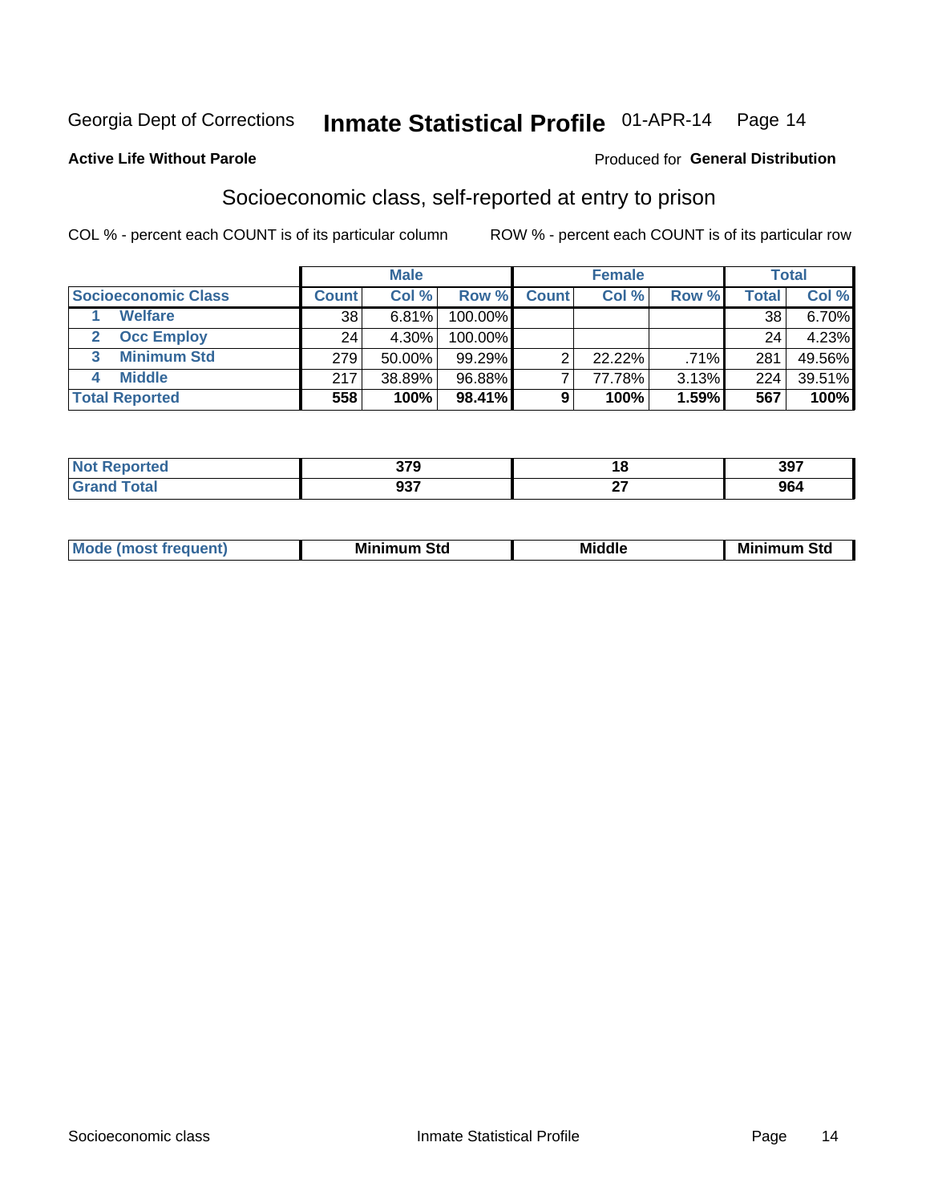Georgia Dept of Corrections **Inmate Statistical Profile** 01-APR-14

**Active Life Without Parole**

Produced for **General Distribution**

## Socioeconomic class, self-reported at entry to prison

COL % - percent each COUNT is of its particular column

ROW % - percent each COUNT is of its particular row

| | Male | | | Female | | | Total | |
|---|---|---|---|---|---|---|---|---|
| **Socioeconomic Class** | **Count** | **Col %** | **Row %** | **Count** | **Col %** | **Row %** | **Total** | **Col %** |
| 1 **Welfare** | 38 | 6.81% | 100.00% | | | | 38 | 6.70% |
| 2 **Occ Employ** | 24 | 4.30% | 100.00% | | | | 24 | 4.23% |
| 3 **Minimum Std** | 279 | 50.00% | 99.29% | 2 | 22.22% | .71% | 281 | 49.56% |
| 4 **Middle** | 217 | 38.89% | 96.88% | 7 | 77.78% | 3.13% | 224 | 39.51% |
| **Total Reported** | **558** | **100%** | **98.41%** | **9** | **100%** | **1.59%** | **567** | **100%** |

| | Male | Female | Total |
|---|---|---|---|
| **Not Reported** | **379** | **18** | **397** |
| **Grand Total** | **937** | **27** | **964** |

| | Male | Female | Total |
|---|---|---|---|
| **Mode (most frequent)** | **Minimum Std** | **Middle** | **Minimum Std** |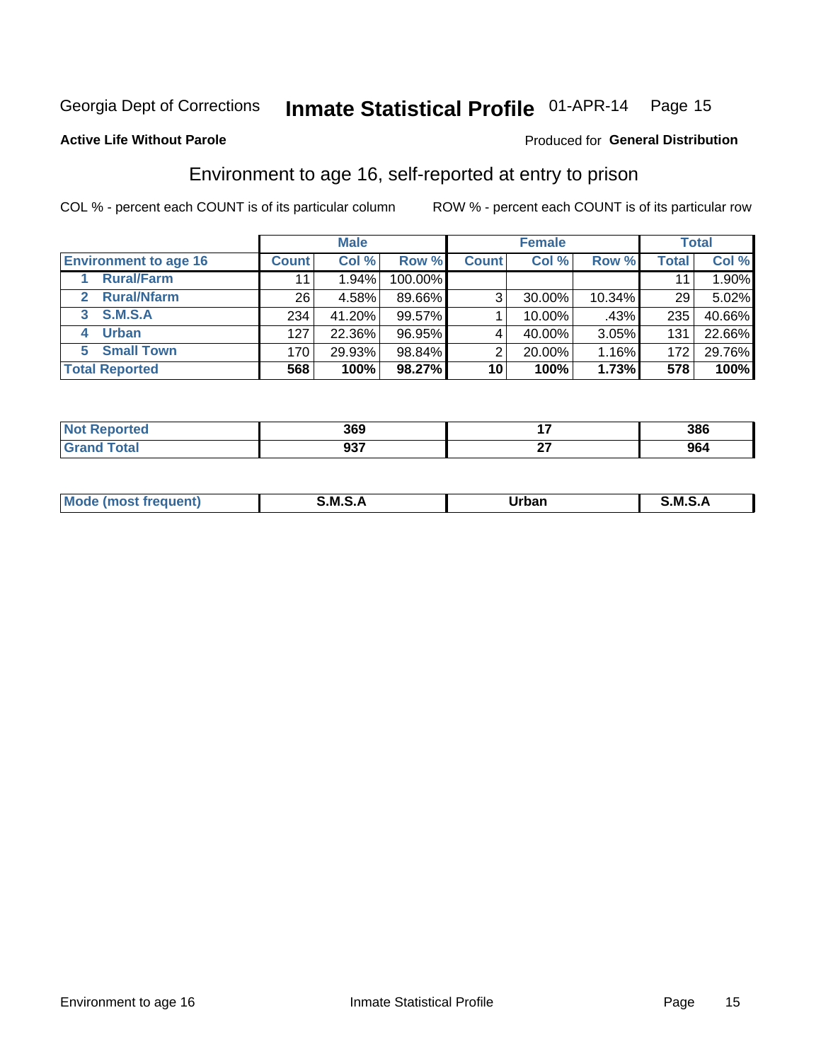Georgia Dept of Corrections **Inmate Statistical Profile** 01-APR-14

**Active Life Without Parole**

Produced for **General Distribution**

## Environment to age 16, self-reported at entry to prison

COL % - percent each COUNT is of its particular column ROW % - percent each COUNT is of its particular row

| | Male | | | Female | | | Total | |
|---|---|---|---|---|---|---|---|---|
| **Environment to age 16** | **Count** | **Col %** | **Row %** | **Count** | **Col %** | **Row %** | **Total** | **Col %** |
| 1 Rural/Farm | 11 | 1.94% | 100.00% | | | | 11 | 1.90% |
| 2 Rural/Nfarm | 26 | 4.58% | 89.66% | 3 | 30.00% | 10.34% | 29 | 5.02% |
| 3 S.M.S.A | 234 | 41.20% | 99.57% | 1 | 10.00% | .43% | 235 | 40.66% |
| 4 Urban | 127 | 22.36% | 96.95% | 4 | 40.00% | 3.05% | 131 | 22.66% |
| 5 Small Town | 170 | 29.93% | 98.84% | 2 | 20.00% | 1.16% | 172 | 29.76% |
| **Total Reported** | **568** | **100%** | **98.27%** | **10** | **100%** | **1.73%** | **578** | **100%** |

| | Male | Female | Total |
|---|---|---|---|
| **Not Reported** | **369** | **17** | **386** |
| **Grand Total** | **937** | **27** | **964** |

| | Male | Female | Total |
|---|---|---|---|
| **Mode (most frequent)** | **S.M.S.A** | **Urban** | **S.M.S.A** |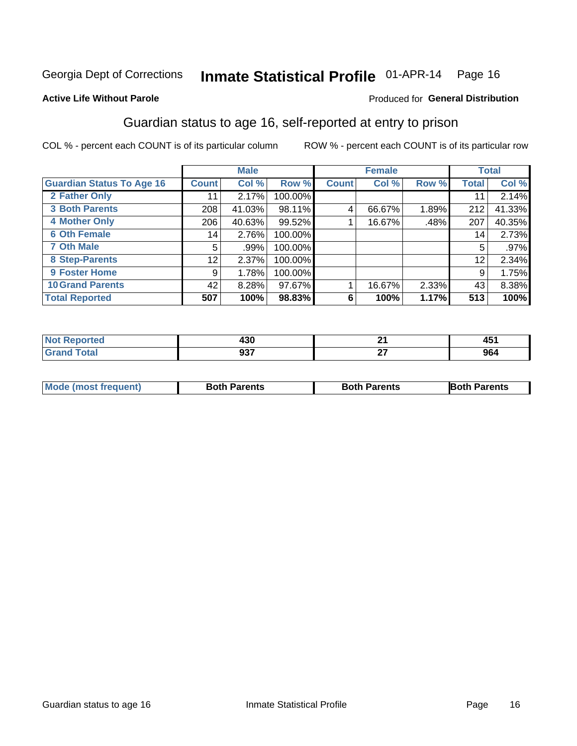Georgia Dept of Corrections **Inmate Statistical Profile** 01-APR-14

**Active Life Without Parole**

Produced for **General Distribution**

## Guardian status to age 16, self-reported at entry to prison

COL % - percent each COUNT is of its particular column

ROW % - percent each COUNT is of its particular row

| | Male | | | Female | | | Total | |
|---|---|---|---|---|---|---|---|---|
| **Guardian Status To Age 16** | **Count** | **Col %** | **Row %** | **Count** | **Col %** | **Row %** | **Total** | **Col %** |
| 2 Father Only | 11 | 2.17% | 100.00% | | | | 11 | 2.14% |
| 3 Both Parents | 208 | 41.03% | 98.11% | 4 | 66.67% | 1.89% | 212 | 41.33% |
| 4 Mother Only | 206 | 40.63% | 99.52% | 1 | 16.67% | .48% | 207 | 40.35% |
| 6 Oth Female | 14 | 2.76% | 100.00% | | | | 14 | 2.73% |
| 7 Oth Male | 5 | .99% | 100.00% | | | | 5 | .97% |
| 8 Step-Parents | 12 | 2.37% | 100.00% | | | | 12 | 2.34% |
| 9 Foster Home | 9 | 1.78% | 100.00% | | | | 9 | 1.75% |
| 10 Grand Parents | 42 | 8.28% | 97.67% | 1 | 16.67% | 2.33% | 43 | 8.38% |
| **Total Reported** | **507** | **100%** | **98.83%** | **6** | **100%** | **1.17%** | **513** | **100%** |

| | Male | Female | Total |
|---|---|---|---|
| Not Reported | 430 | 21 | 451 |
| Grand Total | 937 | 27 | 964 |

| | Male | Female | Total |
|---|---|---|---|
| Mode (most frequent) | Both Parents | Both Parents | Both Parents |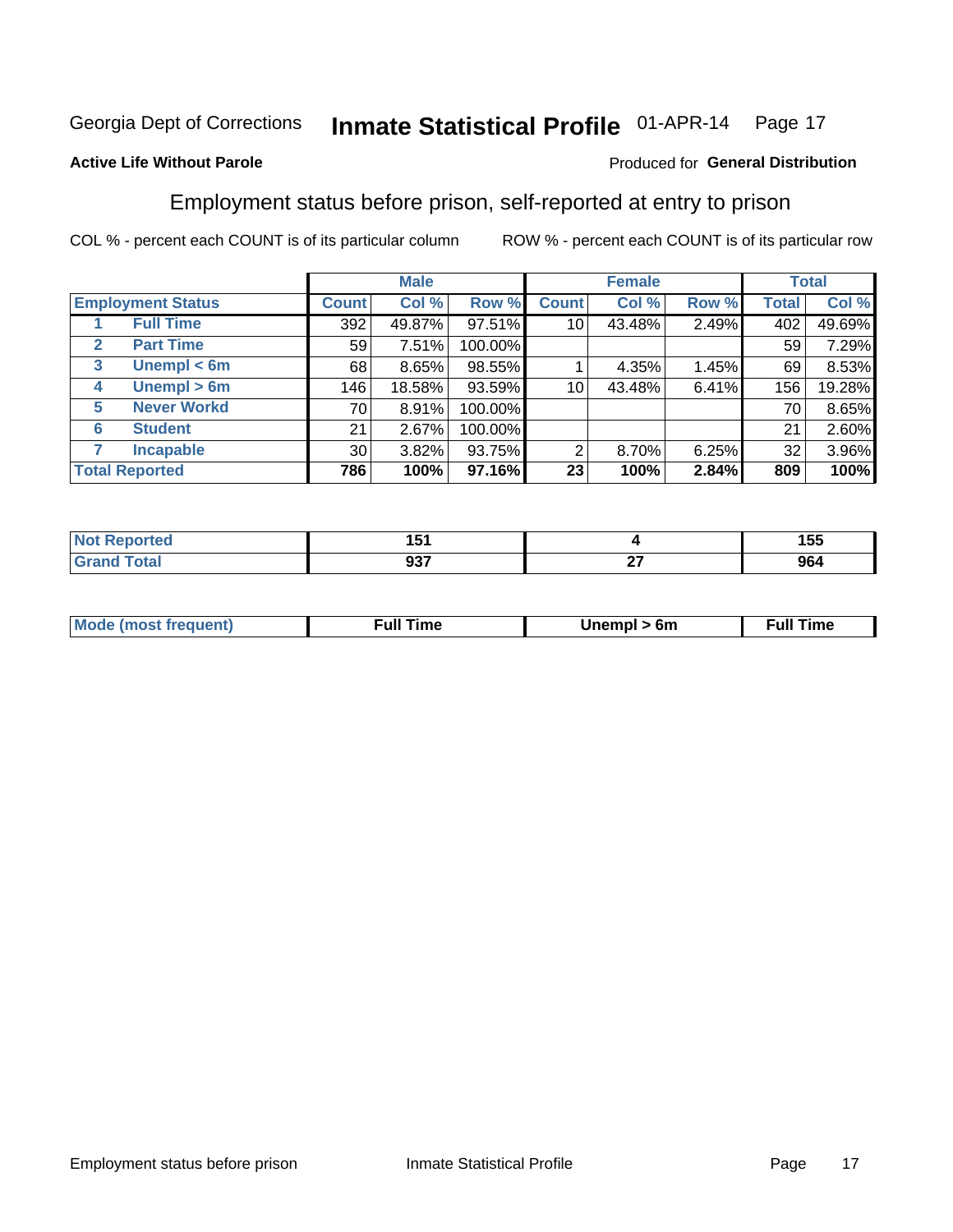Georgia Dept of Corrections **Inmate Statistical Profile** 01-APR-14

**Active Life Without Parole**

Produced for **General Distribution**

## Employment status before prison, self-reported at entry to prison

COL % - percent each COUNT is of its particular column    ROW % - percent each COUNT is of its particular row

| Employment Status | | Male | | | Female | | | Total | |
|---|---|---|---|---|---|---|---|---|---|
| | | Count | Col % | Row % | Count | Col % | Row % | Total | Col % |
| 1 | Full Time | 392 | 49.87% | 97.51% | 10 | 43.48% | 2.49% | 402 | 49.69% |
| 2 | Part Time | 59 | 7.51% | 100.00% | | | | 59 | 7.29% |
| 3 | Unempl < 6m | 68 | 8.65% | 98.55% | 1 | 4.35% | 1.45% | 69 | 8.53% |
| 4 | Unempl > 6m | 146 | 18.58% | 93.59% | 10 | 43.48% | 6.41% | 156 | 19.28% |
| 5 | Never Workd | 70 | 8.91% | 100.00% | | | | 70 | 8.65% |
| 6 | Student | 21 | 2.67% | 100.00% | | | | 21 | 2.60% |
| 7 | Incapable | 30 | 3.82% | 93.75% | 2 | 8.70% | 6.25% | 32 | 3.96% |
| **Total Reported** | | **786** | **100%** | **97.16%** | **23** | **100%** | **2.84%** | **809** | **100%** |

| | Male | Female | Total |
|---|---|---|---|
| Not Reported | 151 | 4 | 155 |
| Grand Total | 937 | 27 | 964 |

| | Male | Female | Total |
|---|---|---|---|
| Mode (most frequent) | Full Time | Unempl > 6m | Full Time |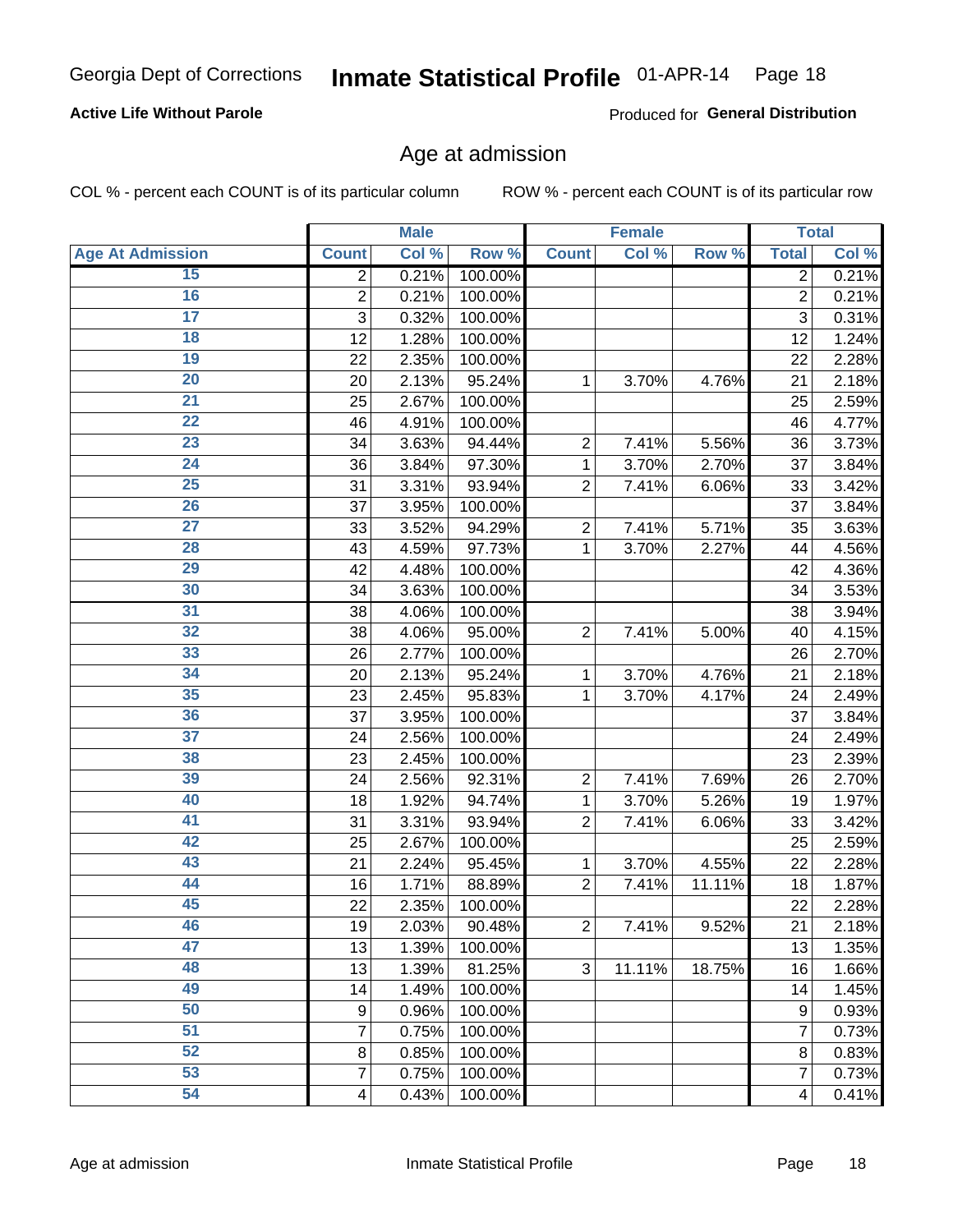Georgia Dept of Corrections **Inmate Statistical Profile** 01-APR-14

**Active Life Without Parole**

Produced for **General Distribution**

## Age at admission

COL % - percent each COUNT is of its particular column    ROW % - percent each COUNT is of its particular row

| | Male | | | Female | | | Total | |
|---|---|---|---|---|---|---|---|---|
| Age At Admission | Count | Col % | Row % | Count | Col % | Row % | Total | Col % |
| 15 | 2 | 0.21% | 100.00% | | | | 2 | 0.21% |
| 16 | 2 | 0.21% | 100.00% | | | | 2 | 0.21% |
| 17 | 3 | 0.32% | 100.00% | | | | 3 | 0.31% |
| 18 | 12 | 1.28% | 100.00% | | | | 12 | 1.24% |
| 19 | 22 | 2.35% | 100.00% | | | | 22 | 2.28% |
| 20 | 20 | 2.13% | 95.24% | 1 | 3.70% | 4.76% | 21 | 2.18% |
| 21 | 25 | 2.67% | 100.00% | | | | 25 | 2.59% |
| 22 | 46 | 4.91% | 100.00% | | | | 46 | 4.77% |
| 23 | 34 | 3.63% | 94.44% | 2 | 7.41% | 5.56% | 36 | 3.73% |
| 24 | 36 | 3.84% | 97.30% | 1 | 3.70% | 2.70% | 37 | 3.84% |
| 25 | 31 | 3.31% | 93.94% | 2 | 7.41% | 6.06% | 33 | 3.42% |
| 26 | 37 | 3.95% | 100.00% | | | | 37 | 3.84% |
| 27 | 33 | 3.52% | 94.29% | 2 | 7.41% | 5.71% | 35 | 3.63% |
| 28 | 43 | 4.59% | 97.73% | 1 | 3.70% | 2.27% | 44 | 4.56% |
| 29 | 42 | 4.48% | 100.00% | | | | 42 | 4.36% |
| 30 | 34 | 3.63% | 100.00% | | | | 34 | 3.53% |
| 31 | 38 | 4.06% | 100.00% | | | | 38 | 3.94% |
| 32 | 38 | 4.06% | 95.00% | 2 | 7.41% | 5.00% | 40 | 4.15% |
| 33 | 26 | 2.77% | 100.00% | | | | 26 | 2.70% |
| 34 | 20 | 2.13% | 95.24% | 1 | 3.70% | 4.76% | 21 | 2.18% |
| 35 | 23 | 2.45% | 95.83% | 1 | 3.70% | 4.17% | 24 | 2.49% |
| 36 | 37 | 3.95% | 100.00% | | | | 37 | 3.84% |
| 37 | 24 | 2.56% | 100.00% | | | | 24 | 2.49% |
| 38 | 23 | 2.45% | 100.00% | | | | 23 | 2.39% |
| 39 | 24 | 2.56% | 92.31% | 2 | 7.41% | 7.69% | 26 | 2.70% |
| 40 | 18 | 1.92% | 94.74% | 1 | 3.70% | 5.26% | 19 | 1.97% |
| 41 | 31 | 3.31% | 93.94% | 2 | 7.41% | 6.06% | 33 | 3.42% |
| 42 | 25 | 2.67% | 100.00% | | | | 25 | 2.59% |
| 43 | 21 | 2.24% | 95.45% | 1 | 3.70% | 4.55% | 22 | 2.28% |
| 44 | 16 | 1.71% | 88.89% | 2 | 7.41% | 11.11% | 18 | 1.87% |
| 45 | 22 | 2.35% | 100.00% | | | | 22 | 2.28% |
| 46 | 19 | 2.03% | 90.48% | 2 | 7.41% | 9.52% | 21 | 2.18% |
| 47 | 13 | 1.39% | 100.00% | | | | 13 | 1.35% |
| 48 | 13 | 1.39% | 81.25% | 3 | 11.11% | 18.75% | 16 | 1.66% |
| 49 | 14 | 1.49% | 100.00% | | | | 14 | 1.45% |
| 50 | 9 | 0.96% | 100.00% | | | | 9 | 0.93% |
| 51 | 7 | 0.75% | 100.00% | | | | 7 | 0.73% |
| 52 | 8 | 0.85% | 100.00% | | | | 8 | 0.83% |
| 53 | 7 | 0.75% | 100.00% | | | | 7 | 0.73% |
| 54 | 4 | 0.43% | 100.00% | | | | 4 | 0.41% |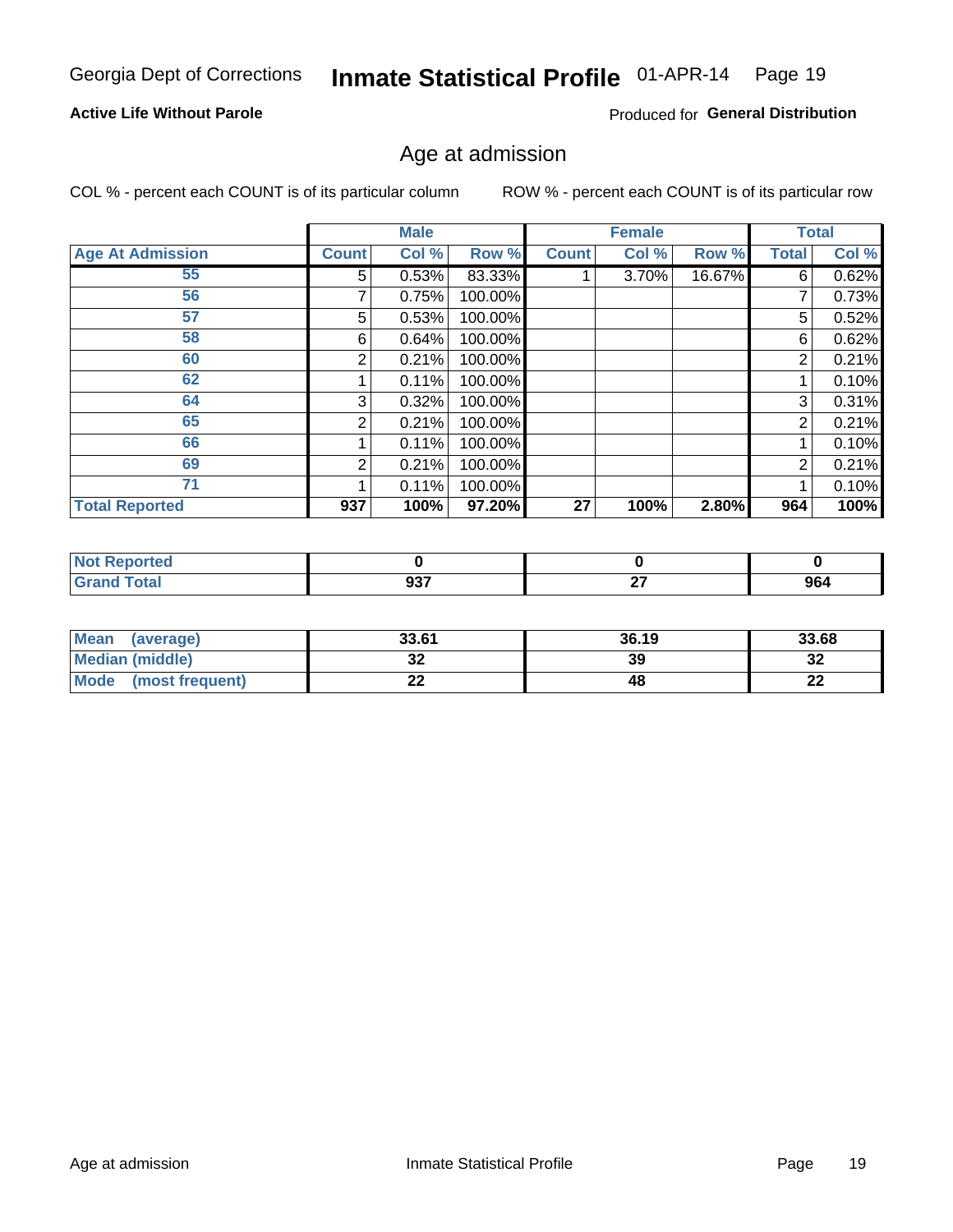Georgia Dept of Corrections **Inmate Statistical Profile** 01-APR-14

**Active Life Without Parole**

Produced for **General Distribution**

## Age at admission

COL % - percent each COUNT is of its particular column    ROW % - percent each COUNT is of its particular row

| | Male | | | Female | | | Total | |
|---|---|---|---|---|---|---|---|---|
| **Age At Admission** | **Count** | **Col %** | **Row %** | **Count** | **Col %** | **Row %** | **Total** | **Col %** |
| 55 | 5 | 0.53% | 83.33% | 1 | 3.70% | 16.67% | 6 | 0.62% |
| 56 | 7 | 0.75% | 100.00% | | | | 7 | 0.73% |
| 57 | 5 | 0.53% | 100.00% | | | | 5 | 0.52% |
| 58 | 6 | 0.64% | 100.00% | | | | 6 | 0.62% |
| 60 | 2 | 0.21% | 100.00% | | | | 2 | 0.21% |
| 62 | 1 | 0.11% | 100.00% | | | | 1 | 0.10% |
| 64 | 3 | 0.32% | 100.00% | | | | 3 | 0.31% |
| 65 | 2 | 0.21% | 100.00% | | | | 2 | 0.21% |
| 66 | 1 | 0.11% | 100.00% | | | | 1 | 0.10% |
| 69 | 2 | 0.21% | 100.00% | | | | 2 | 0.21% |
| 71 | 1 | 0.11% | 100.00% | | | | 1 | 0.10% |
| **Total Reported** | **937** | **100%** | **97.20%** | **27** | **100%** | **2.80%** | **964** | **100%** |

| | Male | Female | Total |
|---|---|---|---|
| **Not Reported** | **0** | **0** | **0** |
| **Grand Total** | **937** | **27** | **964** |

| | Male | Female | Total |
|---|---|---|---|
| **Mean (average)** | **33.61** | **36.19** | **33.68** |
| **Median (middle)** | **32** | **39** | **32** |
| **Mode (most frequent)** | **22** | **48** | **22** |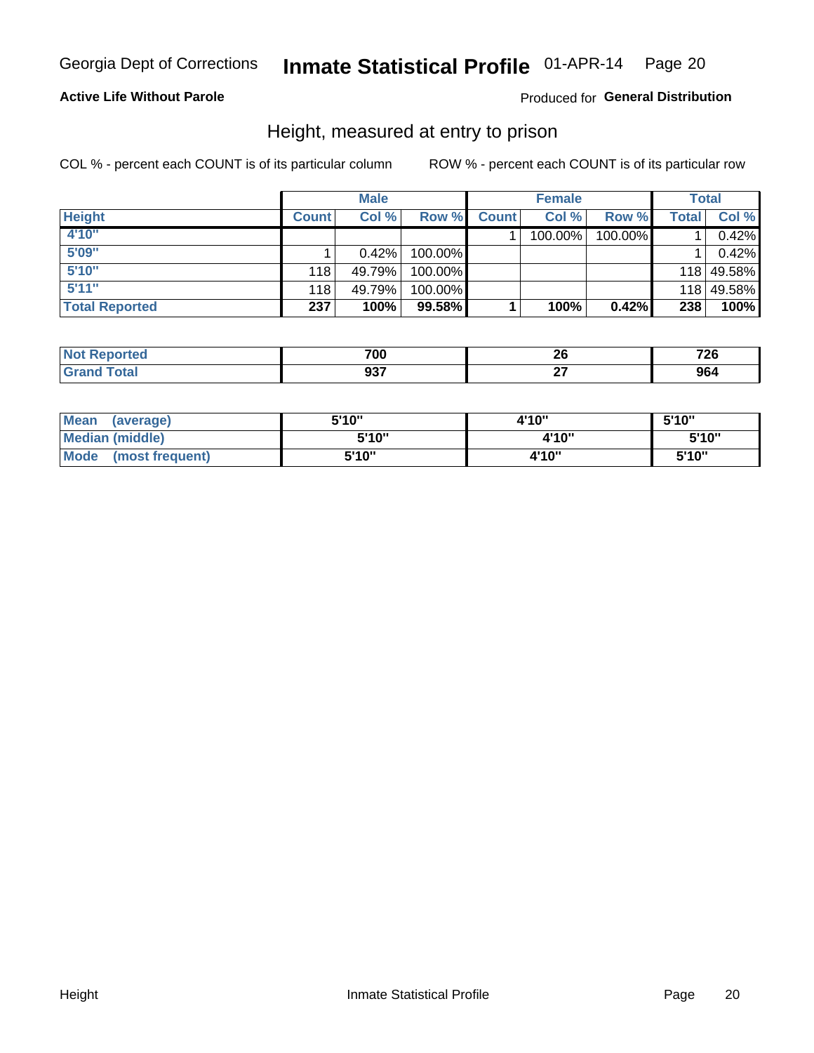Georgia Dept of Corrections **Inmate Statistical Profile** 01-APR-14

**Active Life Without Parole**

Produced for **General Distribution**

## Height, measured at entry to prison

COL % - percent each COUNT is of its particular column ROW % - percent each COUNT is of its particular row

| | Male | | | Female | | | Total | |
|---|---|---|---|---|---|---|---|---|
| **Height** | **Count** | **Col %** | **Row %** | **Count** | **Col %** | **Row %** | **Total** | **Col %** |
| **4'10"** | | | | 1 | 100.00% | 100.00% | 1 | 0.42% |
| **5'09"** | 1 | 0.42% | 100.00% | | | | 1 | 0.42% |
| **5'10"** | 118 | 49.79% | 100.00% | | | | 118 | 49.58% |
| **5'11"** | 118 | 49.79% | 100.00% | | | | 118 | 49.58% |
| **Total Reported** | **237** | **100%** | **99.58%** | **1** | **100%** | **0.42%** | **238** | **100%** |

| | Male | Female | Total |
|---|---|---|---|
| **Not Reported** | **700** | **26** | **726** |
| **Grand Total** | **937** | **27** | **964** |

| | Male | Female | Total |
|---|---|---|---|
| **Mean (average)** | **5'10"** | **4'10"** | **5'10"** |
| **Median (middle)** | **5'10"** | **4'10"** | **5'10"** |
| **Mode (most frequent)** | **5'10"** | **4'10"** | **5'10"** |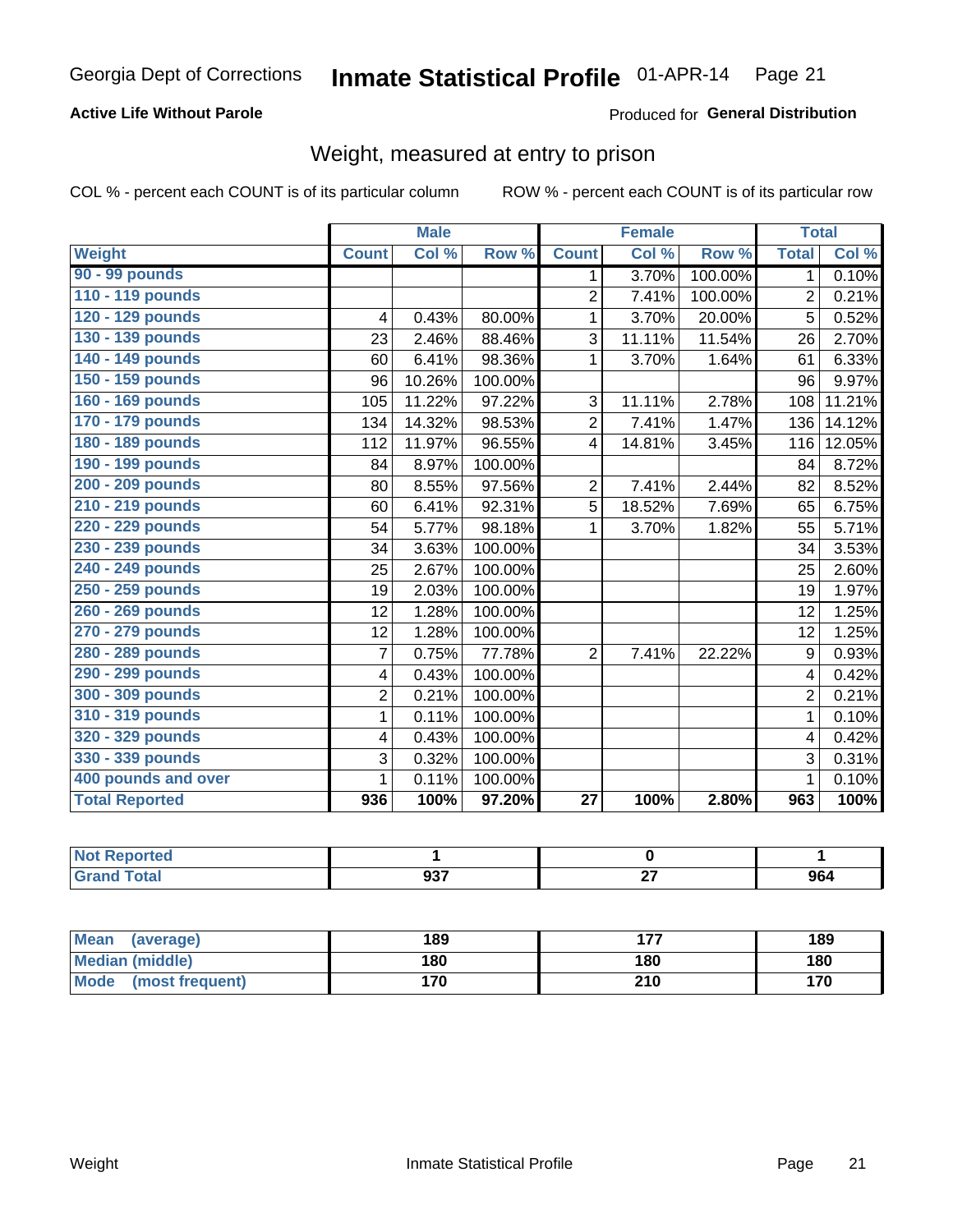Georgia Dept of Corrections **Inmate Statistical Profile** 01-APR-14

**Active Life Without Parole**

Produced for **General Distribution**

## Weight, measured at entry to prison

COL % - percent each COUNT is of its particular column ROW % - percent each COUNT is of its particular row

| | Male | | | Female | | | Total | |
|---|---|---|---|---|---|---|---|---|
| **Weight** | **Count** | **Col %** | **Row %** | **Count** | **Col %** | **Row %** | **Total** | **Col %** |
| 90 - 99 pounds | | | | 1 | 3.70% | 100.00% | 1 | 0.10% |
| 110 - 119 pounds | | | | 2 | 7.41% | 100.00% | 2 | 0.21% |
| 120 - 129 pounds | 4 | 0.43% | 80.00% | 1 | 3.70% | 20.00% | 5 | 0.52% |
| 130 - 139 pounds | 23 | 2.46% | 88.46% | 3 | 11.11% | 11.54% | 26 | 2.70% |
| 140 - 149 pounds | 60 | 6.41% | 98.36% | 1 | 3.70% | 1.64% | 61 | 6.33% |
| 150 - 159 pounds | 96 | 10.26% | 100.00% | | | | 96 | 9.97% |
| 160 - 169 pounds | 105 | 11.22% | 97.22% | 3 | 11.11% | 2.78% | 108 | 11.21% |
| 170 - 179 pounds | 134 | 14.32% | 98.53% | 2 | 7.41% | 1.47% | 136 | 14.12% |
| 180 - 189 pounds | 112 | 11.97% | 96.55% | 4 | 14.81% | 3.45% | 116 | 12.05% |
| 190 - 199 pounds | 84 | 8.97% | 100.00% | | | | 84 | 8.72% |
| 200 - 209 pounds | 80 | 8.55% | 97.56% | 2 | 7.41% | 2.44% | 82 | 8.52% |
| 210 - 219 pounds | 60 | 6.41% | 92.31% | 5 | 18.52% | 7.69% | 65 | 6.75% |
| 220 - 229 pounds | 54 | 5.77% | 98.18% | 1 | 3.70% | 1.82% | 55 | 5.71% |
| 230 - 239 pounds | 34 | 3.63% | 100.00% | | | | 34 | 3.53% |
| 240 - 249 pounds | 25 | 2.67% | 100.00% | | | | 25 | 2.60% |
| 250 - 259 pounds | 19 | 2.03% | 100.00% | | | | 19 | 1.97% |
| 260 - 269 pounds | 12 | 1.28% | 100.00% | | | | 12 | 1.25% |
| 270 - 279 pounds | 12 | 1.28% | 100.00% | | | | 12 | 1.25% |
| 280 - 289 pounds | 7 | 0.75% | 77.78% | 2 | 7.41% | 22.22% | 9 | 0.93% |
| 290 - 299 pounds | 4 | 0.43% | 100.00% | | | | 4 | 0.42% |
| 300 - 309 pounds | 2 | 0.21% | 100.00% | | | | 2 | 0.21% |
| 310 - 319 pounds | 1 | 0.11% | 100.00% | | | | 1 | 0.10% |
| 320 - 329 pounds | 4 | 0.43% | 100.00% | | | | 4 | 0.42% |
| 330 - 339 pounds | 3 | 0.32% | 100.00% | | | | 3 | 0.31% |
| 400 pounds and over | 1 | 0.11% | 100.00% | | | | 1 | 0.10% |
| **Total Reported** | **936** | **100%** | **97.20%** | **27** | **100%** | **2.80%** | **963** | **100%** |

| | Male | Female | Total |
|---|---|---|---|
| Not Reported | 1 | 0 | 1 |
| Grand Total | 937 | 27 | 964 |

| | Male | Female | Total |
|---|---|---|---|
| Mean (average) | 189 | 177 | 189 |
| Median (middle) | 180 | 180 | 180 |
| Mode (most frequent) | 170 | 210 | 170 |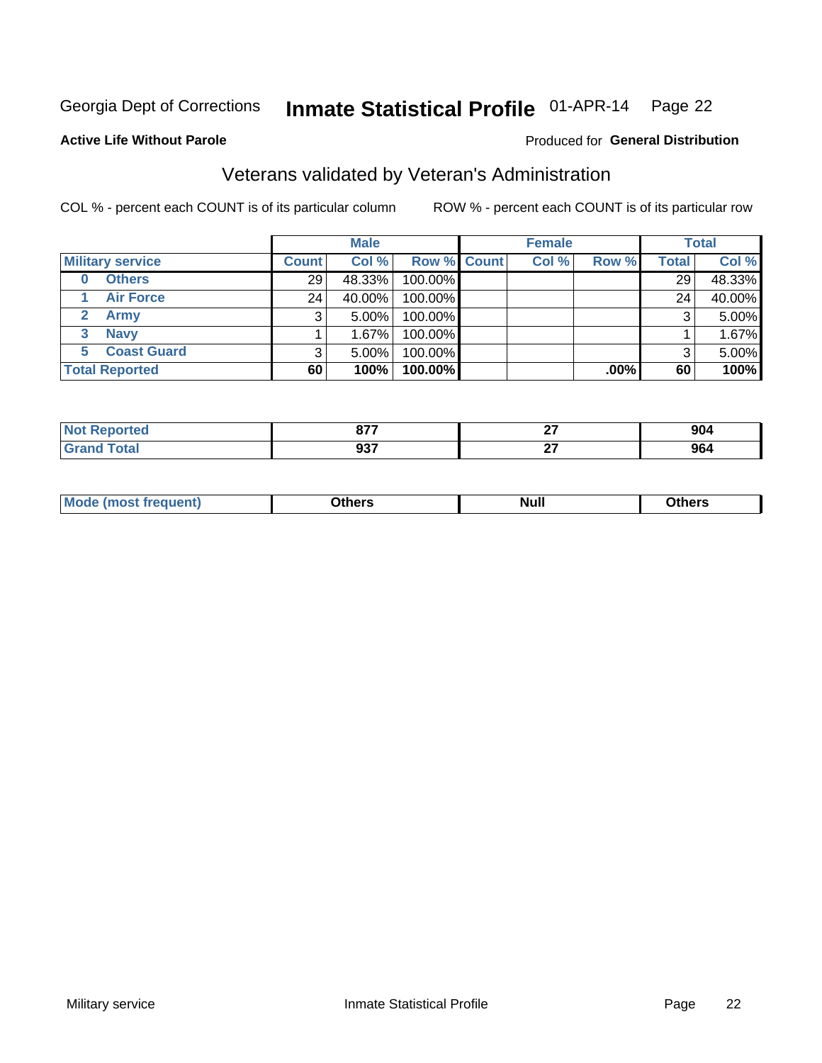Georgia Dept of Corrections **Inmate Statistical Profile** 01-APR-14 Page 22

**Active Life Without Parole**

Produced for **General Distribution**

## Veterans validated by Veteran's Administration

COL % - percent each COUNT is of its particular column

ROW % - percent each COUNT is of its particular row

| | Male | | | Female | | | Total | |
|---|---|---|---|---|---|---|---|---|
| **Military service** | **Count** | **Col %** | **Row %** | **Count** | **Col %** | **Row %** | **Total** | **Col %** |
| 0 Others | 29 | 48.33% | 100.00% | | | | 29 | 48.33% |
| 1 Air Force | 24 | 40.00% | 100.00% | | | | 24 | 40.00% |
| 2 Army | 3 | 5.00% | 100.00% | | | | 3 | 5.00% |
| 3 Navy | 1 | 1.67% | 100.00% | | | | 1 | 1.67% |
| 5 Coast Guard | 3 | 5.00% | 100.00% | | | | 3 | 5.00% |
| **Total Reported** | **60** | **100%** | **100.00%** | | | **.00%** | **60** | **100%** |

| | Male | Female | Total |
|---|---|---|---|
| **Not Reported** | **877** | **27** | **904** |
| **Grand Total** | **937** | **27** | **964** |

| | Male | Female | Total |
|---|---|---|---|
| **Mode (most frequent)** | **Others** | **Null** | **Others** |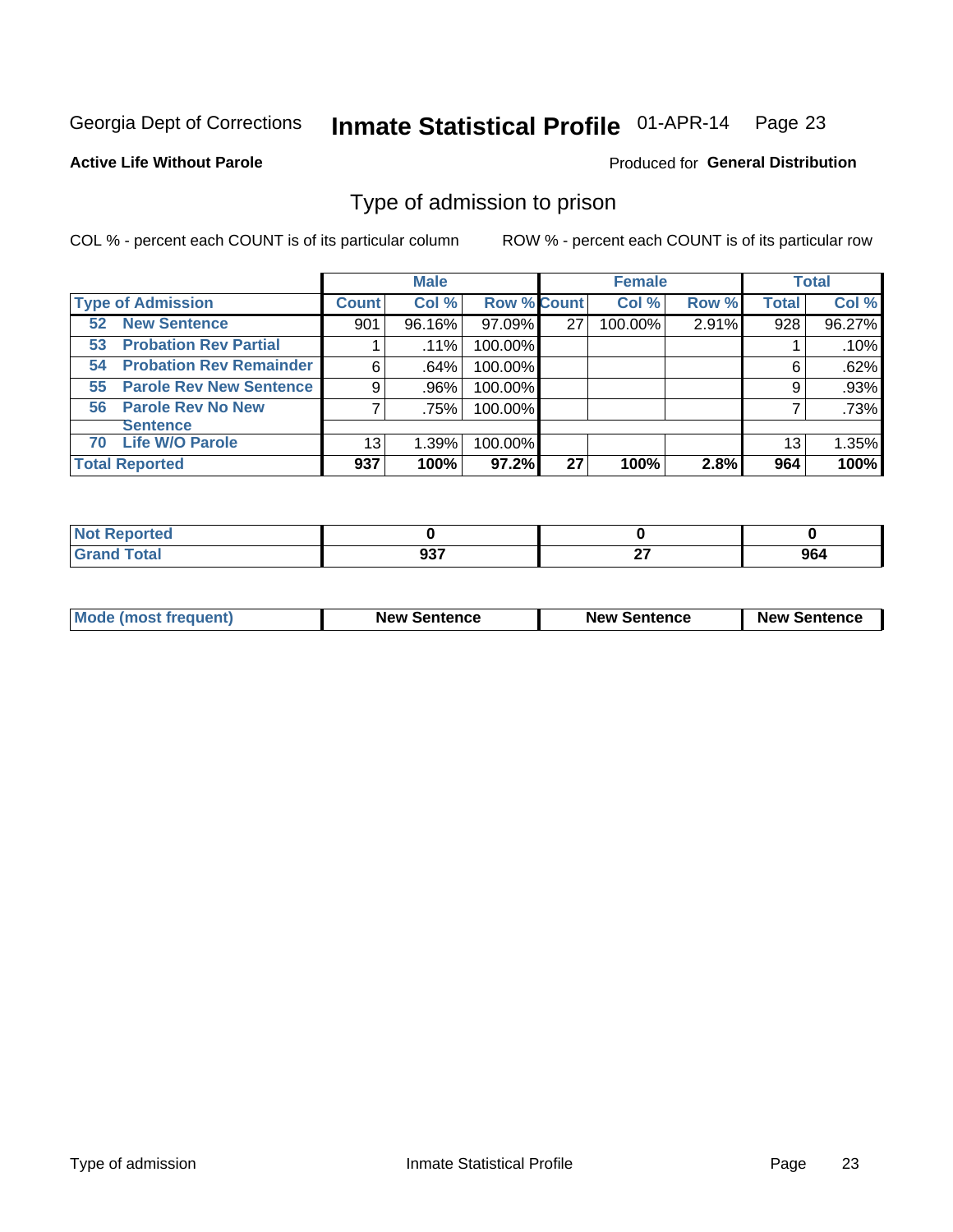Georgia Dept of Corrections **Inmate Statistical Profile** 01-APR-14

**Active Life Without Parole**

Produced for **General Distribution**

## Type of admission to prison

COL % - percent each COUNT is of its particular column

ROW % - percent each COUNT is of its particular row

| | Male | | | Female | | | Total | |
|---|---|---|---|---|---|---|---|---|
| **Type of Admission** | **Count** | **Col %** | **Row %** | **Count** | **Col %** | **Row %** | **Total** | **Col %** |
| **52 New Sentence** | 901 | 96.16% | 97.09% | 27 | 100.00% | 2.91% | 928 | 96.27% |
| **53 Probation Rev Partial** | 1 | .11% | 100.00% | | | | 1 | .10% |
| **54 Probation Rev Remainder** | 6 | .64% | 100.00% | | | | 6 | .62% |
| **55 Parole Rev New Sentence** | 9 | .96% | 100.00% | | | | 9 | .93% |
| **56 Parole Rev No New Sentence** | 7 | .75% | 100.00% | | | | 7 | .73% |
| **70 Life W/O Parole** | 13 | 1.39% | 100.00% | | | | 13 | 1.35% |
| **Total Reported** | **937** | **100%** | **97.2%** | **27** | **100%** | **2.8%** | **964** | **100%** |

| | Male | Female | Total |
|---|---|---|---|
| **Not Reported** | **0** | **0** | **0** |
| **Grand Total** | **937** | **27** | **964** |

| | Male | Female | Total |
|---|---|---|---|
| **Mode (most frequent)** | **New Sentence** | **New Sentence** | **New Sentence** |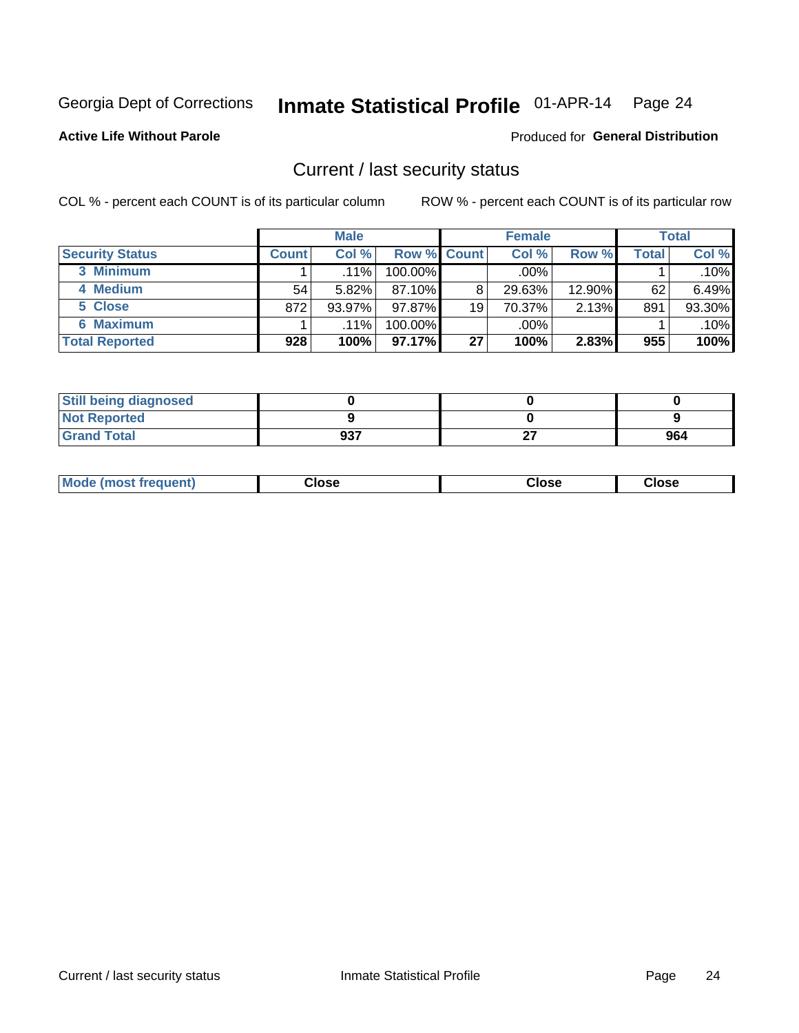Georgia Dept of Corrections **Inmate Statistical Profile** 01-APR-14 Page 24

**Active Life Without Parole**

Produced for **General Distribution**

## Current / last security status

COL % - percent each COUNT is of its particular column ROW % - percent each COUNT is of its particular row

| | Male | | | Female | | | Total | |
|---|---|---|---|---|---|---|---|---|
| Security Status | Count | Col % | Row % | Count | Col % | Row % | Total | Col % |
| 3 Minimum | 1 | .11% | 100.00% | | .00% | | 1 | .10% |
| 4 Medium | 54 | 5.82% | 87.10% | 8 | 29.63% | 12.90% | 62 | 6.49% |
| 5 Close | 872 | 93.97% | 97.87% | 19 | 70.37% | 2.13% | 891 | 93.30% |
| 6 Maximum | 1 | .11% | 100.00% | | .00% | | 1 | .10% |
| **Total Reported** | **928** | **100%** | **97.17%** | **27** | **100%** | **2.83%** | **955** | **100%** |

| | Male | Female | Total |
|---|---|---|---|
| Still being diagnosed | 0 | 0 | 0 |
| Not Reported | 9 | 0 | 9 |
| Grand Total | 937 | 27 | 964 |

| | Male | Female | Total |
|---|---|---|---|
| Mode (most frequent) | Close | Close | Close |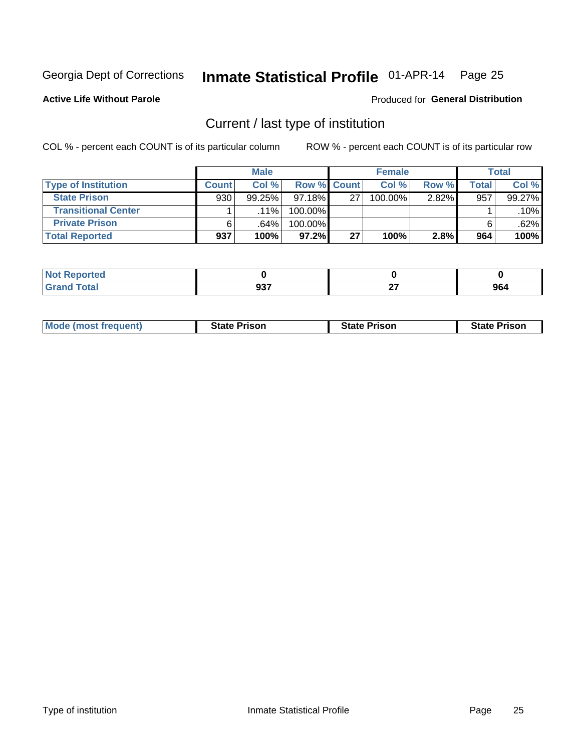Georgia Dept of Corrections **Inmate Statistical Profile** 01-APR-14

**Active Life Without Parole**

Produced for **General Distribution**

## Current / last type of institution

COL % - percent each COUNT is of its particular column

ROW % - percent each COUNT is of its particular row

| | Male | | | Female | | | Total | |
|---|---|---|---|---|---|---|---|---|
| **Type of Institution** | **Count** | **Col %** | **Row %** | **Count** | **Col %** | **Row %** | **Total** | **Col %** |
| **State Prison** | 930 | 99.25% | 97.18% | 27 | 100.00% | 2.82% | 957 | 99.27% |
| **Transitional Center** | 1 | .11% | 100.00% | | | | 1 | .10% |
| **Private Prison** | 6 | .64% | 100.00% | | | | 6 | .62% |
| **Total Reported** | **937** | **100%** | **97.2%** | **27** | **100%** | **2.8%** | **964** | **100%** |

| | Male | Female | Total |
|---|---|---|---|
| **Not Reported** | **0** | **0** | **0** |
| **Grand Total** | **937** | **27** | **964** |

| | Male | Female | Total |
|---|---|---|---|
| **Mode (most frequent)** | **State Prison** | **State Prison** | **State Prison** |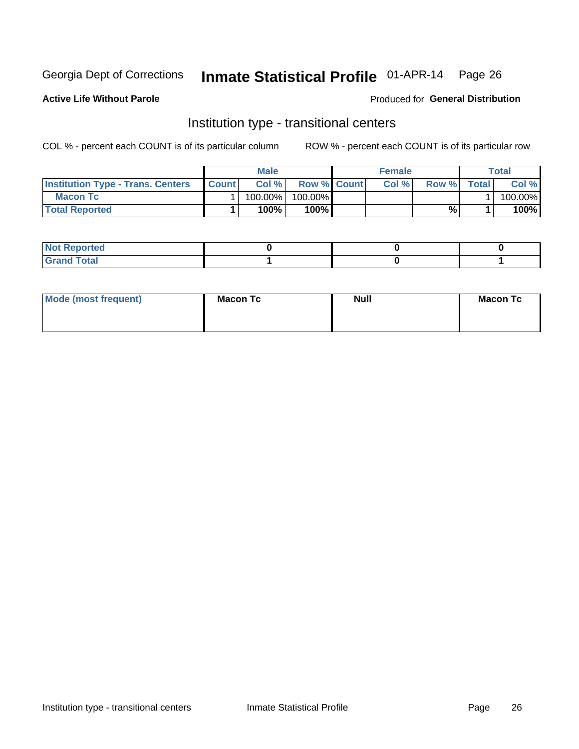Georgia Dept of Corrections **Inmate Statistical Profile** 01-APR-14

**Active Life Without Parole**

Produced for **General Distribution**

## Institution type - transitional centers

COL % - percent each COUNT is of its particular column ROW % - percent each COUNT is of its particular row

| | Male | | | Female | | | Total | |
|---|---|---|---|---|---|---|---|---|
| **Institution Type - Trans. Centers** | **Count** | **Col %** | **Row %** | **Count** | **Col %** | **Row %** | **Total** | **Col %** |
| **Macon Tc** | 1 | 100.00% | 100.00% | | | | 1 | 100.00% |
| **Total Reported** | **1** | **100%** | **100%** | | | **%** | **1** | **100%** |

| | Male | Female | Total |
|---|---|---|---|
| **Not Reported** | **0** | **0** | **0** |
| **Grand Total** | **1** | **0** | **1** |

| | Male | Female | Total |
|---|---|---|---|
| **Mode (most frequent)** | **Macon Tc** | **Null** | **Macon Tc** |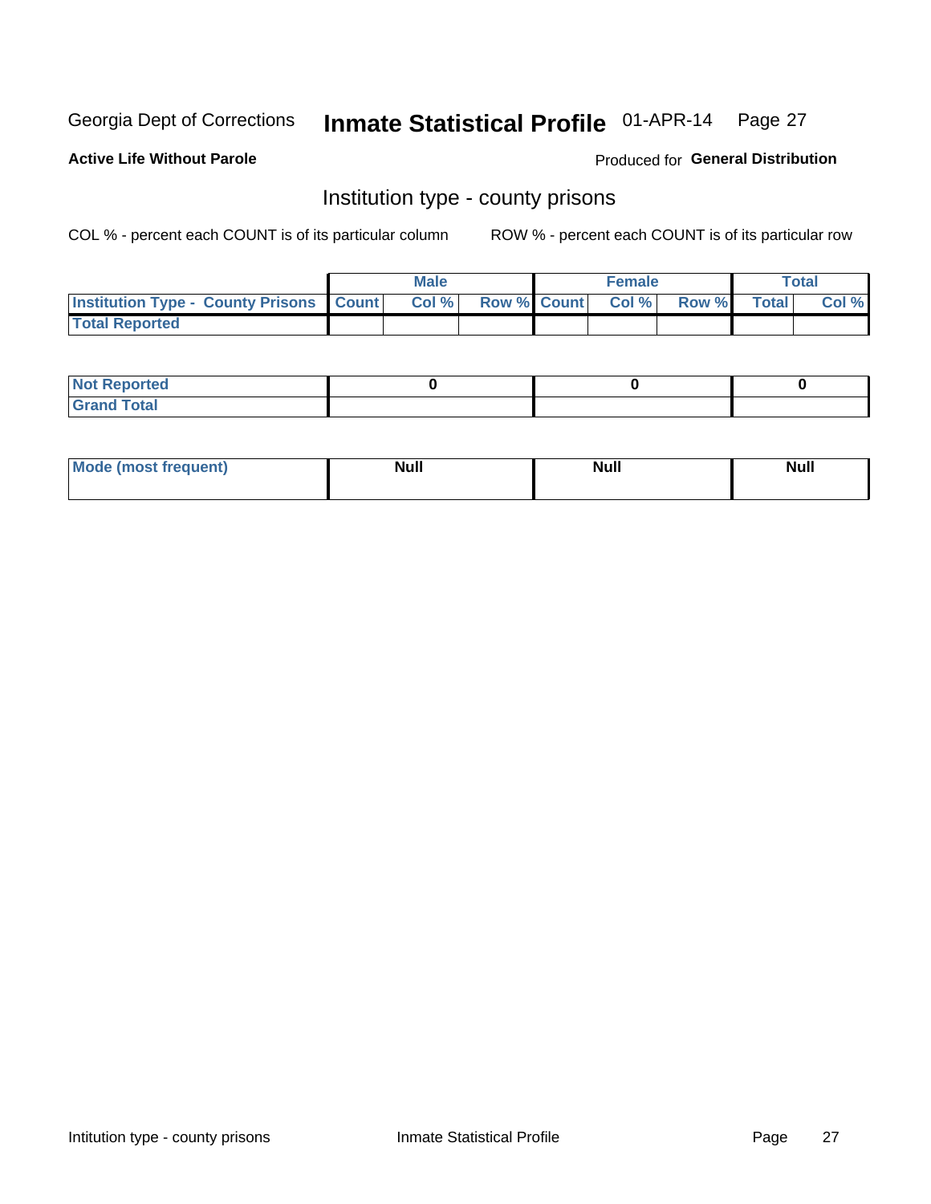Georgia Dept of Corrections **Inmate Statistical Profile** 01-APR-14 Page 27

**Active Life Without Parole**

Produced for **General Distribution**

## Institution type - county prisons

COL % - percent each COUNT is of its particular column ROW % - percent each COUNT is of its particular row

| | Male | | | Female | | | Total | |
|---|---|---|---|---|---|---|---|---|
| **Institution Type - County Prisons** | **Count** | **Col %** | **Row %** | **Count** | **Col %** | **Row %** | **Total** | **Col %** |
| **Total Reported** | | | | | | | | |

| | Male | Female | Total |
|---|---|---|---|
| **Not Reported** | **0** | **0** | **0** |
| **Grand Total** | | | |

| | Male | Female | Total |
|---|---|---|---|
| **Mode (most frequent)** | **Null** | **Null** | **Null** |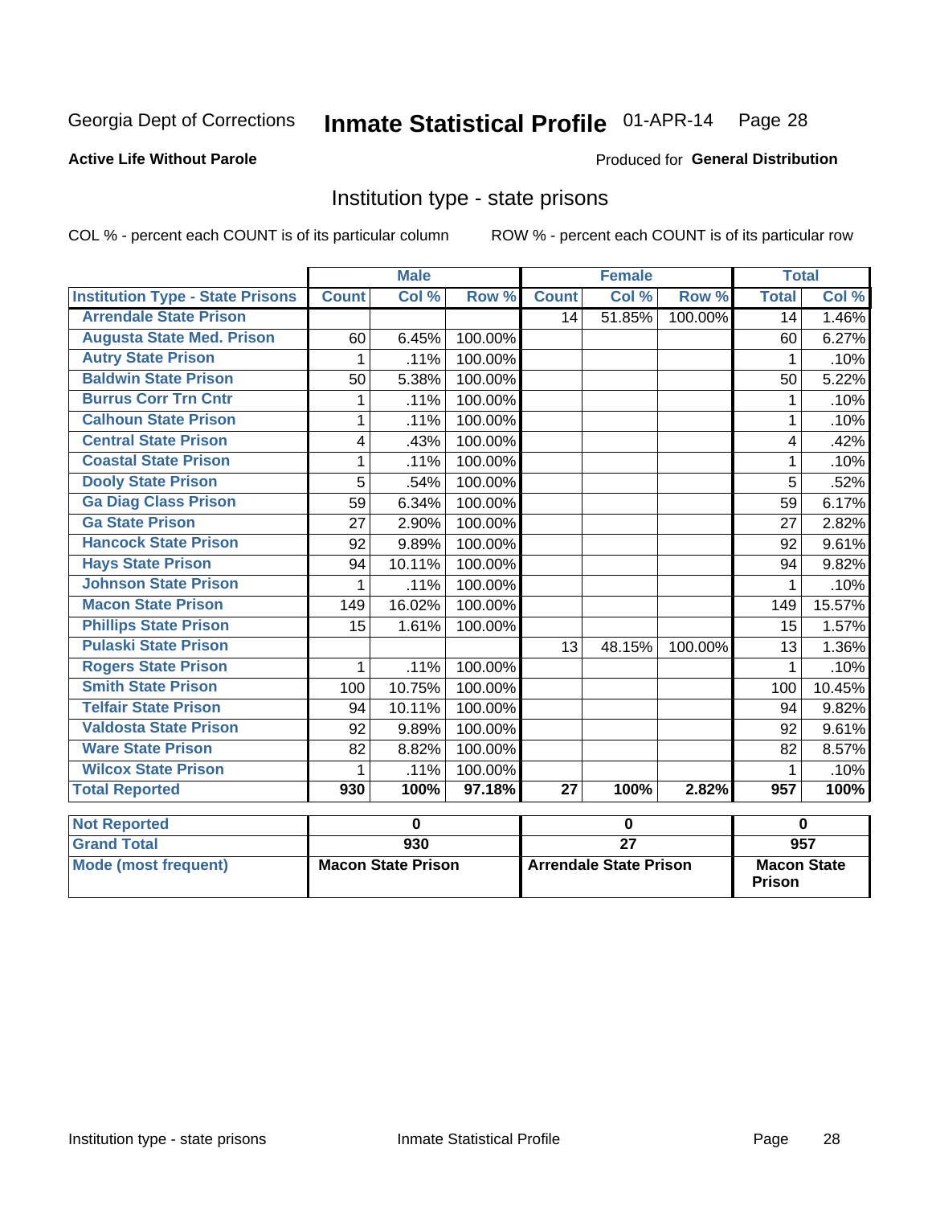Georgia Dept of Corrections **Inmate Statistical Profile** 01-APR-14

**Active Life Without Parole**

Produced for **General Distribution**

## Institution type - state prisons

COL % - percent each COUNT is of its particular column ROW % - percent each COUNT is of its particular row

| | Male | | | Female | | | Total | |
|---|---|---|---|---|---|---|---|---|
| **Institution Type - State Prisons** | **Count** | **Col %** | **Row %** | **Count** | **Col %** | **Row %** | **Total** | **Col %** |
| **Arrendale State Prison** | | | | 14 | 51.85% | 100.00% | 14 | 1.46% |
| **Augusta State Med. Prison** | 60 | 6.45% | 100.00% | | | | 60 | 6.27% |
| **Autry State Prison** | 1 | .11% | 100.00% | | | | 1 | .10% |
| **Baldwin State Prison** | 50 | 5.38% | 100.00% | | | | 50 | 5.22% |
| **Burrus Corr Trn Cntr** | 1 | .11% | 100.00% | | | | 1 | .10% |
| **Calhoun State Prison** | 1 | .11% | 100.00% | | | | 1 | .10% |
| **Central State Prison** | 4 | .43% | 100.00% | | | | 4 | .42% |
| **Coastal State Prison** | 1 | .11% | 100.00% | | | | 1 | .10% |
| **Dooly State Prison** | 5 | .54% | 100.00% | | | | 5 | .52% |
| **Ga Diag Class Prison** | 59 | 6.34% | 100.00% | | | | 59 | 6.17% |
| **Ga State Prison** | 27 | 2.90% | 100.00% | | | | 27 | 2.82% |
| **Hancock State Prison** | 92 | 9.89% | 100.00% | | | | 92 | 9.61% |
| **Hays State Prison** | 94 | 10.11% | 100.00% | | | | 94 | 9.82% |
| **Johnson State Prison** | 1 | .11% | 100.00% | | | | 1 | .10% |
| **Macon State Prison** | 149 | 16.02% | 100.00% | | | | 149 | 15.57% |
| **Phillips State Prison** | 15 | 1.61% | 100.00% | | | | 15 | 1.57% |
| **Pulaski State Prison** | | | | 13 | 48.15% | 100.00% | 13 | 1.36% |
| **Rogers State Prison** | 1 | .11% | 100.00% | | | | 1 | .10% |
| **Smith State Prison** | 100 | 10.75% | 100.00% | | | | 100 | 10.45% |
| **Telfair State Prison** | 94 | 10.11% | 100.00% | | | | 94 | 9.82% |
| **Valdosta State Prison** | 92 | 9.89% | 100.00% | | | | 92 | 9.61% |
| **Ware State Prison** | 82 | 8.82% | 100.00% | | | | 82 | 8.57% |
| **Wilcox State Prison** | 1 | .11% | 100.00% | | | | 1 | .10% |
| **Total Reported** | **930** | **100%** | **97.18%** | **27** | **100%** | **2.82%** | **957** | **100%** |

| | Male | Female | Total |
|---|---|---|---|
| **Not Reported** | **0** | **0** | **0** |
| **Grand Total** | **930** | **27** | **957** |
| **Mode (most frequent)** | **Macon State Prison** | **Arrendale State Prison** | **Macon State Prison** |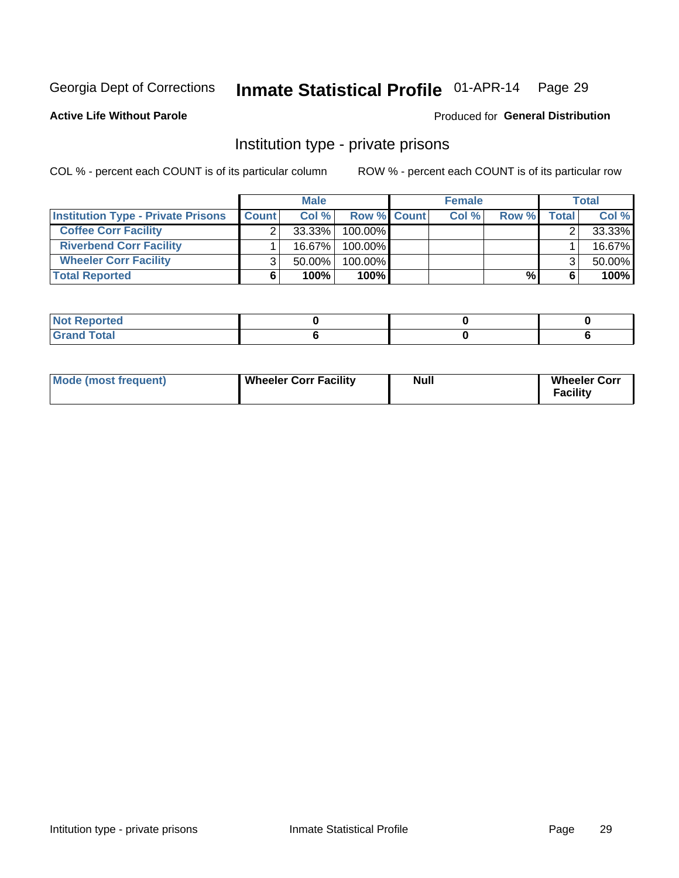Georgia Dept of Corrections **Inmate Statistical Profile** 01-APR-14

**Active Life Without Parole**

Produced for **General Distribution**

## Institution type - private prisons

COL % - percent each COUNT is of its particular column

ROW % - percent each COUNT is of its particular row

| | Male | | | Female | | | Total | |
|---|---|---|---|---|---|---|---|---|
| **Institution Type - Private Prisons** | **Count** | **Col %** | **Row %** | **Count** | **Col %** | **Row %** | **Total** | **Col %** |
| **Coffee Corr Facility** | 2 | 33.33% | 100.00% | | | | 2 | 33.33% |
| **Riverbend Corr Facility** | 1 | 16.67% | 100.00% | | | | 1 | 16.67% |
| **Wheeler Corr Facility** | 3 | 50.00% | 100.00% | | | | 3 | 50.00% |
| **Total Reported** | **6** | **100%** | **100%** | | | **%** | **6** | **100%** |

| | Male | Female | Total |
|---|---|---|---|
| **Not Reported** | **0** | **0** | **0** |
| **Grand Total** | **6** | **0** | **6** |

| | Male | Female | Total |
|---|---|---|---|
| **Mode (most frequent)** | **Wheeler Corr Facility** | **Null** | **Wheeler Corr Facility** |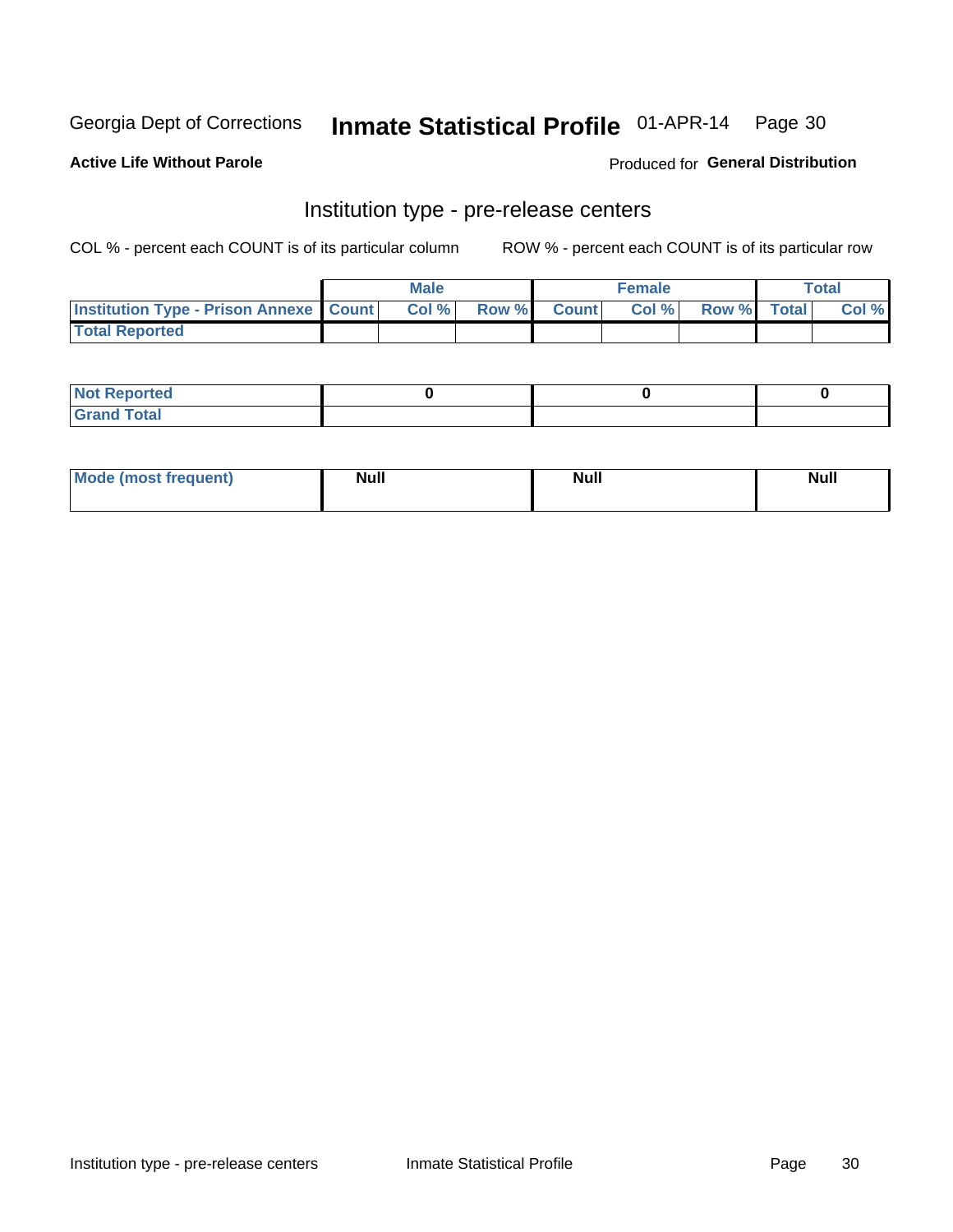Georgia Dept of Corrections **Inmate Statistical Profile** 01-APR-14

**Active Life Without Parole**

Produced for **General Distribution**

## Institution type - pre-release centers

COL % - percent each COUNT is of its particular column ROW % - percent each COUNT is of its particular row

| | Male | | | Female | | | Total | |
|---|---|---|---|---|---|---|---|---|
| **Institution Type - Prison Annexe** | **Count** | **Col %** | **Row %** | **Count** | **Col %** | **Row %** | **Total** | **Col %** |
| **Total Reported** | | | | | | | | |

| | Male | Female | Total |
|---|---|---|---|
| **Not Reported** | **0** | **0** | **0** |
| **Grand Total** | | | |

| | Male | Female | Total |
|---|---|---|---|
| **Mode (most frequent)** | **Null** | **Null** | **Null** |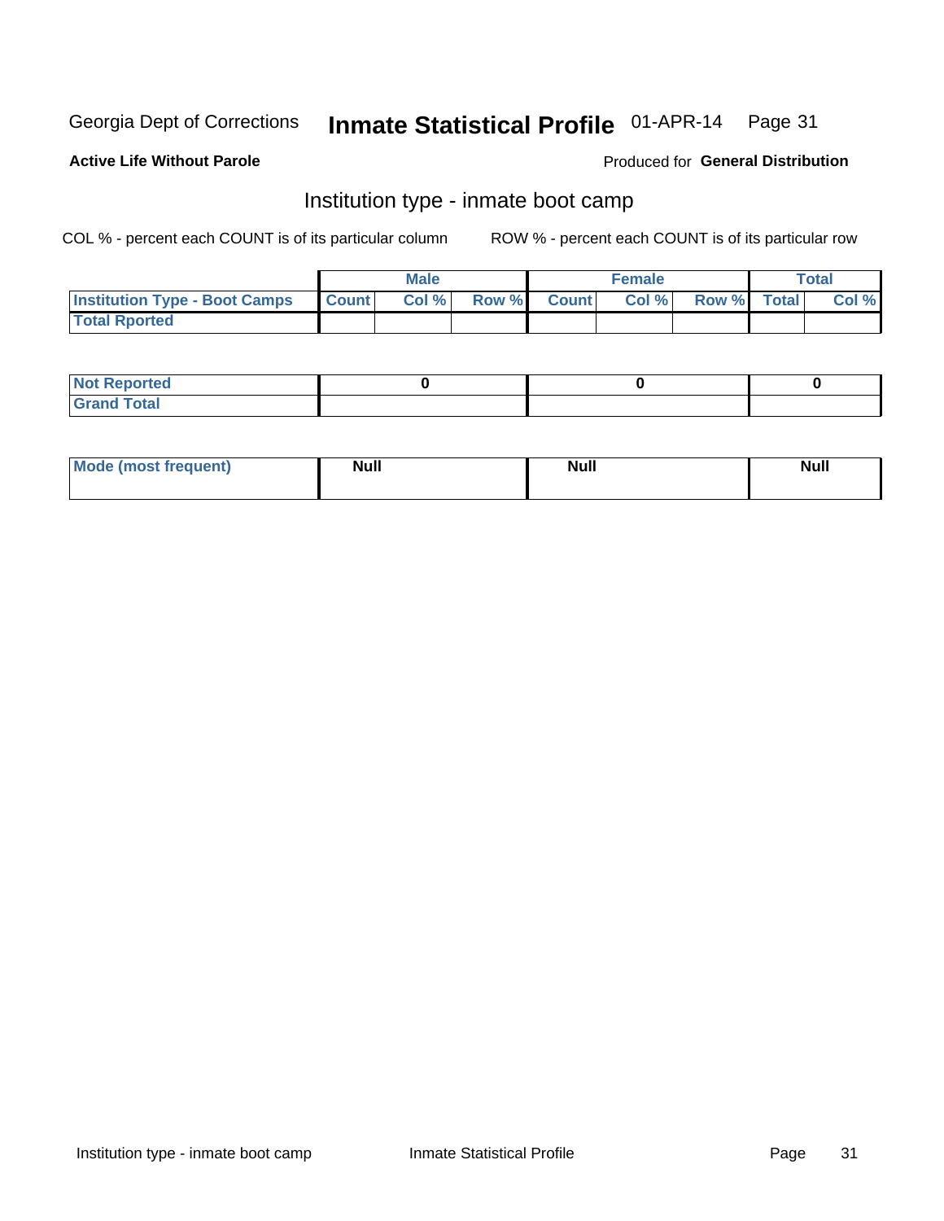Georgia Dept of Corrections **Inmate Statistical Profile** 01-APR-14

**Active Life Without Parole**

Produced for **General Distribution**

## Institution type - inmate boot camp

COL % - percent each COUNT is of its particular column ROW % - percent each COUNT is of its particular row

| | Male | | | Female | | | Total | |
|---|---|---|---|---|---|---|---|---|
| **Institution Type - Boot Camps** | **Count** | **Col %** | **Row %** | **Count** | **Col %** | **Row %** | **Total** | **Col %** |
| **Total Rported** | | | | | | | | |

| | Male | Female | Total |
|---|---|---|---|
| **Not Reported** | **0** | **0** | **0** |
| **Grand Total** | | | |

| | Male | Female | Total |
|---|---|---|---|
| **Mode (most frequent)** | **Null** | **Null** | **Null** |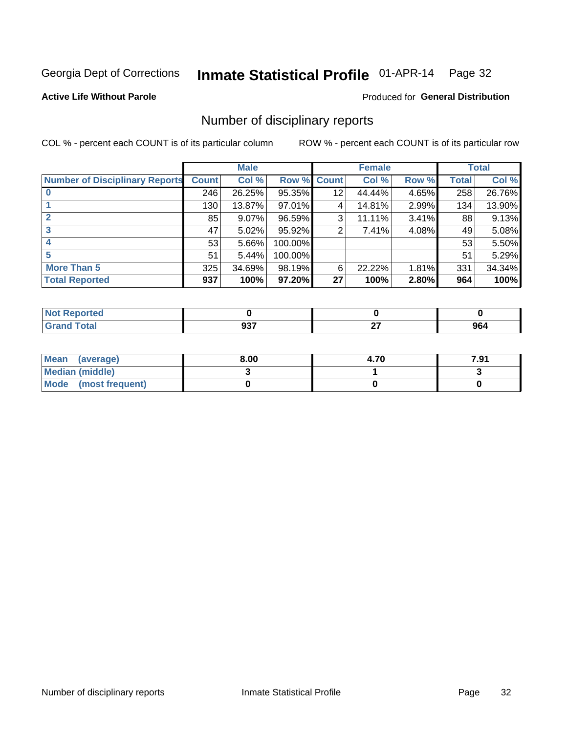Georgia Dept of Corrections **Inmate Statistical Profile** 01-APR-14

**Active Life Without Parole**

Produced for **General Distribution**

## Number of disciplinary reports

COL % - percent each COUNT is of its particular column

ROW % - percent each COUNT is of its particular row

| | Male | | | Female | | | Total | |
|---|---|---|---|---|---|---|---|---|
| Number of Disciplinary Reports | Count | Col % | Row % | Count | Col % | Row % | Total | Col % |
| 0 | 246 | 26.25% | 95.35% | 12 | 44.44% | 4.65% | 258 | 26.76% |
| 1 | 130 | 13.87% | 97.01% | 4 | 14.81% | 2.99% | 134 | 13.90% |
| 2 | 85 | 9.07% | 96.59% | 3 | 11.11% | 3.41% | 88 | 9.13% |
| 3 | 47 | 5.02% | 95.92% | 2 | 7.41% | 4.08% | 49 | 5.08% |
| 4 | 53 | 5.66% | 100.00% | | | | 53 | 5.50% |
| 5 | 51 | 5.44% | 100.00% | | | | 51 | 5.29% |
| More Than 5 | 325 | 34.69% | 98.19% | 6 | 22.22% | 1.81% | 331 | 34.34% |
| **Total Reported** | **937** | **100%** | **97.20%** | **27** | **100%** | **2.80%** | **964** | **100%** |

| | Male | Female | Total |
|---|---|---|---|
| Not Reported | 0 | 0 | 0 |
| Grand Total | 937 | 27 | 964 |

| | Male | Female | Total |
|---|---|---|---|
| Mean (average) | 8.00 | 4.70 | 7.91 |
| Median (middle) | 3 | 1 | 3 |
| Mode (most frequent) | 0 | 0 | 0 |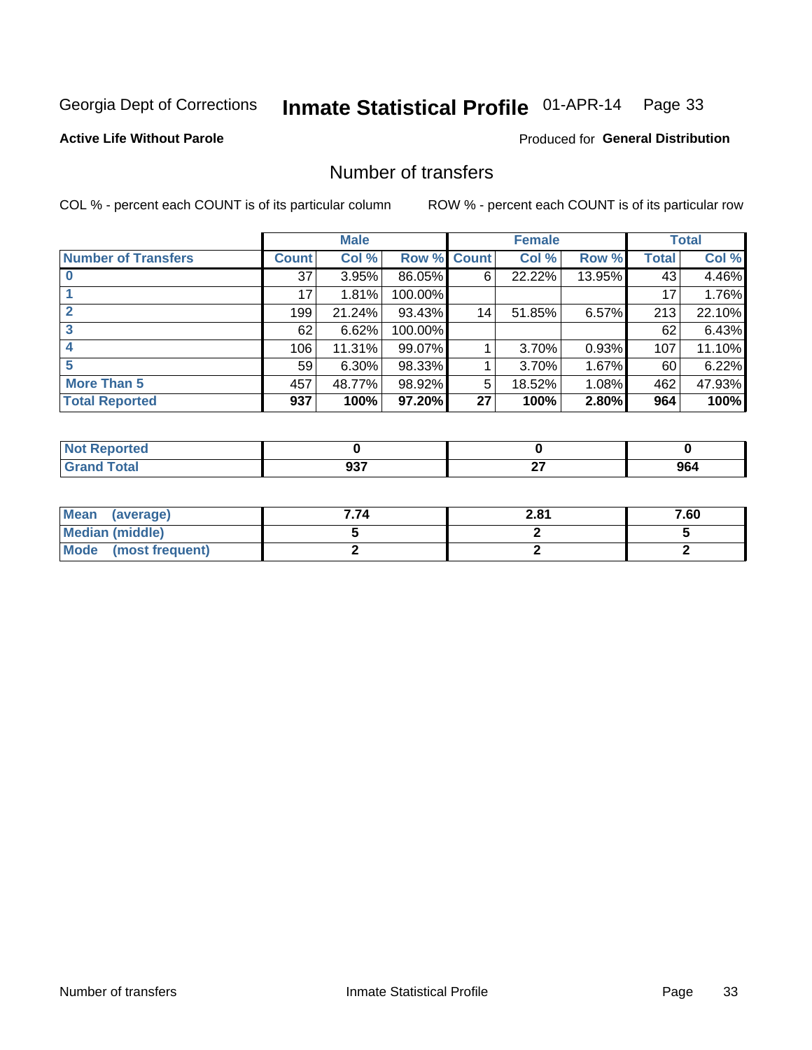Georgia Dept of Corrections **Inmate Statistical Profile** 01-APR-14

**Active Life Without Parole**

Produced for **General Distribution**

## Number of transfers

COL % - percent each COUNT is of its particular column

ROW % - percent each COUNT is of its particular row

| | Male | | | Female | | | Total | |
|---|---|---|---|---|---|---|---|---|
| **Number of Transfers** | **Count** | **Col %** | **Row %** | **Count** | **Col %** | **Row %** | **Total** | **Col %** |
| **0** | 37 | 3.95% | 86.05% | 6 | 22.22% | 13.95% | 43 | 4.46% |
| **1** | 17 | 1.81% | 100.00% | | | | 17 | 1.76% |
| **2** | 199 | 21.24% | 93.43% | 14 | 51.85% | 6.57% | 213 | 22.10% |
| **3** | 62 | 6.62% | 100.00% | | | | 62 | 6.43% |
| **4** | 106 | 11.31% | 99.07% | 1 | 3.70% | 0.93% | 107 | 11.10% |
| **5** | 59 | 6.30% | 98.33% | 1 | 3.70% | 1.67% | 60 | 6.22% |
| **More Than 5** | 457 | 48.77% | 98.92% | 5 | 18.52% | 1.08% | 462 | 47.93% |
| **Total Reported** | **937** | **100%** | **97.20%** | **27** | **100%** | **2.80%** | **964** | **100%** |

| | Male | Female | Total |
|---|---|---|---|
| **Not Reported** | **0** | **0** | **0** |
| **Grand Total** | **937** | **27** | **964** |

| | Male | Female | Total |
|---|---|---|---|
| **Mean (average)** | **7.74** | **2.81** | **7.60** |
| **Median (middle)** | **5** | **2** | **5** |
| **Mode (most frequent)** | **2** | **2** | **2** |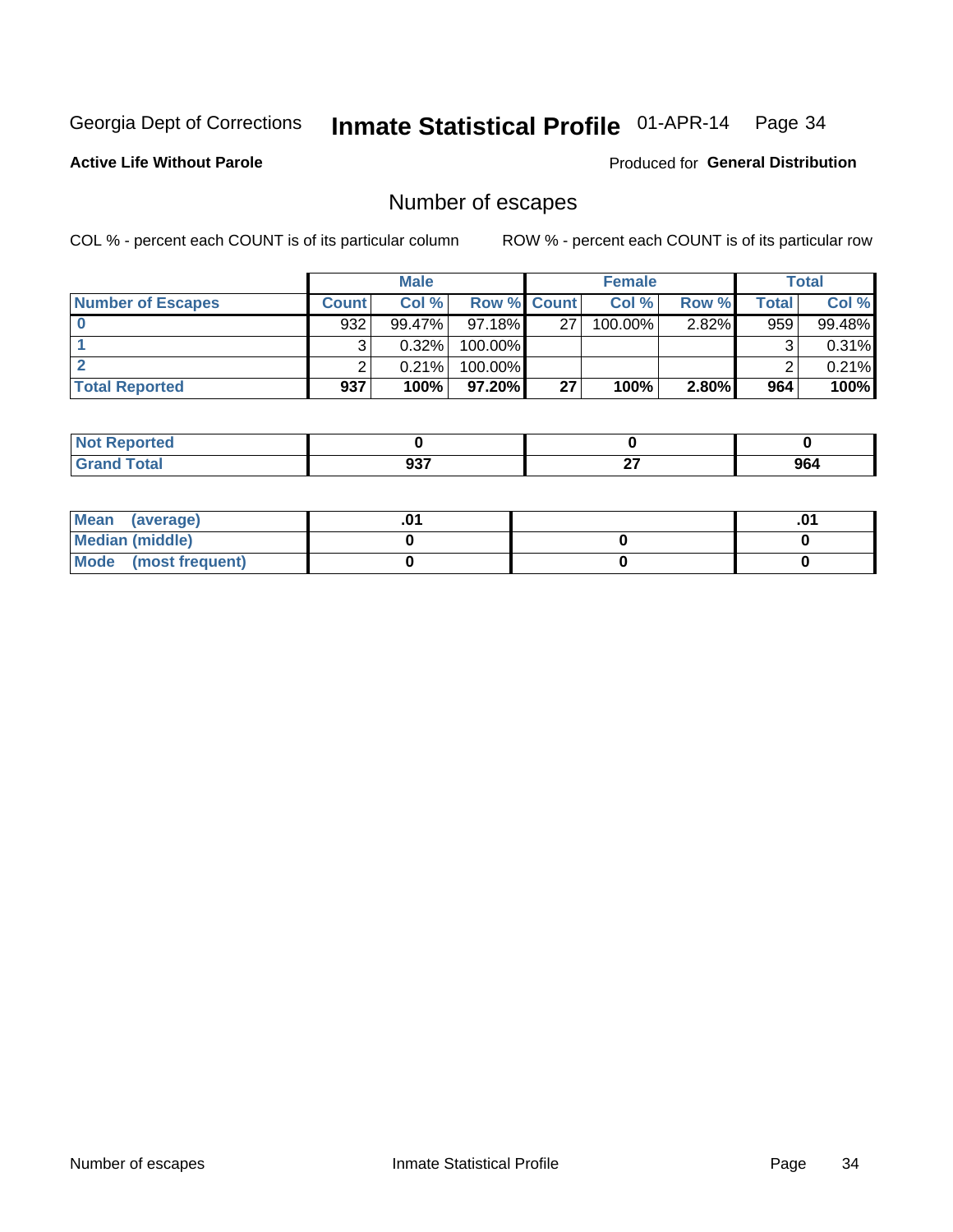Georgia Dept of Corrections **Inmate Statistical Profile** 01-APR-14

**Active Life Without Parole**

Produced for **General Distribution**

## Number of escapes

COL % - percent each COUNT is of its particular column

ROW % - percent each COUNT is of its particular row

| | Male | | | Female | | | Total | |
|---|---|---|---|---|---|---|---|---|
| **Number of Escapes** | **Count** | **Col %** | **Row %** | **Count** | **Col %** | **Row %** | **Total** | **Col %** |
| **0** | 932 | 99.47% | 97.18% | 27 | 100.00% | 2.82% | 959 | 99.48% |
| **1** | 3 | 0.32% | 100.00% | | | | 3 | 0.31% |
| **2** | 2 | 0.21% | 100.00% | | | | 2 | 0.21% |
| **Total Reported** | **937** | **100%** | **97.20%** | **27** | **100%** | **2.80%** | **964** | **100%** |

| | Male | Female | Total |
|---|---|---|---|
| **Not Reported** | **0** | **0** | **0** |
| **Grand Total** | **937** | **27** | **964** |

| | Male | Female | Total |
|---|---|---|---|
| **Mean (average)** | **.01** | | **.01** |
| **Median (middle)** | **0** | **0** | **0** |
| **Mode (most frequent)** | **0** | **0** | **0** |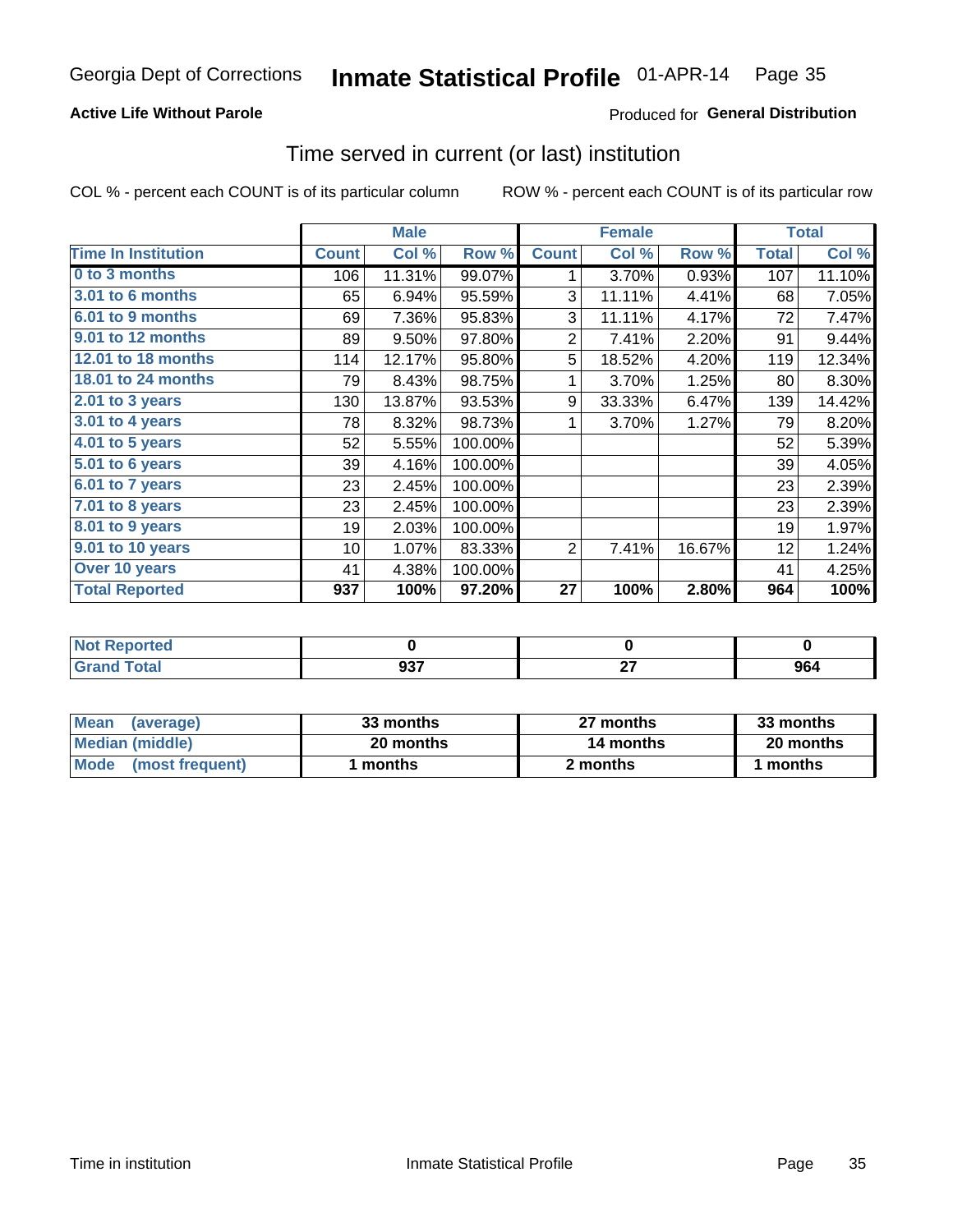Georgia Dept of Corrections **Inmate Statistical Profile** 01-APR-14

**Active Life Without Parole**

Produced for **General Distribution**

## Time served in current (or last) institution

COL % - percent each COUNT is of its particular column ROW % - percent each COUNT is of its particular row

| | Male | | | Female | | | Total | |
|---|---|---|---|---|---|---|---|---|
| **Time In Institution** | **Count** | **Col %** | **Row %** | **Count** | **Col %** | **Row %** | **Total** | **Col %** |
| **0 to 3 months** | 106 | 11.31% | 99.07% | 1 | 3.70% | 0.93% | 107 | 11.10% |
| **3.01 to 6 months** | 65 | 6.94% | 95.59% | 3 | 11.11% | 4.41% | 68 | 7.05% |
| **6.01 to 9 months** | 69 | 7.36% | 95.83% | 3 | 11.11% | 4.17% | 72 | 7.47% |
| **9.01 to 12 months** | 89 | 9.50% | 97.80% | 2 | 7.41% | 2.20% | 91 | 9.44% |
| **12.01 to 18 months** | 114 | 12.17% | 95.80% | 5 | 18.52% | 4.20% | 119 | 12.34% |
| **18.01 to 24 months** | 79 | 8.43% | 98.75% | 1 | 3.70% | 1.25% | 80 | 8.30% |
| **2.01 to 3 years** | 130 | 13.87% | 93.53% | 9 | 33.33% | 6.47% | 139 | 14.42% |
| **3.01 to 4 years** | 78 | 8.32% | 98.73% | 1 | 3.70% | 1.27% | 79 | 8.20% |
| **4.01 to 5 years** | 52 | 5.55% | 100.00% | | | | 52 | 5.39% |
| **5.01 to 6 years** | 39 | 4.16% | 100.00% | | | | 39 | 4.05% |
| **6.01 to 7 years** | 23 | 2.45% | 100.00% | | | | 23 | 2.39% |
| **7.01 to 8 years** | 23 | 2.45% | 100.00% | | | | 23 | 2.39% |
| **8.01 to 9 years** | 19 | 2.03% | 100.00% | | | | 19 | 1.97% |
| **9.01 to 10 years** | 10 | 1.07% | 83.33% | 2 | 7.41% | 16.67% | 12 | 1.24% |
| **Over 10 years** | 41 | 4.38% | 100.00% | | | | 41 | 4.25% |
| **Total Reported** | **937** | **100%** | **97.20%** | **27** | **100%** | **2.80%** | **964** | **100%** |

| | Male | Female | Total |
|---|---|---|---|
| **Not Reported** | **0** | **0** | **0** |
| **Grand Total** | **937** | **27** | **964** |

| | Male | Female | Total |
|---|---|---|---|
| **Mean (average)** | **33 months** | **27 months** | **33 months** |
| **Median (middle)** | **20 months** | **14 months** | **20 months** |
| **Mode (most frequent)** | **1 months** | **2 months** | **1 months** |

Time in institution Inmate Statistical Profile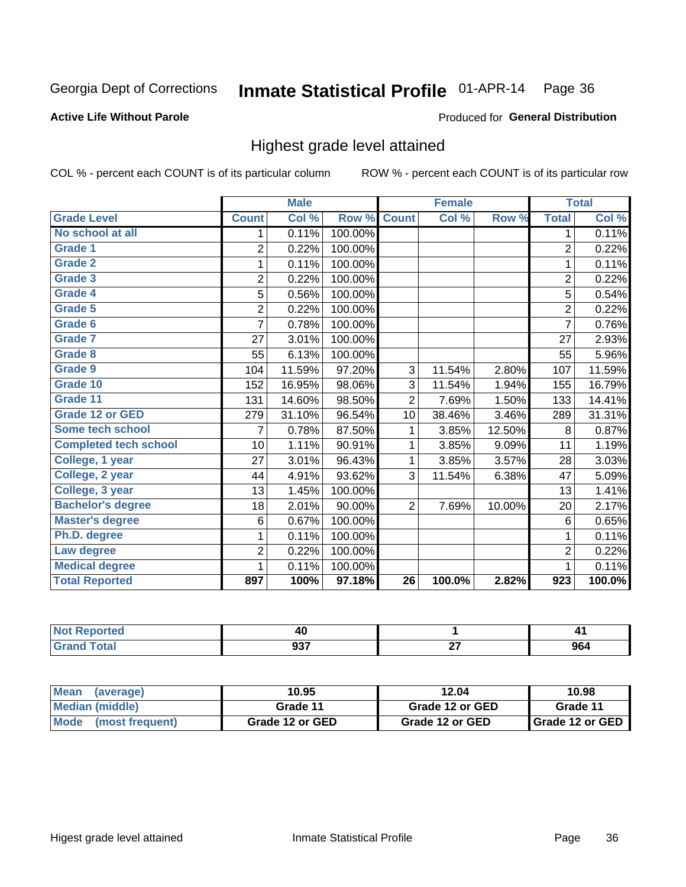Georgia Dept of Corrections **Inmate Statistical Profile** 01-APR-14

**Active Life Without Parole**

Produced for **General Distribution**

## Highest grade level attained

COL % - percent each COUNT is of its particular column ROW % - percent each COUNT is of its particular row

| | Male | | | Female | | | Total | |
|---|---|---|---|---|---|---|---|---|
| **Grade Level** | **Count** | **Col %** | **Row %** | **Count** | **Col %** | **Row %** | **Total** | **Col %** |
| No school at all | 1 | 0.11% | 100.00% | | | | 1 | 0.11% |
| Grade 1 | 2 | 0.22% | 100.00% | | | | 2 | 0.22% |
| Grade 2 | 1 | 0.11% | 100.00% | | | | 1 | 0.11% |
| Grade 3 | 2 | 0.22% | 100.00% | | | | 2 | 0.22% |
| Grade 4 | 5 | 0.56% | 100.00% | | | | 5 | 0.54% |
| Grade 5 | 2 | 0.22% | 100.00% | | | | 2 | 0.22% |
| Grade 6 | 7 | 0.78% | 100.00% | | | | 7 | 0.76% |
| Grade 7 | 27 | 3.01% | 100.00% | | | | 27 | 2.93% |
| Grade 8 | 55 | 6.13% | 100.00% | | | | 55 | 5.96% |
| Grade 9 | 104 | 11.59% | 97.20% | 3 | 11.54% | 2.80% | 107 | 11.59% |
| Grade 10 | 152 | 16.95% | 98.06% | 3 | 11.54% | 1.94% | 155 | 16.79% |
| Grade 11 | 131 | 14.60% | 98.50% | 2 | 7.69% | 1.50% | 133 | 14.41% |
| Grade 12 or GED | 279 | 31.10% | 96.54% | 10 | 38.46% | 3.46% | 289 | 31.31% |
| Some tech school | 7 | 0.78% | 87.50% | 1 | 3.85% | 12.50% | 8 | 0.87% |
| Completed tech school | 10 | 1.11% | 90.91% | 1 | 3.85% | 9.09% | 11 | 1.19% |
| College, 1 year | 27 | 3.01% | 96.43% | 1 | 3.85% | 3.57% | 28 | 3.03% |
| College, 2 year | 44 | 4.91% | 93.62% | 3 | 11.54% | 6.38% | 47 | 5.09% |
| College, 3 year | 13 | 1.45% | 100.00% | | | | 13 | 1.41% |
| Bachelor's degree | 18 | 2.01% | 90.00% | 2 | 7.69% | 10.00% | 20 | 2.17% |
| Master's degree | 6 | 0.67% | 100.00% | | | | 6 | 0.65% |
| Ph.D. degree | 1 | 0.11% | 100.00% | | | | 1 | 0.11% |
| Law degree | 2 | 0.22% | 100.00% | | | | 2 | 0.22% |
| Medical degree | 1 | 0.11% | 100.00% | | | | 1 | 0.11% |
| **Total Reported** | **897** | **100%** | **97.18%** | **26** | **100.0%** | **2.82%** | **923** | **100.0%** |

| | Male | Female | Total |
|---|---|---|---|
| Not Reported | 40 | 1 | 41 |
| Grand Total | 937 | 27 | 964 |

| | Male | Female | Total |
|---|---|---|---|
| Mean (average) | 10.95 | 12.04 | 10.98 |
| Median (middle) | Grade 11 | Grade 12 or GED | Grade 11 |
| Mode (most frequent) | Grade 12 or GED | Grade 12 or GED | Grade 12 or GED |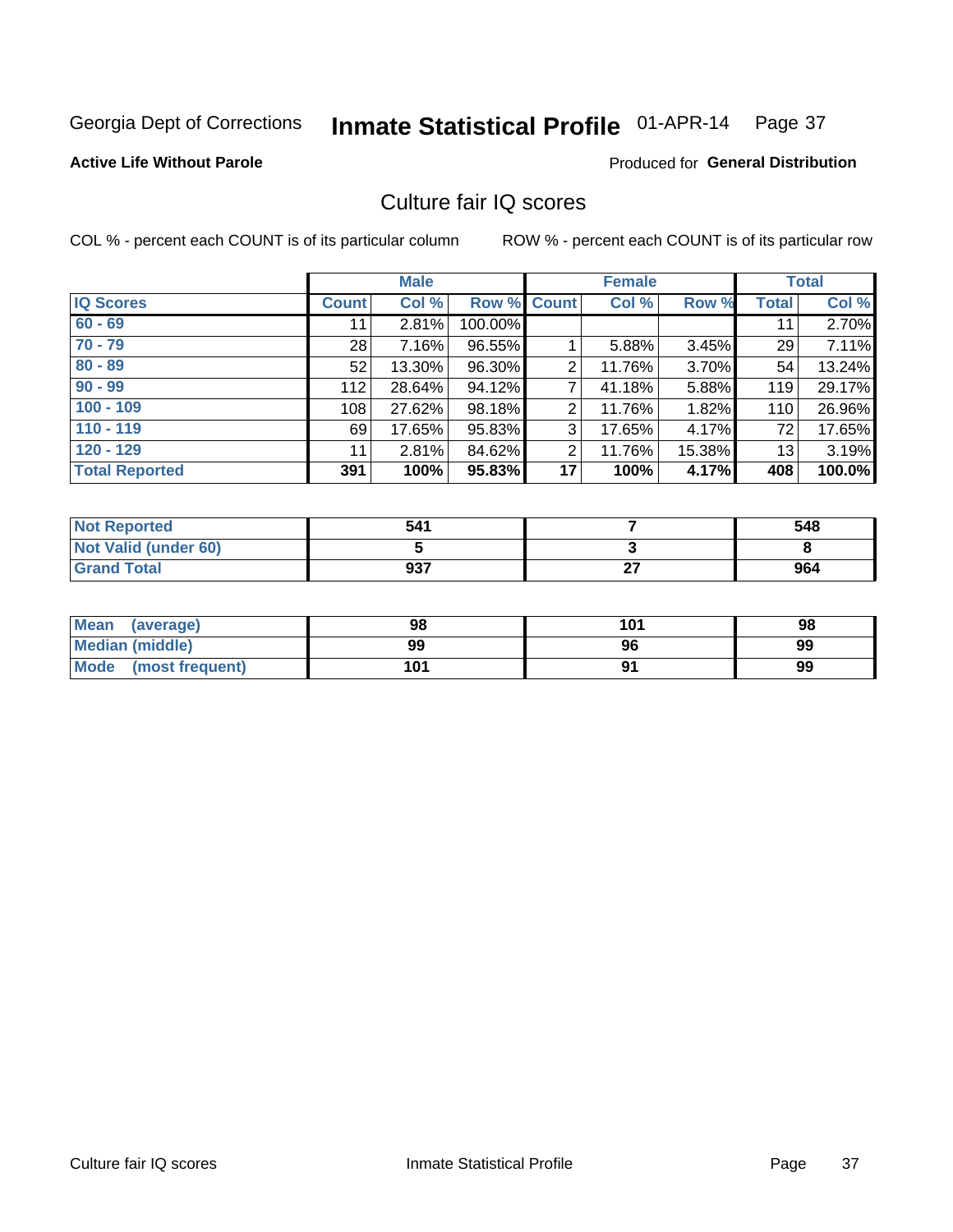Georgia Dept of Corrections **Inmate Statistical Profile** 01-APR-14 Page 37

**Active Life Without Parole**

Produced for **General Distribution**

## Culture fair IQ scores

COL % - percent each COUNT is of its particular column

ROW % - percent each COUNT is of its particular row

| | Male | | | Female | | | Total | |
|---|---|---|---|---|---|---|---|---|
| IQ Scores | Count | Col % | Row % | Count | Col % | Row % | Total | Col % |
| 60 - 69 | 11 | 2.81% | 100.00% | | | | 11 | 2.70% |
| 70 - 79 | 28 | 7.16% | 96.55% | 1 | 5.88% | 3.45% | 29 | 7.11% |
| 80 - 89 | 52 | 13.30% | 96.30% | 2 | 11.76% | 3.70% | 54 | 13.24% |
| 90 - 99 | 112 | 28.64% | 94.12% | 7 | 41.18% | 5.88% | 119 | 29.17% |
| 100 - 109 | 108 | 27.62% | 98.18% | 2 | 11.76% | 1.82% | 110 | 26.96% |
| 110 - 119 | 69 | 17.65% | 95.83% | 3 | 17.65% | 4.17% | 72 | 17.65% |
| 120 - 129 | 11 | 2.81% | 84.62% | 2 | 11.76% | 15.38% | 13 | 3.19% |
| **Total Reported** | **391** | **100%** | **95.83%** | **17** | **100%** | **4.17%** | **408** | **100.0%** |

| | Male | Female | Total |
|---|---|---|---|
| Not Reported | **541** | **7** | **548** |
| Not Valid (under 60) | **5** | **3** | **8** |
| Grand Total | **937** | **27** | **964** |

| | Male | Female | Total |
|---|---|---|---|
| Mean (average) | **98** | **101** | **98** |
| Median (middle) | **99** | **96** | **99** |
| Mode (most frequent) | **101** | **91** | **99** |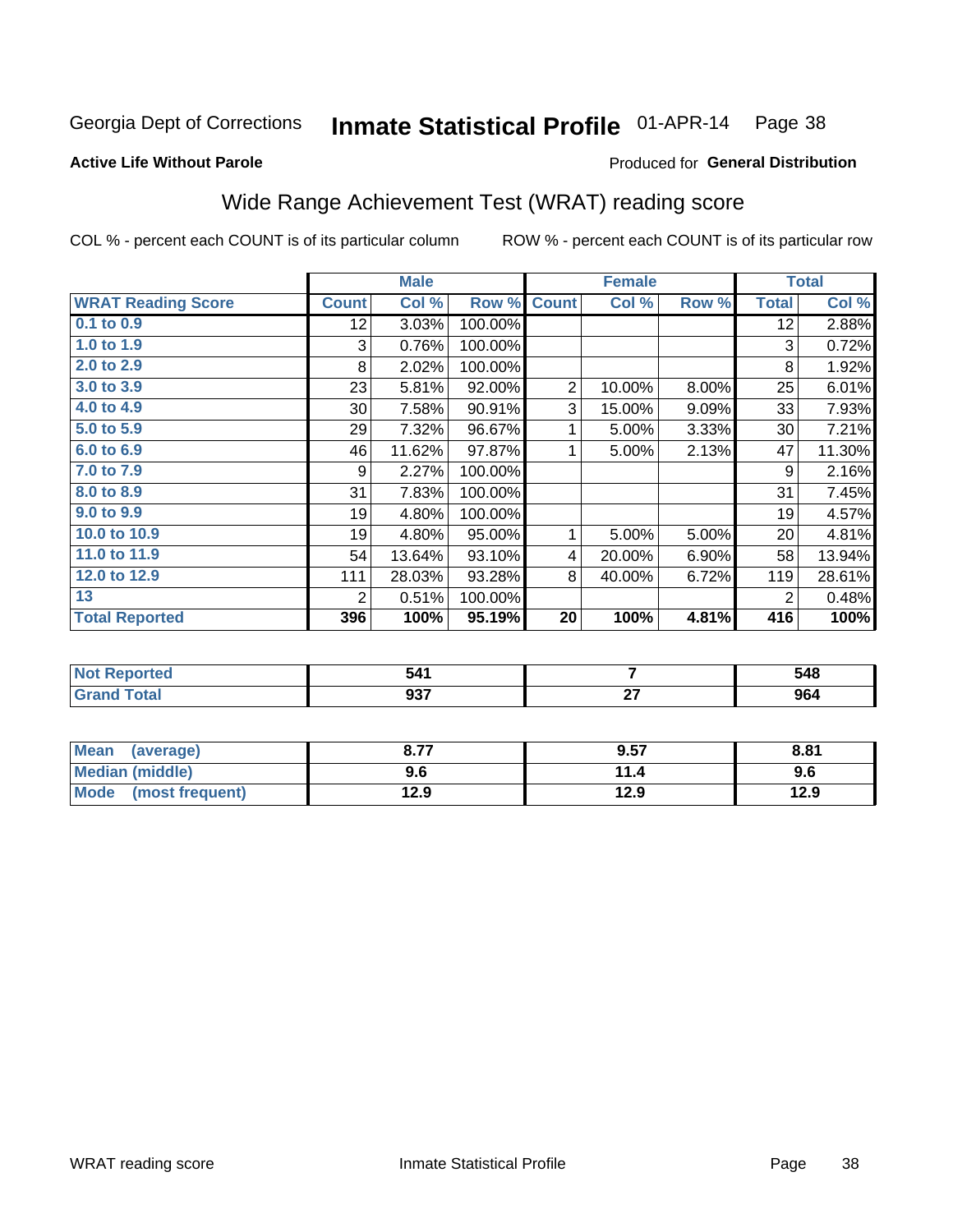Georgia Dept of Corrections **Inmate Statistical Profile** 01-APR-14 Page 38

**Active Life Without Parole**

Produced for **General Distribution**

## Wide Range Achievement Test (WRAT) reading score

COL % - percent each COUNT is of its particular column ROW % - percent each COUNT is of its particular row

| | Male | | | Female | | | Total | |
|---|---|---|---|---|---|---|---|---|
| **WRAT Reading Score** | **Count** | **Col %** | **Row %** | **Count** | **Col %** | **Row %** | **Total** | **Col %** |
| 0.1 to 0.9 | 12 | 3.03% | 100.00% | | | | 12 | 2.88% |
| 1.0 to 1.9 | 3 | 0.76% | 100.00% | | | | 3 | 0.72% |
| 2.0 to 2.9 | 8 | 2.02% | 100.00% | | | | 8 | 1.92% |
| 3.0 to 3.9 | 23 | 5.81% | 92.00% | 2 | 10.00% | 8.00% | 25 | 6.01% |
| 4.0 to 4.9 | 30 | 7.58% | 90.91% | 3 | 15.00% | 9.09% | 33 | 7.93% |
| 5.0 to 5.9 | 29 | 7.32% | 96.67% | 1 | 5.00% | 3.33% | 30 | 7.21% |
| 6.0 to 6.9 | 46 | 11.62% | 97.87% | 1 | 5.00% | 2.13% | 47 | 11.30% |
| 7.0 to 7.9 | 9 | 2.27% | 100.00% | | | | 9 | 2.16% |
| 8.0 to 8.9 | 31 | 7.83% | 100.00% | | | | 31 | 7.45% |
| 9.0 to 9.9 | 19 | 4.80% | 100.00% | | | | 19 | 4.57% |
| 10.0 to 10.9 | 19 | 4.80% | 95.00% | 1 | 5.00% | 5.00% | 20 | 4.81% |
| 11.0 to 11.9 | 54 | 13.64% | 93.10% | 4 | 20.00% | 6.90% | 58 | 13.94% |
| 12.0 to 12.9 | 111 | 28.03% | 93.28% | 8 | 40.00% | 6.72% | 119 | 28.61% |
| 13 | 2 | 0.51% | 100.00% | | | | 2 | 0.48% |
| **Total Reported** | **396** | **100%** | **95.19%** | **20** | **100%** | **4.81%** | **416** | **100%** |

| | Male | Female | Total |
|---|---|---|---|
| **Not Reported** | **541** | **7** | **548** |
| **Grand Total** | **937** | **27** | **964** |

| | Male | Female | Total |
|---|---|---|---|
| **Mean (average)** | **8.77** | **9.57** | **8.81** |
| **Median (middle)** | **9.6** | **11.4** | **9.6** |
| **Mode (most frequent)** | **12.9** | **12.9** | **12.9** |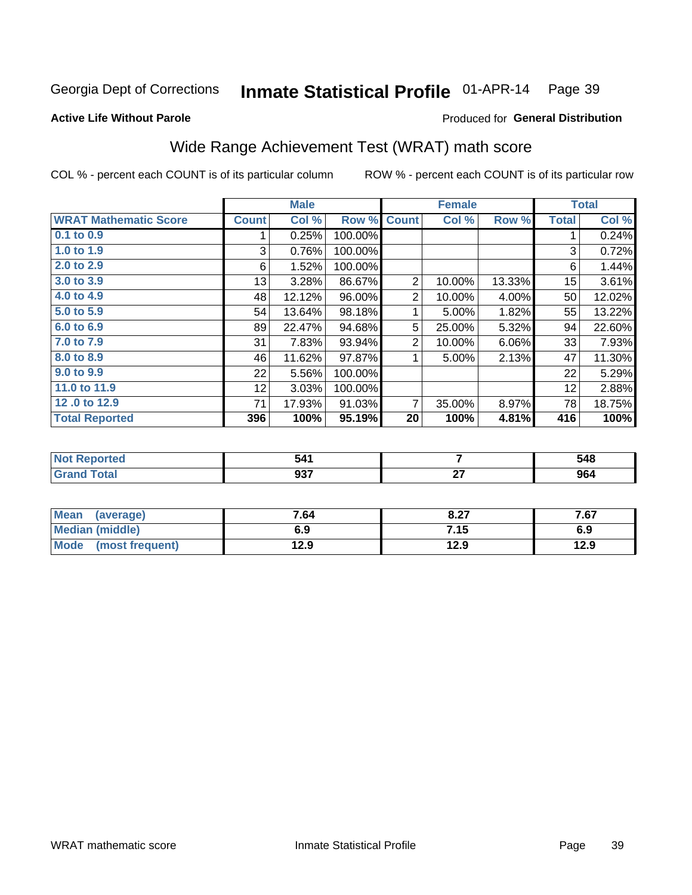Georgia Dept of Corrections **Inmate Statistical Profile** 01-APR-14

**Active Life Without Parole**

Produced for **General Distribution**

## Wide Range Achievement Test (WRAT) math score

COL % - percent each COUNT is of its particular column ROW % - percent each COUNT is of its particular row

| | Male | | | Female | | | Total | |
|---|---|---|---|---|---|---|---|---|
| **WRAT Mathematic Score** | **Count** | **Col %** | **Row %** | **Count** | **Col %** | **Row %** | **Total** | **Col %** |
| 0.1 to 0.9 | 1 | 0.25% | 100.00% | | | | 1 | 0.24% |
| 1.0 to 1.9 | 3 | 0.76% | 100.00% | | | | 3 | 0.72% |
| 2.0 to 2.9 | 6 | 1.52% | 100.00% | | | | 6 | 1.44% |
| 3.0 to 3.9 | 13 | 3.28% | 86.67% | 2 | 10.00% | 13.33% | 15 | 3.61% |
| 4.0 to 4.9 | 48 | 12.12% | 96.00% | 2 | 10.00% | 4.00% | 50 | 12.02% |
| 5.0 to 5.9 | 54 | 13.64% | 98.18% | 1 | 5.00% | 1.82% | 55 | 13.22% |
| 6.0 to 6.9 | 89 | 22.47% | 94.68% | 5 | 25.00% | 5.32% | 94 | 22.60% |
| 7.0 to 7.9 | 31 | 7.83% | 93.94% | 2 | 10.00% | 6.06% | 33 | 7.93% |
| 8.0 to 8.9 | 46 | 11.62% | 97.87% | 1 | 5.00% | 2.13% | 47 | 11.30% |
| 9.0 to 9.9 | 22 | 5.56% | 100.00% | | | | 22 | 5.29% |
| 11.0 to 11.9 | 12 | 3.03% | 100.00% | | | | 12 | 2.88% |
| 12 .0 to 12.9 | 71 | 17.93% | 91.03% | 7 | 35.00% | 8.97% | 78 | 18.75% |
| **Total Reported** | **396** | **100%** | **95.19%** | **20** | **100%** | **4.81%** | **416** | **100%** |

| | Male | Female | Total |
|---|---|---|---|
| **Not Reported** | **541** | **7** | **548** |
| **Grand Total** | **937** | **27** | **964** |

| | Male | Female | Total |
|---|---|---|---|
| **Mean (average)** | **7.64** | **8.27** | **7.67** |
| **Median (middle)** | **6.9** | **7.15** | **6.9** |
| **Mode (most frequent)** | **12.9** | **12.9** | **12.9** |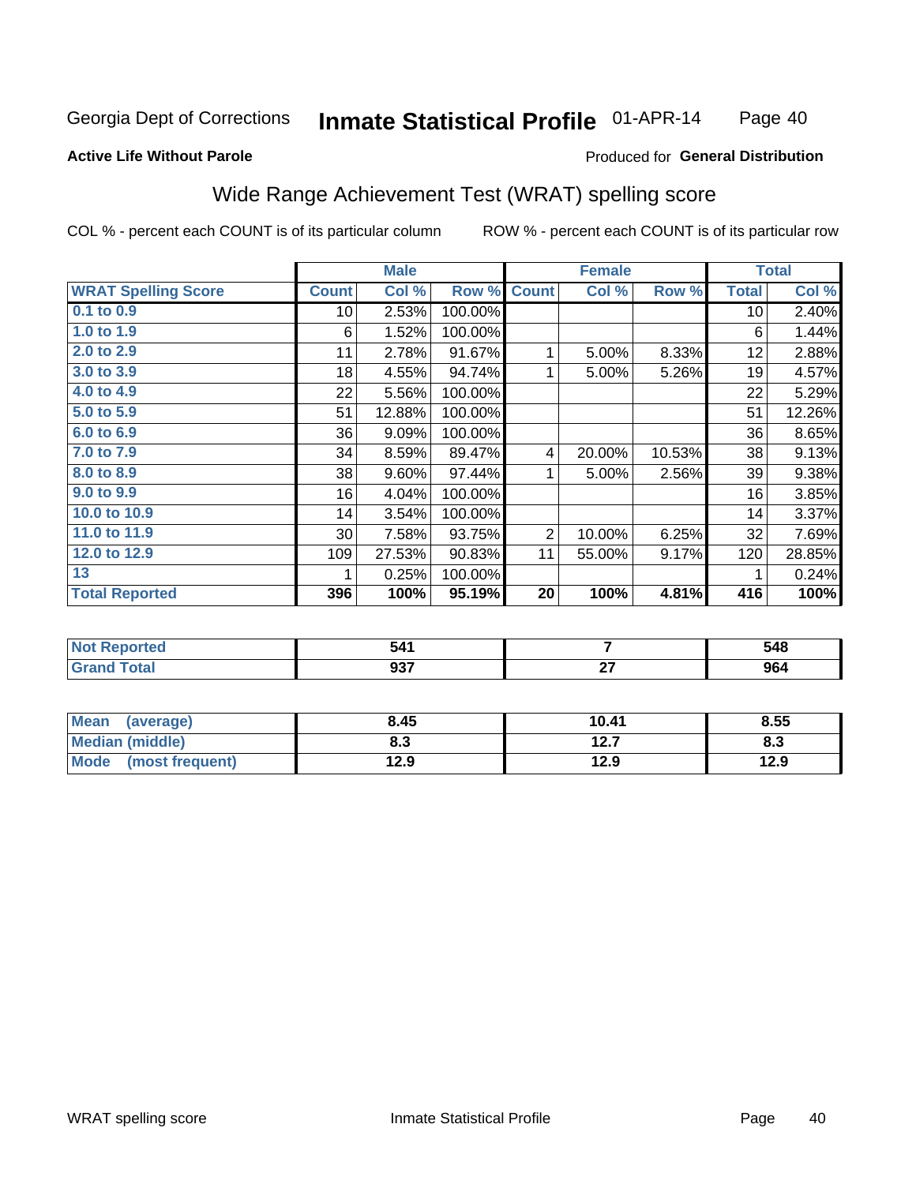Georgia Dept of Corrections **Inmate Statistical Profile** 01-APR-14

**Active Life Without Parole**

Produced for **General Distribution**

## Wide Range Achievement Test (WRAT) spelling score

COL % - percent each COUNT is of its particular column    ROW % - percent each COUNT is of its particular row

| | Male | | | Female | | | Total | |
|---|---|---|---|---|---|---|---|---|
| **WRAT Spelling Score** | **Count** | **Col %** | **Row %** | **Count** | **Col %** | **Row %** | **Total** | **Col %** |
| 0.1 to 0.9 | 10 | 2.53% | 100.00% | | | | 10 | 2.40% |
| 1.0 to 1.9 | 6 | 1.52% | 100.00% | | | | 6 | 1.44% |
| 2.0 to 2.9 | 11 | 2.78% | 91.67% | 1 | 5.00% | 8.33% | 12 | 2.88% |
| 3.0 to 3.9 | 18 | 4.55% | 94.74% | 1 | 5.00% | 5.26% | 19 | 4.57% |
| 4.0 to 4.9 | 22 | 5.56% | 100.00% | | | | 22 | 5.29% |
| 5.0 to 5.9 | 51 | 12.88% | 100.00% | | | | 51 | 12.26% |
| 6.0 to 6.9 | 36 | 9.09% | 100.00% | | | | 36 | 8.65% |
| 7.0 to 7.9 | 34 | 8.59% | 89.47% | 4 | 20.00% | 10.53% | 38 | 9.13% |
| 8.0 to 8.9 | 38 | 9.60% | 97.44% | 1 | 5.00% | 2.56% | 39 | 9.38% |
| 9.0 to 9.9 | 16 | 4.04% | 100.00% | | | | 16 | 3.85% |
| 10.0 to 10.9 | 14 | 3.54% | 100.00% | | | | 14 | 3.37% |
| 11.0 to 11.9 | 30 | 7.58% | 93.75% | 2 | 10.00% | 6.25% | 32 | 7.69% |
| 12.0 to 12.9 | 109 | 27.53% | 90.83% | 11 | 55.00% | 9.17% | 120 | 28.85% |
| 13 | 1 | 0.25% | 100.00% | | | | 1 | 0.24% |
| **Total Reported** | **396** | **100%** | **95.19%** | **20** | **100%** | **4.81%** | **416** | **100%** |

| | Male | Female | Total |
|---|---|---|---|
| Not Reported | 541 | 7 | 548 |
| Grand Total | 937 | 27 | 964 |

| | Male | Female | Total |
|---|---|---|---|
| Mean (average) | 8.45 | 10.41 | 8.55 |
| Median (middle) | 8.3 | 12.7 | 8.3 |
| Mode (most frequent) | 12.9 | 12.9 | 12.9 |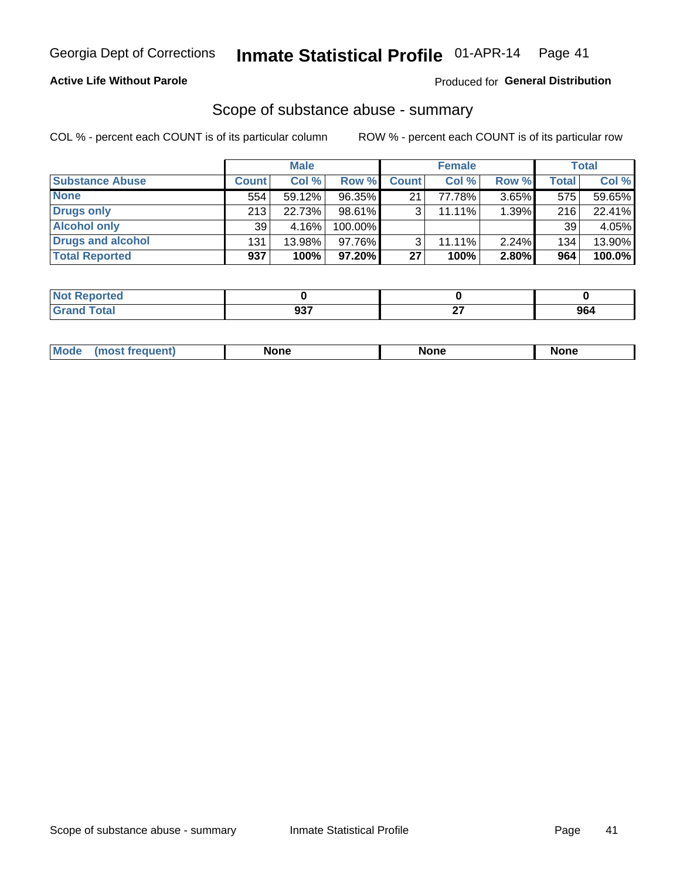Georgia Dept of Corrections **Inmate Statistical Profile** 01-APR-14

**Active Life Without Parole**

Produced for **General Distribution**

## Scope of substance abuse - summary

COL % - percent each COUNT is of its particular column

ROW % - percent each COUNT is of its particular row

| | Male | | | Female | | | Total | |
|---|---|---|---|---|---|---|---|---|
| **Substance Abuse** | **Count** | **Col %** | **Row %** | **Count** | **Col %** | **Row %** | **Total** | **Col %** |
| **None** | 554 | 59.12% | 96.35% | 21 | 77.78% | 3.65% | 575 | 59.65% |
| **Drugs only** | 213 | 22.73% | 98.61% | 3 | 11.11% | 1.39% | 216 | 22.41% |
| **Alcohol only** | 39 | 4.16% | 100.00% | | | | 39 | 4.05% |
| **Drugs and alcohol** | 131 | 13.98% | 97.76% | 3 | 11.11% | 2.24% | 134 | 13.90% |
| **Total Reported** | **937** | **100%** | **97.20%** | **27** | **100%** | **2.80%** | **964** | **100.0%** |

| | Male | Female | Total |
|---|---|---|---|
| **Not Reported** | **0** | **0** | **0** |
| **Grand Total** | **937** | **27** | **964** |

| | Male | Female | Total |
|---|---|---|---|
| **Mode (most frequent)** | **None** | **None** | **None** |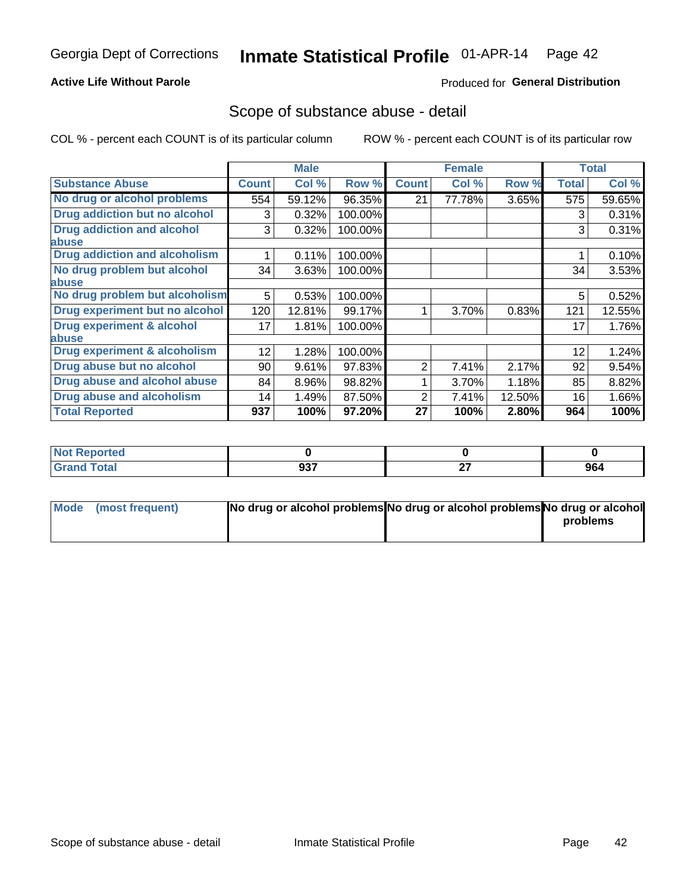Georgia Dept of Corrections **Inmate Statistical Profile** 01-APR-14

**Active Life Without Parole**

Produced for **General Distribution**

## Scope of substance abuse - detail

COL % - percent each COUNT is of its particular column    ROW % - percent each COUNT is of its particular row

| | Male | | | Female | | | Total | |
|---|---|---|---|---|---|---|---|---|
| **Substance Abuse** | **Count** | **Col %** | **Row %** | **Count** | **Col %** | **Row %** | **Total** | **Col %** |
| **No drug or alcohol problems** | 554 | 59.12% | 96.35% | 21 | 77.78% | 3.65% | 575 | 59.65% |
| **Drug addiction but no alcohol** | 3 | 0.32% | 100.00% | | | | 3 | 0.31% |
| **Drug addiction and alcohol abuse** | 3 | 0.32% | 100.00% | | | | 3 | 0.31% |
| **Drug addiction and alcoholism** | 1 | 0.11% | 100.00% | | | | 1 | 0.10% |
| **No drug problem but alcohol abuse** | 34 | 3.63% | 100.00% | | | | 34 | 3.53% |
| **No drug problem but alcoholism** | 5 | 0.53% | 100.00% | | | | 5 | 0.52% |
| **Drug experiment but no alcohol** | 120 | 12.81% | 99.17% | 1 | 3.70% | 0.83% | 121 | 12.55% |
| **Drug experiment & alcohol abuse** | 17 | 1.81% | 100.00% | | | | 17 | 1.76% |
| **Drug experiment & alcoholism** | 12 | 1.28% | 100.00% | | | | 12 | 1.24% |
| **Drug abuse but no alcohol** | 90 | 9.61% | 97.83% | 2 | 7.41% | 2.17% | 92 | 9.54% |
| **Drug abuse and alcohol abuse** | 84 | 8.96% | 98.82% | 1 | 3.70% | 1.18% | 85 | 8.82% |
| **Drug abuse and alcoholism** | 14 | 1.49% | 87.50% | 2 | 7.41% | 12.50% | 16 | 1.66% |
| **Total Reported** | **937** | **100%** | **97.20%** | **27** | **100%** | **2.80%** | **964** | **100%** |

| | Male | Female | Total |
|---|---|---|---|
| **Not Reported** | **0** | **0** | **0** |
| **Grand Total** | **937** | **27** | **964** |

| | Male | Female | Total |
|---|---|---|---|
| **Mode (most frequent)** | **No drug or alcohol problems** | **No drug or alcohol problems** | **No drug or alcohol problems** |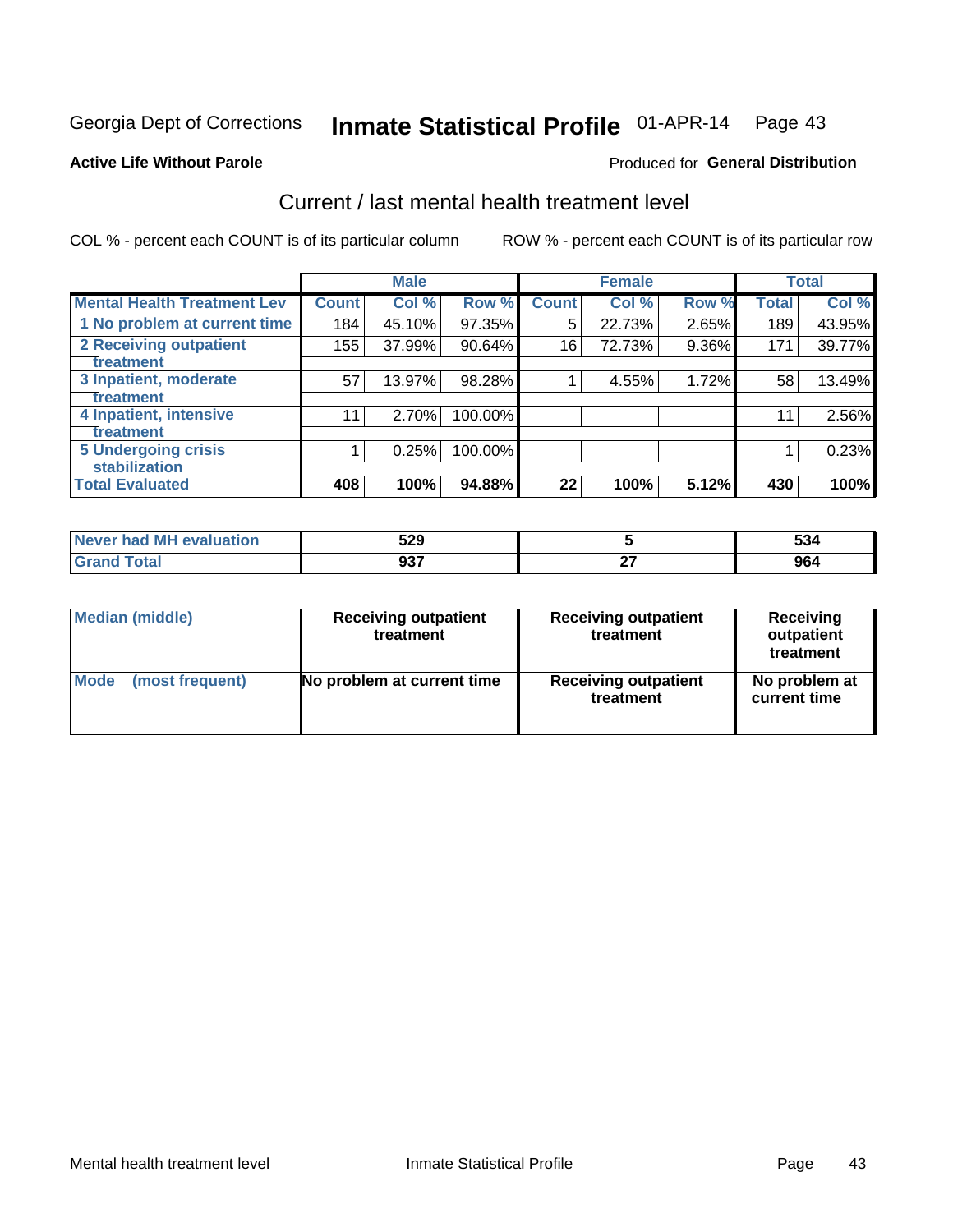Georgia Dept of Corrections **Inmate Statistical Profile** 01-APR-14

**Active Life Without Parole**

Produced for **General Distribution**

## Current / last mental health treatment level

COL % - percent each COUNT is of its particular column     ROW % - percent each COUNT is of its particular row

| | Male | | | Female | | | Total | |
|---|---|---|---|---|---|---|---|---|
| Mental Health Treatment Lev | Count | Col % | Row % | Count | Col % | Row % | Total | Col % |
| 1 No problem at current time | 184 | 45.10% | 97.35% | 5 | 22.73% | 2.65% | 189 | 43.95% |
| 2 Receiving outpatient treatment | 155 | 37.99% | 90.64% | 16 | 72.73% | 9.36% | 171 | 39.77% |
| 3 Inpatient, moderate treatment | 57 | 13.97% | 98.28% | 1 | 4.55% | 1.72% | 58 | 13.49% |
| 4 Inpatient, intensive treatment | 11 | 2.70% | 100.00% | | | | 11 | 2.56% |
| 5 Undergoing crisis stabilization | 1 | 0.25% | 100.00% | | | | 1 | 0.23% |
| **Total Evaluated** | **408** | **100%** | **94.88%** | **22** | **100%** | **5.12%** | **430** | **100%** |

| | Male | Female | Total |
|---|---|---|---|
| Never had MH evaluation | 529 | 5 | 534 |
| Grand Total | 937 | 27 | 964 |

| | Male | Female | Total |
|---|---|---|---|
| Median (middle) | Receiving outpatient treatment | Receiving outpatient treatment | Receiving outpatient treatment |
| Mode (most frequent) | No problem at current time | Receiving outpatient treatment | No problem at current time |

Mental health treatment level     Inmate Statistical Profile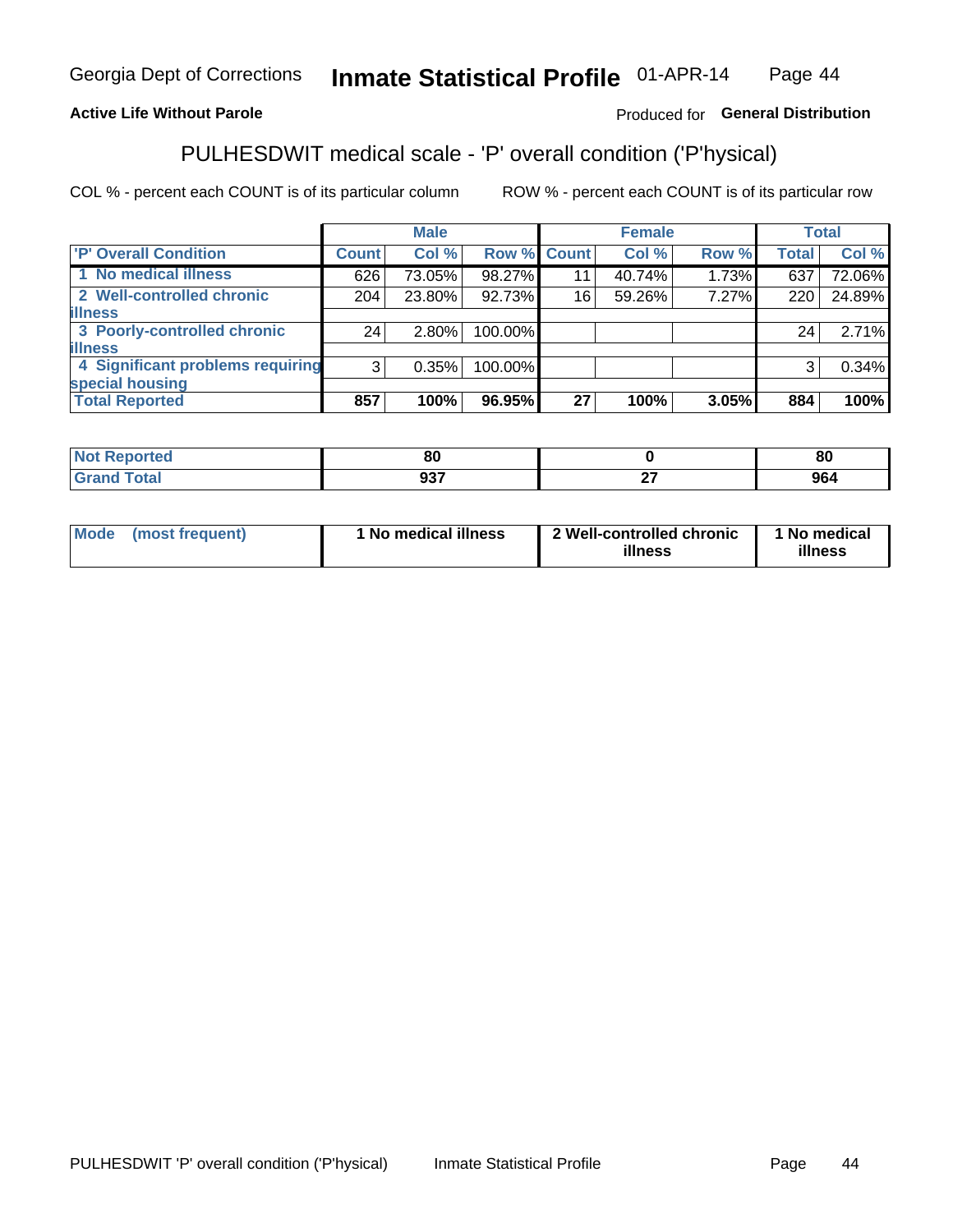Georgia Dept of Corrections **Inmate Statistical Profile** 01-APR-14

**Active Life Without Parole**

Produced for **General Distribution**

## PULHESDWIT medical scale - 'P' overall condition ('P'hysical)

COL % - percent each COUNT is of its particular column

ROW % - percent each COUNT is of its particular row

| | Male | | | Female | | | Total | |
|---|---|---|---|---|---|---|---|---|
| 'P' Overall Condition | Count | Col % | Row % | Count | Col % | Row % | Total | Col % |
| 1 No medical illness | 626 | 73.05% | 98.27% | 11 | 40.74% | 1.73% | 637 | 72.06% |
| 2 Well-controlled chronic illness | 204 | 23.80% | 92.73% | 16 | 59.26% | 7.27% | 220 | 24.89% |
| 3 Poorly-controlled chronic illness | 24 | 2.80% | 100.00% | | | | 24 | 2.71% |
| 4 Significant problems requiring special housing | 3 | 0.35% | 100.00% | | | | 3 | 0.34% |
| **Total Reported** | **857** | **100%** | **96.95%** | **27** | **100%** | **3.05%** | **884** | **100%** |

| | Male | Female | Total |
|---|---|---|---|
| Not Reported | 80 | 0 | 80 |
| Grand Total | 937 | 27 | 964 |

| | Male | Female | Total |
|---|---|---|---|
| Mode (most frequent) | 1 No medical illness | 2 Well-controlled chronic illness | 1 No medical illness |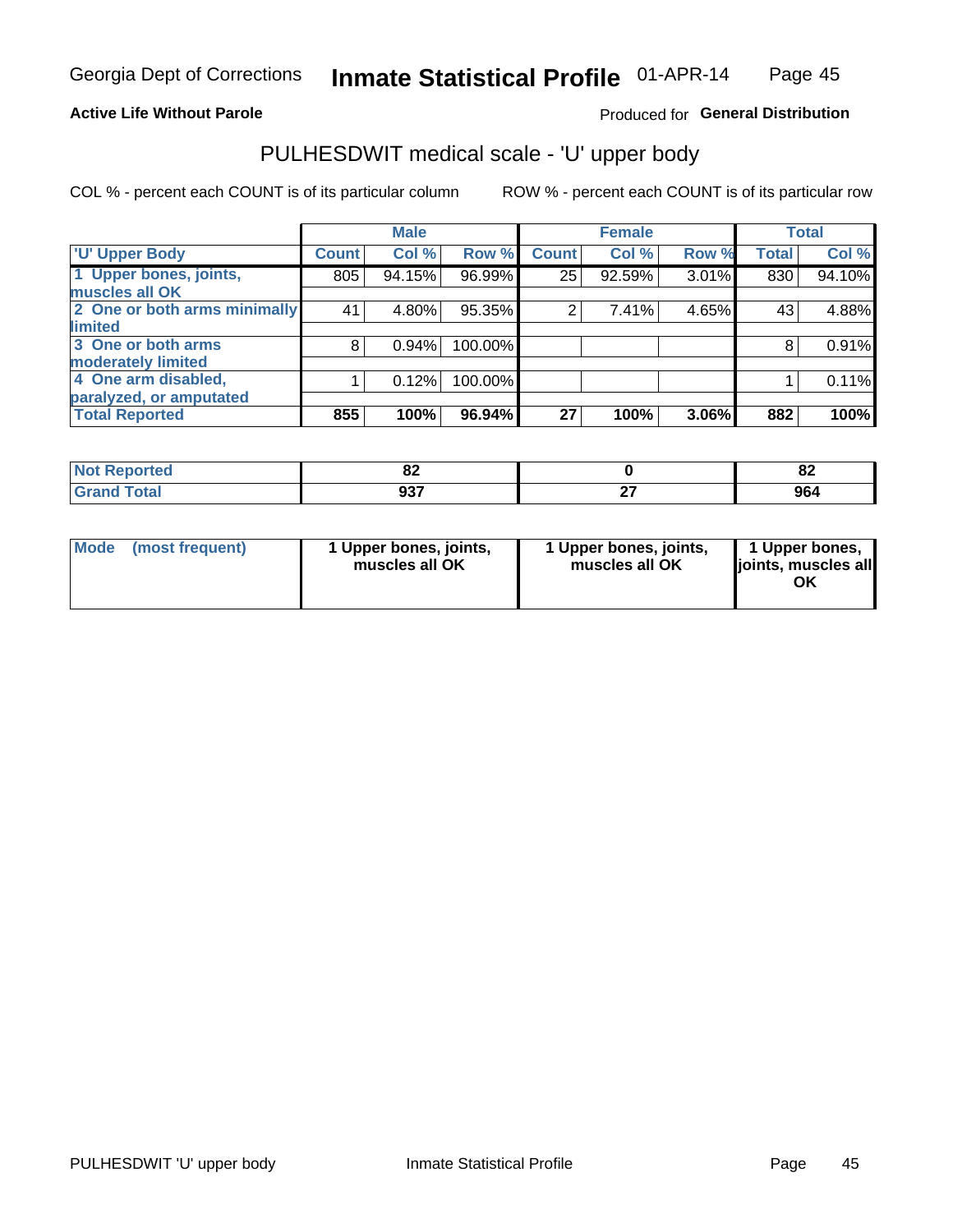# Inmate Statistical Profile

Georgia Dept of Corrections — 01-APR-14

**Active Life Without Parole**

Produced for **General Distribution**

## PULHESDWIT medical scale - 'U' upper body

COL % - percent each COUNT is of its particular column

ROW % - percent each COUNT is of its particular row

| 'U' Upper Body | Male | | | Female | | | Total | |
|---|---|---|---|---|---|---|---|---|
| | Count | Col % | Row % | Count | Col % | Row % | Total | Col % |
| 1 Upper bones, joints, muscles all OK | 805 | 94.15% | 96.99% | 25 | 92.59% | 3.01% | 830 | 94.10% |
| 2 One or both arms minimally limited | 41 | 4.80% | 95.35% | 2 | 7.41% | 4.65% | 43 | 4.88% |
| 3 One or both arms moderately limited | 8 | 0.94% | 100.00% | | | | 8 | 0.91% |
| 4 One arm disabled, paralyzed, or amputated | 1 | 0.12% | 100.00% | | | | 1 | 0.11% |
| **Total Reported** | **855** | **100%** | **96.94%** | **27** | **100%** | **3.06%** | **882** | **100%** |

| | Male | Female | Total |
|---|---|---|---|
| Not Reported | 82 | 0 | 82 |
| Grand Total | 937 | 27 | 964 |

| | Male | Female | Total |
|---|---|---|---|
| Mode (most frequent) | 1 Upper bones, joints, muscles all OK | 1 Upper bones, joints, muscles all OK | 1 Upper bones, joints, muscles all OK |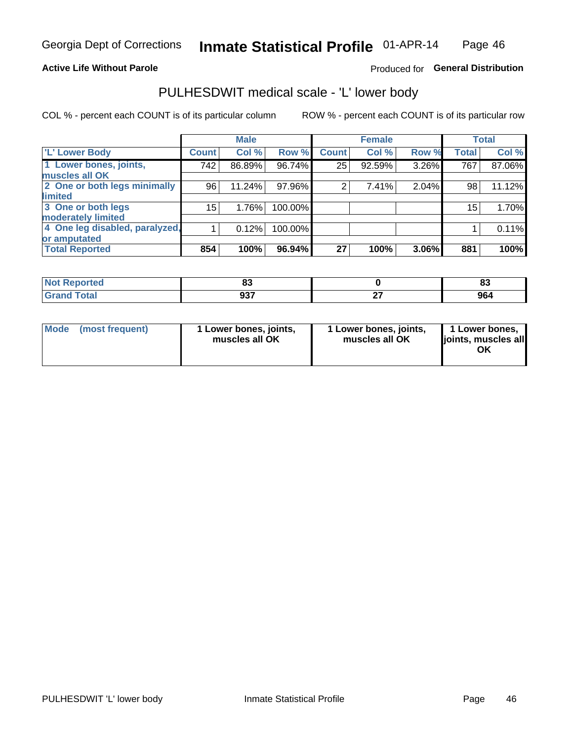Georgia Dept of Corrections **Inmate Statistical Profile** 01-APR-14

**Active Life Without Parole**

Produced for **General Distribution**

## PULHESDWIT medical scale - 'L' lower body

COL % - percent each COUNT is of its particular column    ROW % - percent each COUNT is of its particular row

| | Male | | | Female | | | Total | |
|---|---|---|---|---|---|---|---|---|
| 'L' Lower Body | Count | Col % | Row % | Count | Col % | Row % | Total | Col % |
| 1 Lower bones, joints, muscles all OK | 742 | 86.89% | 96.74% | 25 | 92.59% | 3.26% | 767 | 87.06% |
| 2 One or both legs minimally limited | 96 | 11.24% | 97.96% | 2 | 7.41% | 2.04% | 98 | 11.12% |
| 3 One or both legs moderately limited | 15 | 1.76% | 100.00% | | | | 15 | 1.70% |
| 4 One leg disabled, paralyzed, or amputated | 1 | 0.12% | 100.00% | | | | 1 | 0.11% |
| **Total Reported** | **854** | **100%** | **96.94%** | **27** | **100%** | **3.06%** | **881** | **100%** |

| | Male | Female | Total |
|---|---|---|---|
| Not Reported | 83 | 0 | 83 |
| Grand Total | 937 | 27 | 964 |

| | Male | Female | Total |
|---|---|---|---|
| Mode (most frequent) | 1 Lower bones, joints, muscles all OK | 1 Lower bones, joints, muscles all OK | 1 Lower bones, joints, muscles all OK |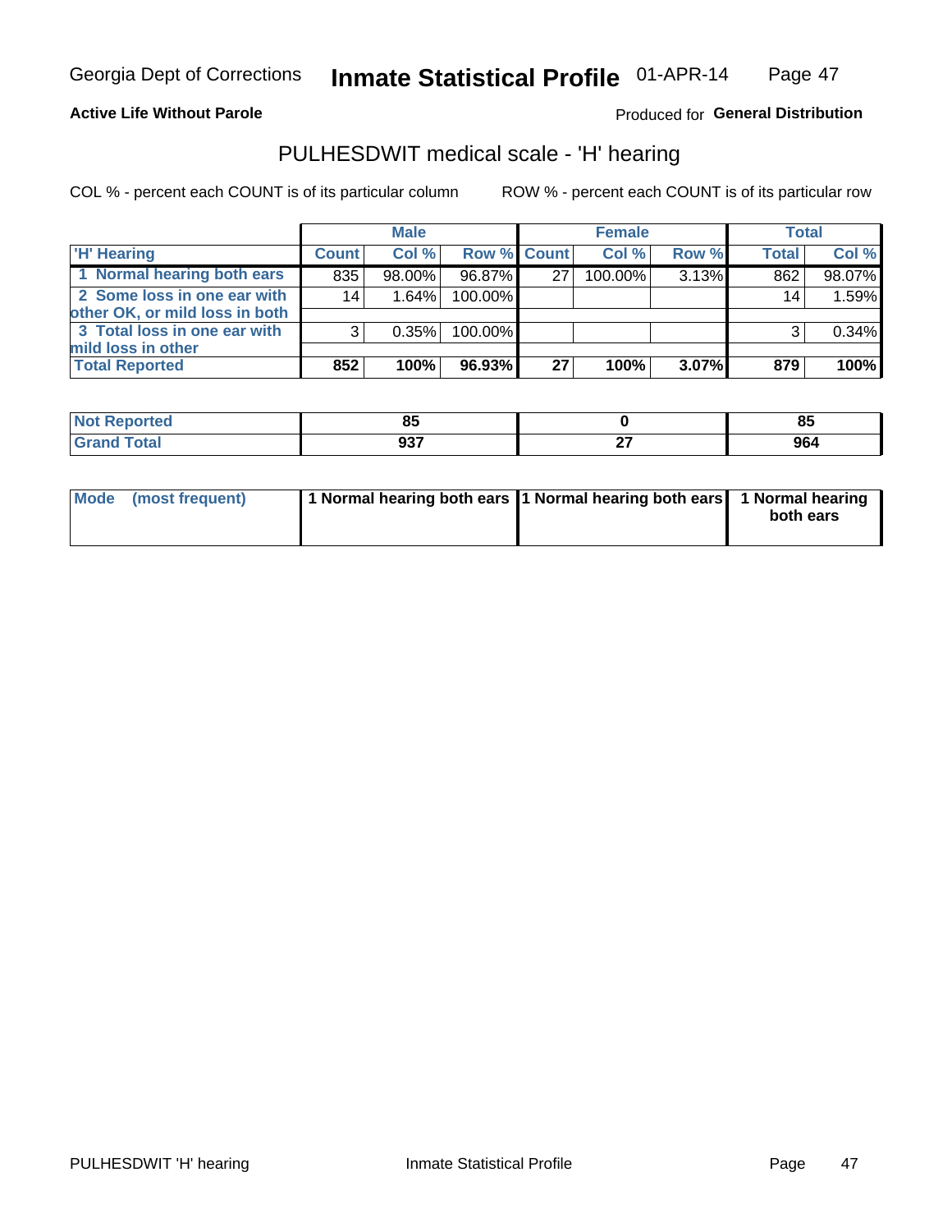Georgia Dept of Corrections **Inmate Statistical Profile** 01-APR-14

**Active Life Without Parole**

Produced for **General Distribution**

## PULHESDWIT medical scale - 'H' hearing

COL % - percent each COUNT is of its particular column

ROW % - percent each COUNT is of its particular row

| | Male | | | Female | | | Total | |
|---|---|---|---|---|---|---|---|---|
| 'H' Hearing | Count | Col % | Row % | Count | Col % | Row % | Total | Col % |
| 1 Normal hearing both ears | 835 | 98.00% | 96.87% | 27 | 100.00% | 3.13% | 862 | 98.07% |
| 2 Some loss in one ear with other OK, or mild loss in both | 14 | 1.64% | 100.00% | | | | 14 | 1.59% |
| 3 Total loss in one ear with mild loss in other | 3 | 0.35% | 100.00% | | | | 3 | 0.34% |
| **Total Reported** | **852** | **100%** | **96.93%** | **27** | **100%** | **3.07%** | **879** | **100%** |

| | Male | Female | Total |
|---|---|---|---|
| Not Reported | 85 | 0 | 85 |
| Grand Total | 937 | 27 | 964 |

| | Male | Female | Total |
|---|---|---|---|
| Mode (most frequent) | 1 Normal hearing both ears | 1 Normal hearing both ears | 1 Normal hearing both ears |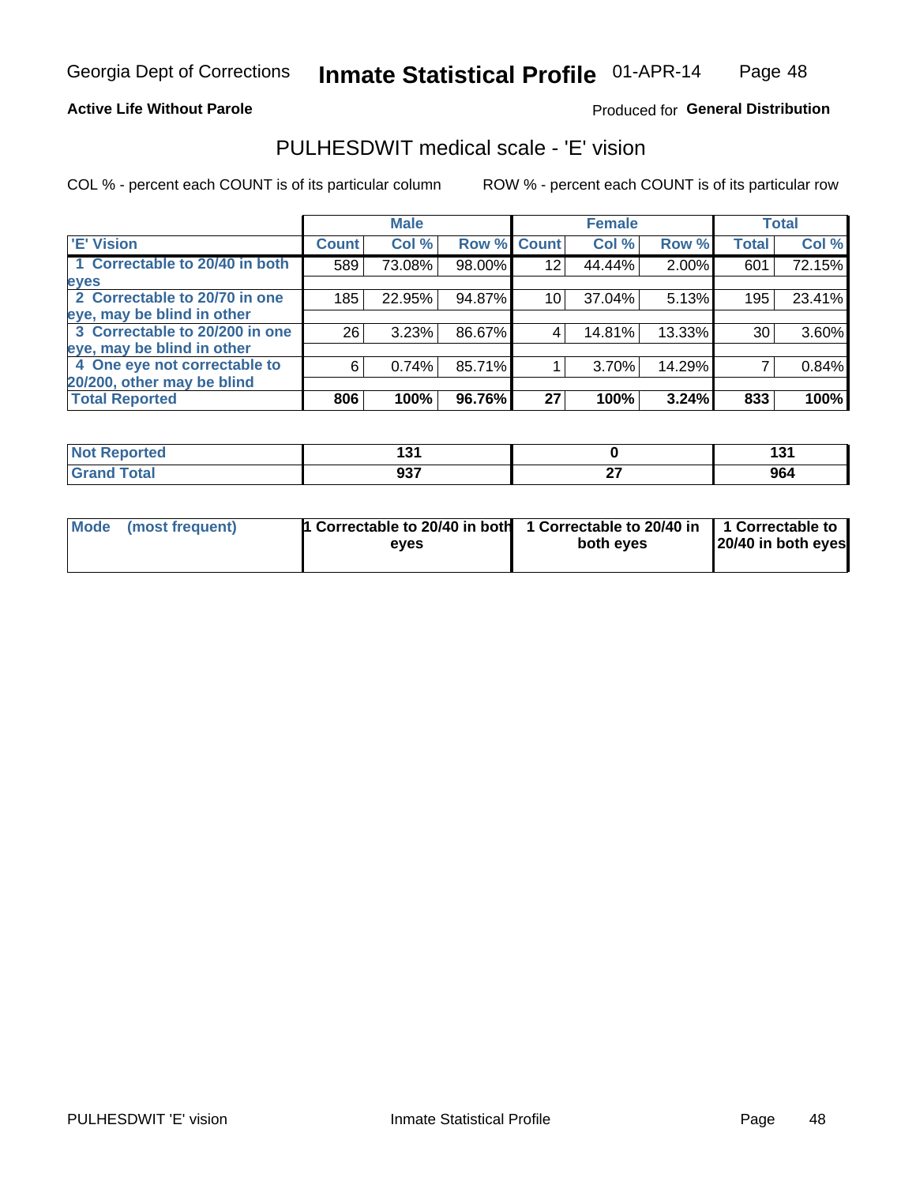Georgia Dept of Corrections **Inmate Statistical Profile** 01-APR-14

**Active Life Without Parole**

Produced for **General Distribution**

## PULHESDWIT medical scale - 'E' vision

COL % - percent each COUNT is of its particular column

ROW % - percent each COUNT is of its particular row

| | Male | | | Female | | | Total | |
|---|---|---|---|---|---|---|---|---|
| **'E' Vision** | **Count** | **Col %** | **Row %** | **Count** | **Col %** | **Row %** | **Total** | **Col %** |
| **1 Correctable to 20/40 in both eyes** | 589 | 73.08% | 98.00% | 12 | 44.44% | 2.00% | 601 | 72.15% |
| **2 Correctable to 20/70 in one eye, may be blind in other** | 185 | 22.95% | 94.87% | 10 | 37.04% | 5.13% | 195 | 23.41% |
| **3 Correctable to 20/200 in one eye, may be blind in other** | 26 | 3.23% | 86.67% | 4 | 14.81% | 13.33% | 30 | 3.60% |
| **4 One eye not correctable to 20/200, other may be blind** | 6 | 0.74% | 85.71% | 1 | 3.70% | 14.29% | 7 | 0.84% |
| **Total Reported** | **806** | **100%** | **96.76%** | **27** | **100%** | **3.24%** | **833** | **100%** |

| | Male | Female | Total |
|---|---|---|---|
| **Not Reported** | **131** | **0** | **131** |
| **Grand Total** | **937** | **27** | **964** |

| | Male | Female | Total |
|---|---|---|---|
| **Mode (most frequent)** | **1 Correctable to 20/40 in both eyes** | **1 Correctable to 20/40 in both eyes** | **1 Correctable to 20/40 in both eyes** |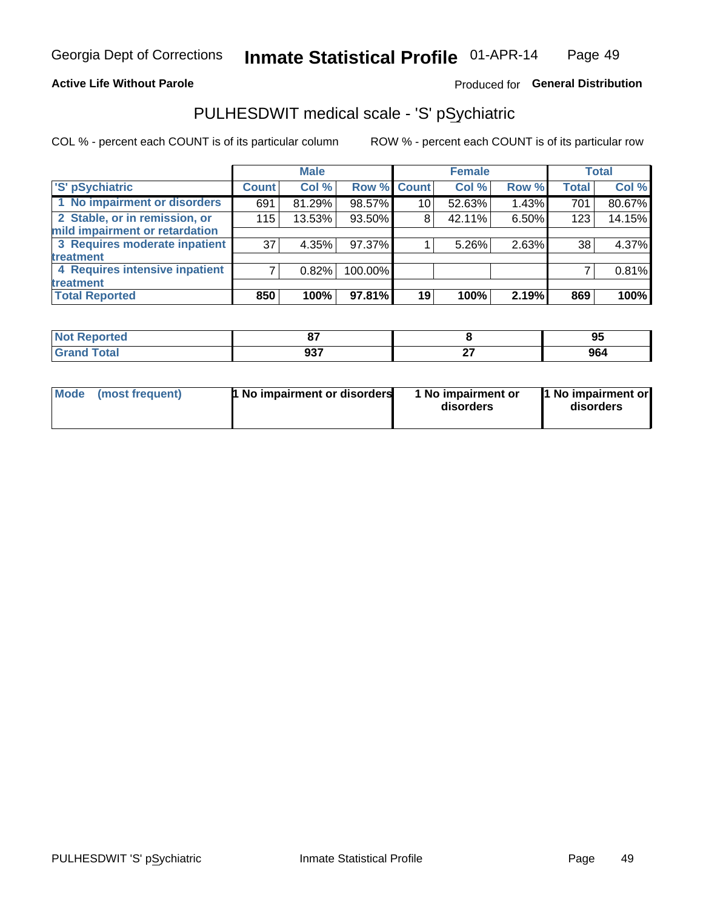Georgia Dept of Corrections **Inmate Statistical Profile** 01-APR-14

**Active Life Without Parole**

Produced for **General Distribution**

## PULHESDWIT medical scale - 'S' pSychiatric

COL % - percent each COUNT is of its particular column

ROW % - percent each COUNT is of its particular row

| | Male | | | Female | | | Total | |
|---|---|---|---|---|---|---|---|---|
| 'S' pSychiatric | Count | Col % | Row % | Count | Col % | Row % | Total | Col % |
| 1 No impairment or disorders | 691 | 81.29% | 98.57% | 10 | 52.63% | 1.43% | 701 | 80.67% |
| 2 Stable, or in remission, or mild impairment or retardation | 115 | 13.53% | 93.50% | 8 | 42.11% | 6.50% | 123 | 14.15% |
| 3 Requires moderate inpatient treatment | 37 | 4.35% | 97.37% | 1 | 5.26% | 2.63% | 38 | 4.37% |
| 4 Requires intensive inpatient treatment | 7 | 0.82% | 100.00% | | | | 7 | 0.81% |
| **Total Reported** | **850** | **100%** | **97.81%** | **19** | **100%** | **2.19%** | **869** | **100%** |

| | Male | Female | Total |
|---|---|---|---|
| Not Reported | 87 | 8 | 95 |
| Grand Total | 937 | 27 | 964 |

| | Male | Female | Total |
|---|---|---|---|
| Mode (most frequent) | 1 No impairment or disorders | 1 No impairment or disorders | 1 No impairment or disorders |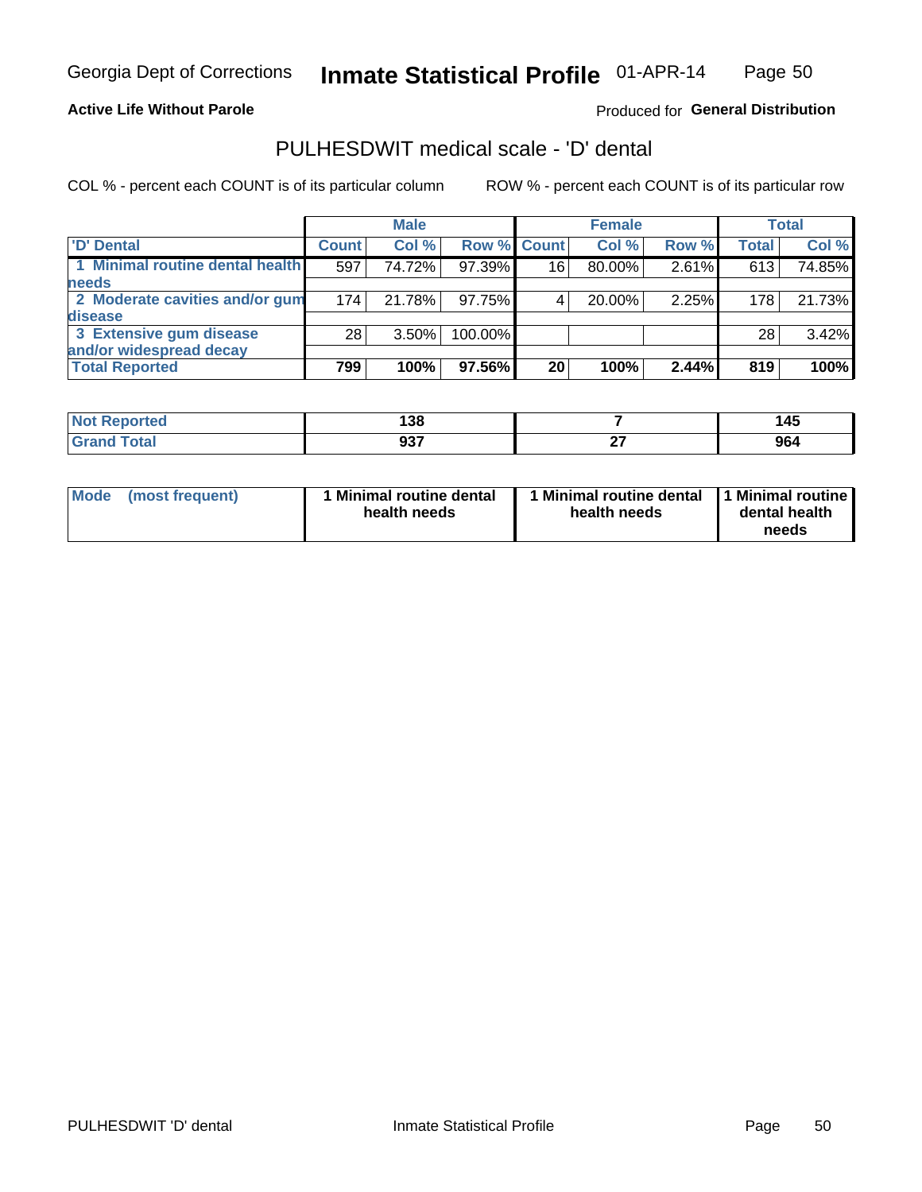Georgia Dept of Corrections **Inmate Statistical Profile** 01-APR-14

**Active Life Without Parole**

Produced for **General Distribution**

## PULHESDWIT medical scale - 'D' dental

COL % - percent each COUNT is of its particular column

ROW % - percent each COUNT is of its particular row

| | Male | | | Female | | | Total | |
|---|---|---|---|---|---|---|---|---|
| 'D' Dental | Count | Col % | Row % | Count | Col % | Row % | Total | Col % |
| 1 Minimal routine dental health needs | 597 | 74.72% | 97.39% | 16 | 80.00% | 2.61% | 613 | 74.85% |
| 2 Moderate cavities and/or gum disease | 174 | 21.78% | 97.75% | 4 | 20.00% | 2.25% | 178 | 21.73% |
| 3 Extensive gum disease and/or widespread decay | 28 | 3.50% | 100.00% | | | | 28 | 3.42% |
| **Total Reported** | **799** | **100%** | **97.56%** | **20** | **100%** | **2.44%** | **819** | **100%** |

| | Male | Female | Total |
|---|---|---|---|
| Not Reported | **138** | **7** | **145** |
| Grand Total | **937** | **27** | **964** |

| | Male | Female | Total |
|---|---|---|---|
| Mode (most frequent) | **1 Minimal routine dental health needs** | **1 Minimal routine dental health needs** | **1 Minimal routine dental health needs** |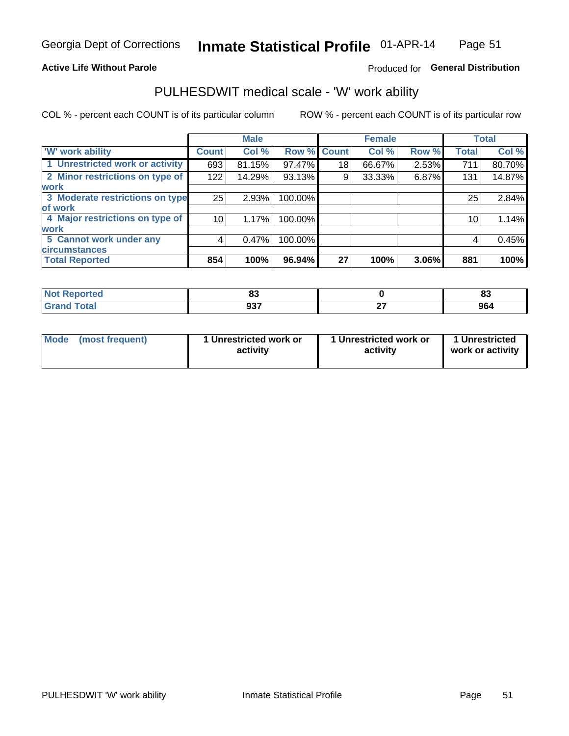Georgia Dept of Corrections **Inmate Statistical Profile** 01-APR-14

**Active Life Without Parole**

Produced for **General Distribution**

## PULHESDWIT medical scale - 'W' work ability

COL % - percent each COUNT is of its particular column    ROW % - percent each COUNT is of its particular row

| | Male | | | Female | | | Total | |
|---|---|---|---|---|---|---|---|---|
| 'W' work ability | Count | Col % | Row % | Count | Col % | Row % | Total | Col % |
| 1 Unrestricted work or activity | 693 | 81.15% | 97.47% | 18 | 66.67% | 2.53% | 711 | 80.70% |
| 2 Minor restrictions on type of work | 122 | 14.29% | 93.13% | 9 | 33.33% | 6.87% | 131 | 14.87% |
| 3 Moderate restrictions on type of work | 25 | 2.93% | 100.00% | | | | 25 | 2.84% |
| 4 Major restrictions on type of work | 10 | 1.17% | 100.00% | | | | 10 | 1.14% |
| 5 Cannot work under any circumstances | 4 | 0.47% | 100.00% | | | | 4 | 0.45% |
| **Total Reported** | **854** | **100%** | **96.94%** | **27** | **100%** | **3.06%** | **881** | **100%** |

| | Male | Female | Total |
|---|---|---|---|
| Not Reported | 83 | 0 | 83 |
| Grand Total | 937 | 27 | 964 |

| | Male | Female | Total |
|---|---|---|---|
| Mode (most frequent) | 1 Unrestricted work or activity | 1 Unrestricted work or activity | 1 Unrestricted work or activity |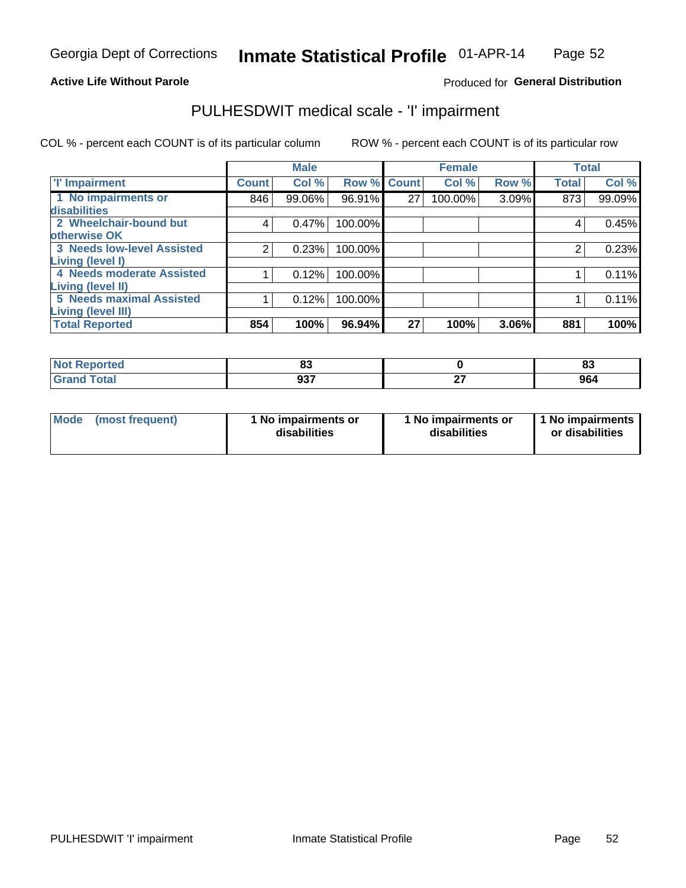Georgia Dept of Corrections **Inmate Statistical Profile** 01-APR-14

**Active Life Without Parole**

Produced for **General Distribution**

## PULHESDWIT medical scale - 'I' impairment

COL % - percent each COUNT is of its particular column        ROW % - percent each COUNT is of its particular row

| | Male | | | Female | | | Total | |
|---|---|---|---|---|---|---|---|---|
| **'I' Impairment** | **Count** | **Col %** | **Row %** | **Count** | **Col %** | **Row %** | **Total** | **Col %** |
| **1 No impairments or disabilities** | 846 | 99.06% | 96.91% | 27 | 100.00% | 3.09% | 873 | 99.09% |
| **2 Wheelchair-bound but otherwise OK** | 4 | 0.47% | 100.00% | | | | 4 | 0.45% |
| **3 Needs low-level Assisted Living (level I)** | 2 | 0.23% | 100.00% | | | | 2 | 0.23% |
| **4 Needs moderate Assisted Living (level II)** | 1 | 0.12% | 100.00% | | | | 1 | 0.11% |
| **5 Needs maximal Assisted Living (level III)** | 1 | 0.12% | 100.00% | | | | 1 | 0.11% |
| **Total Reported** | **854** | **100%** | **96.94%** | **27** | **100%** | **3.06%** | **881** | **100%** |

| | Male | Female | Total |
|---|---|---|---|
| **Not Reported** | **83** | **0** | **83** |
| **Grand Total** | **937** | **27** | **964** |

| | Male | Female | Total |
|---|---|---|---|
| **Mode (most frequent)** | **1 No impairments or disabilities** | **1 No impairments or disabilities** | **1 No impairments or disabilities** |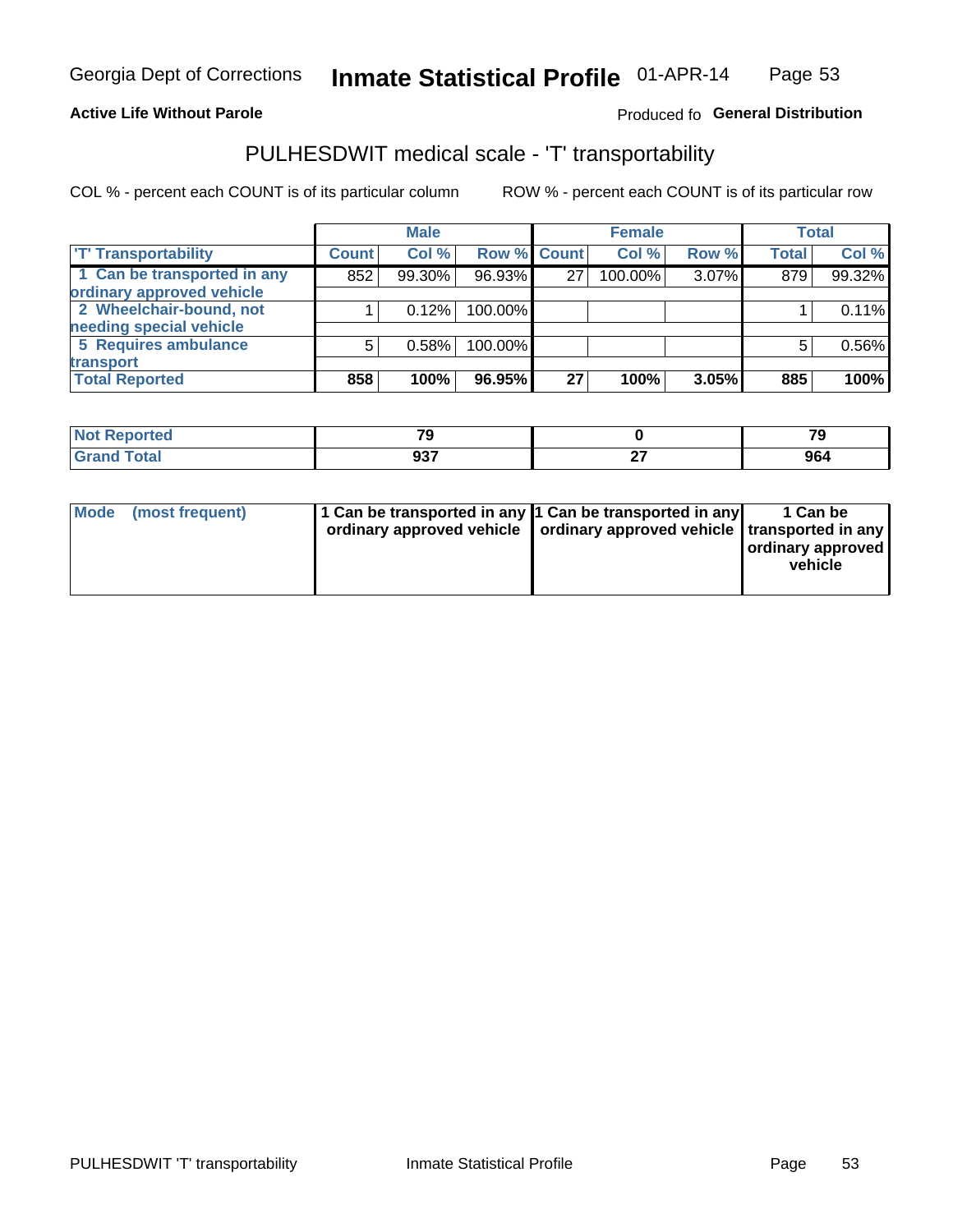Georgia Dept of Corrections **Inmate Statistical Profile** 01-APR-14

**Active Life Without Parole**

Produced fo **General Distribution**

## PULHESDWIT medical scale - 'T' transportability

COL % - percent each COUNT is of its particular column ROW % - percent each COUNT is of its particular row

| | Male | | | Female | | | Total | |
|---|---|---|---|---|---|---|---|---|
| 'T' Transportability | Count | Col % | Row % | Count | Col % | Row % | Total | Col % |
| 1 Can be transported in any ordinary approved vehicle | 852 | 99.30% | 96.93% | 27 | 100.00% | 3.07% | 879 | 99.32% |
| 2 Wheelchair-bound, not needing special vehicle | 1 | 0.12% | 100.00% | | | | 1 | 0.11% |
| 5 Requires ambulance transport | 5 | 0.58% | 100.00% | | | | 5 | 0.56% |
| **Total Reported** | **858** | **100%** | **96.95%** | **27** | **100%** | **3.05%** | **885** | **100%** |

| | Male | Female | Total |
|---|---|---|---|
| Not Reported | 79 | 0 | 79 |
| Grand Total | 937 | 27 | 964 |

| | Male | Female | Total |
|---|---|---|---|
| Mode (most frequent) | 1 Can be transported in any ordinary approved vehicle | 1 Can be transported in any ordinary approved vehicle | 1 Can be transported in any ordinary approved vehicle |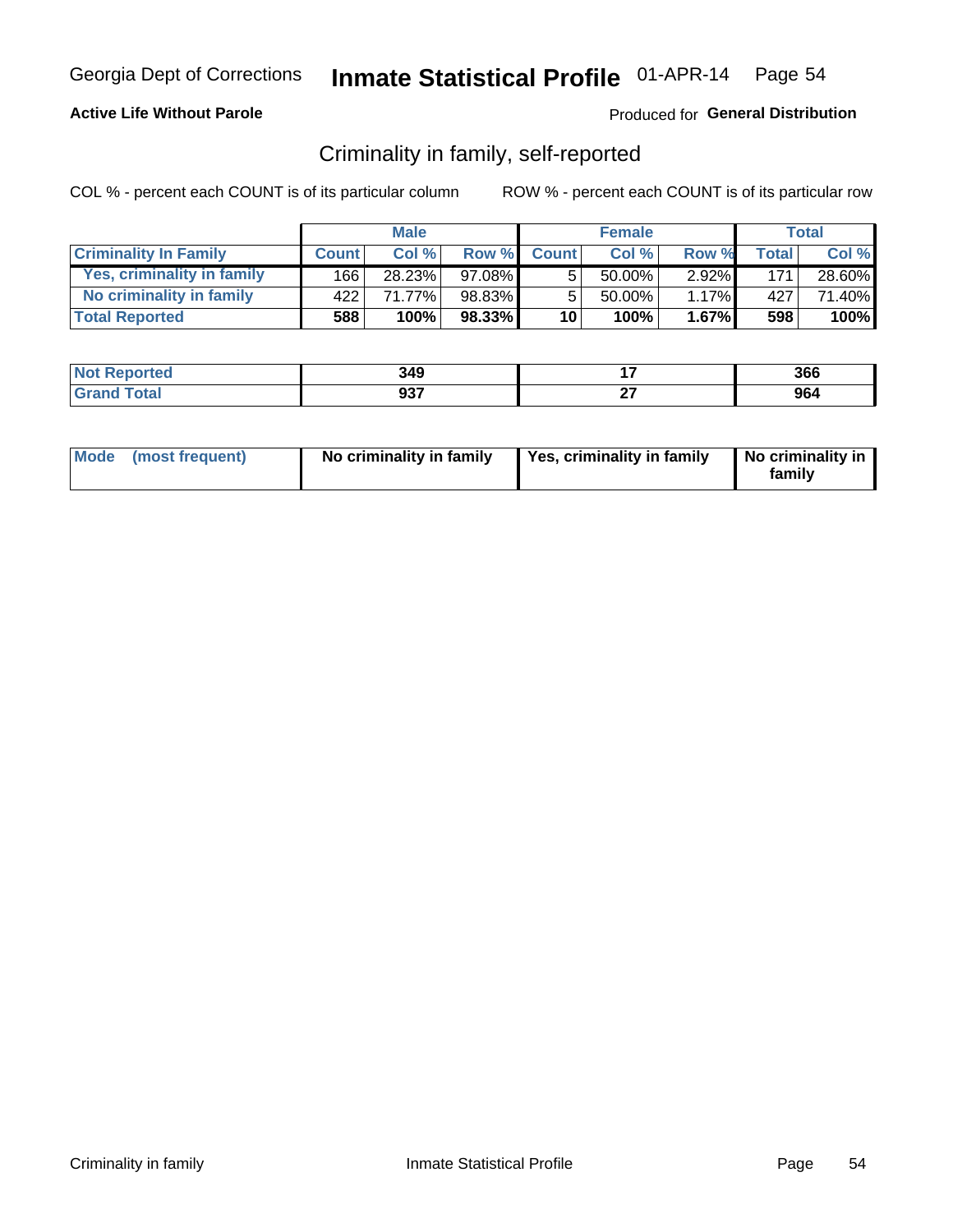Georgia Dept of Corrections **Inmate Statistical Profile** 01-APR-14

**Active Life Without Parole**

Produced for **General Distribution**

## Criminality in family, self-reported

COL % - percent each COUNT is of its particular column     ROW % - percent each COUNT is of its particular row

| | Male | | | Female | | | Total | |
|---|---|---|---|---|---|---|---|---|
| **Criminality In Family** | **Count** | **Col %** | **Row %** | **Count** | **Col %** | **Row %** | **Total** | **Col %** |
| **Yes, criminality in family** | 166 | 28.23% | 97.08% | 5 | 50.00% | 2.92% | 171 | 28.60% |
| **No criminality in family** | 422 | 71.77% | 98.83% | 5 | 50.00% | 1.17% | 427 | 71.40% |
| **Total Reported** | **588** | **100%** | **98.33%** | **10** | **100%** | **1.67%** | **598** | **100%** |

| | Male | Female | Total |
|---|---|---|---|
| **Not Reported** | **349** | **17** | **366** |
| **Grand Total** | **937** | **27** | **964** |

| | Male | Female | Total |
|---|---|---|---|
| **Mode (most frequent)** | **No criminality in family** | **Yes, criminality in family** | **No criminality in family** |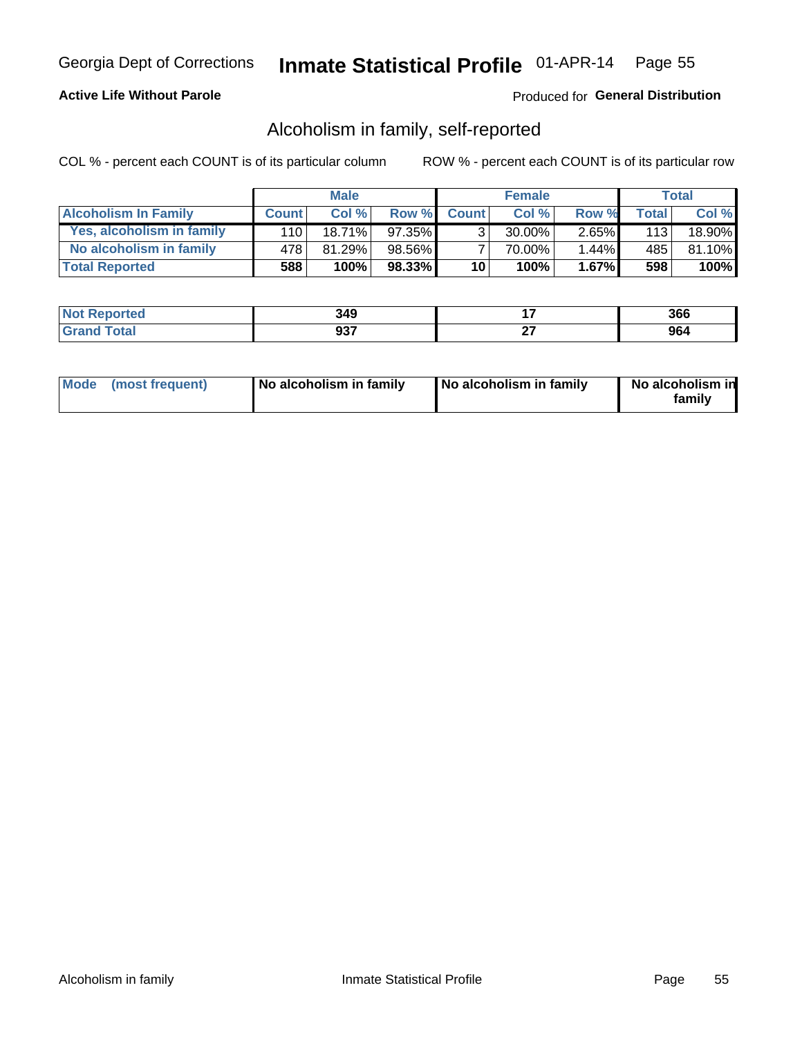Georgia Dept of Corrections **Inmate Statistical Profile** 01-APR-14 Page 55

**Active Life Without Parole**

Produced for **General Distribution**

## Alcoholism in family, self-reported

COL % - percent each COUNT is of its particular column

ROW % - percent each COUNT is of its particular row

| | Male | | | Female | | | Total | |
|---|---|---|---|---|---|---|---|---|
| **Alcoholism In Family** | **Count** | **Col %** | **Row %** | **Count** | **Col %** | **Row %** | **Total** | **Col %** |
| **Yes, alcoholism in family** | 110 | 18.71% | 97.35% | 3 | 30.00% | 2.65% | 113 | 18.90% |
| **No alcoholism in family** | 478 | 81.29% | 98.56% | 7 | 70.00% | 1.44% | 485 | 81.10% |
| **Total Reported** | **588** | **100%** | **98.33%** | **10** | **100%** | **1.67%** | **598** | **100%** |

| | Male | Female | Total |
|---|---|---|---|
| **Not Reported** | **349** | **17** | **366** |
| **Grand Total** | **937** | **27** | **964** |

| | Male | Female | Total |
|---|---|---|---|
| **Mode (most frequent)** | **No alcoholism in family** | **No alcoholism in family** | **No alcoholism in family** |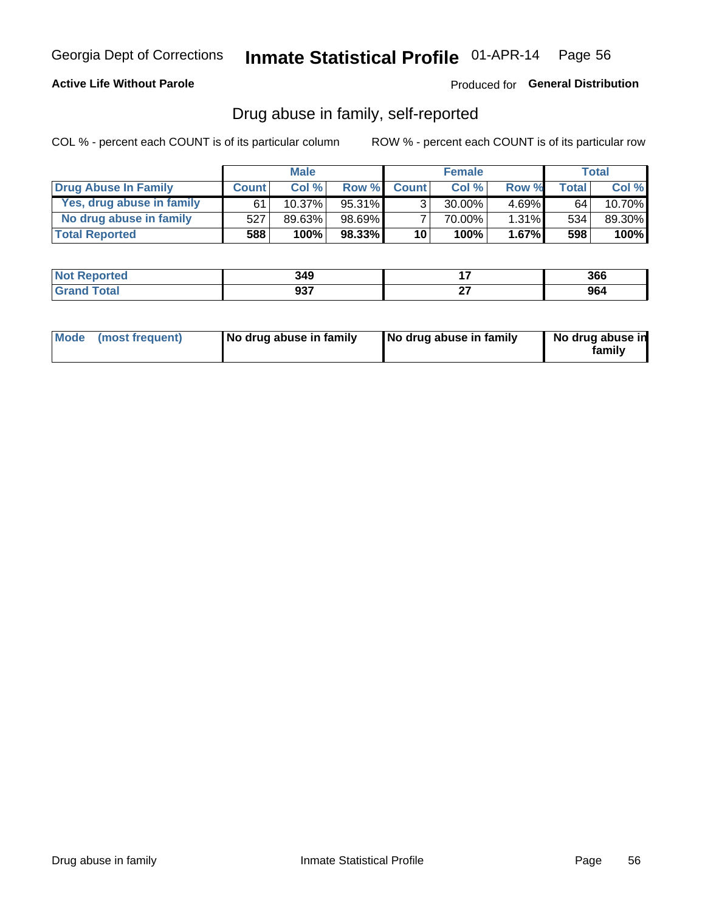Georgia Dept of Corrections **Inmate Statistical Profile** 01-APR-14 Page 56

**Active Life Without Parole**

Produced for **General Distribution**

## Drug abuse in family, self-reported

COL % - percent each COUNT is of its particular column

ROW % - percent each COUNT is of its particular row

| | Male | | | Female | | | Total | |
|---|---|---|---|---|---|---|---|---|
| **Drug Abuse In Family** | **Count** | **Col %** | **Row %** | **Count** | **Col %** | **Row %** | **Total** | **Col %** |
| Yes, drug abuse in family | 61 | 10.37% | 95.31% | 3 | 30.00% | 4.69% | 64 | 10.70% |
| No drug abuse in family | 527 | 89.63% | 98.69% | 7 | 70.00% | 1.31% | 534 | 89.30% |
| **Total Reported** | **588** | **100%** | **98.33%** | **10** | **100%** | **1.67%** | **598** | **100%** |

| | Male | Female | Total |
|---|---|---|---|
| **Not Reported** | **349** | **17** | **366** |
| **Grand Total** | **937** | **27** | **964** |

| | Male | Female | Total |
|---|---|---|---|
| **Mode (most frequent)** | **No drug abuse in family** | **No drug abuse in family** | **No drug abuse in family** |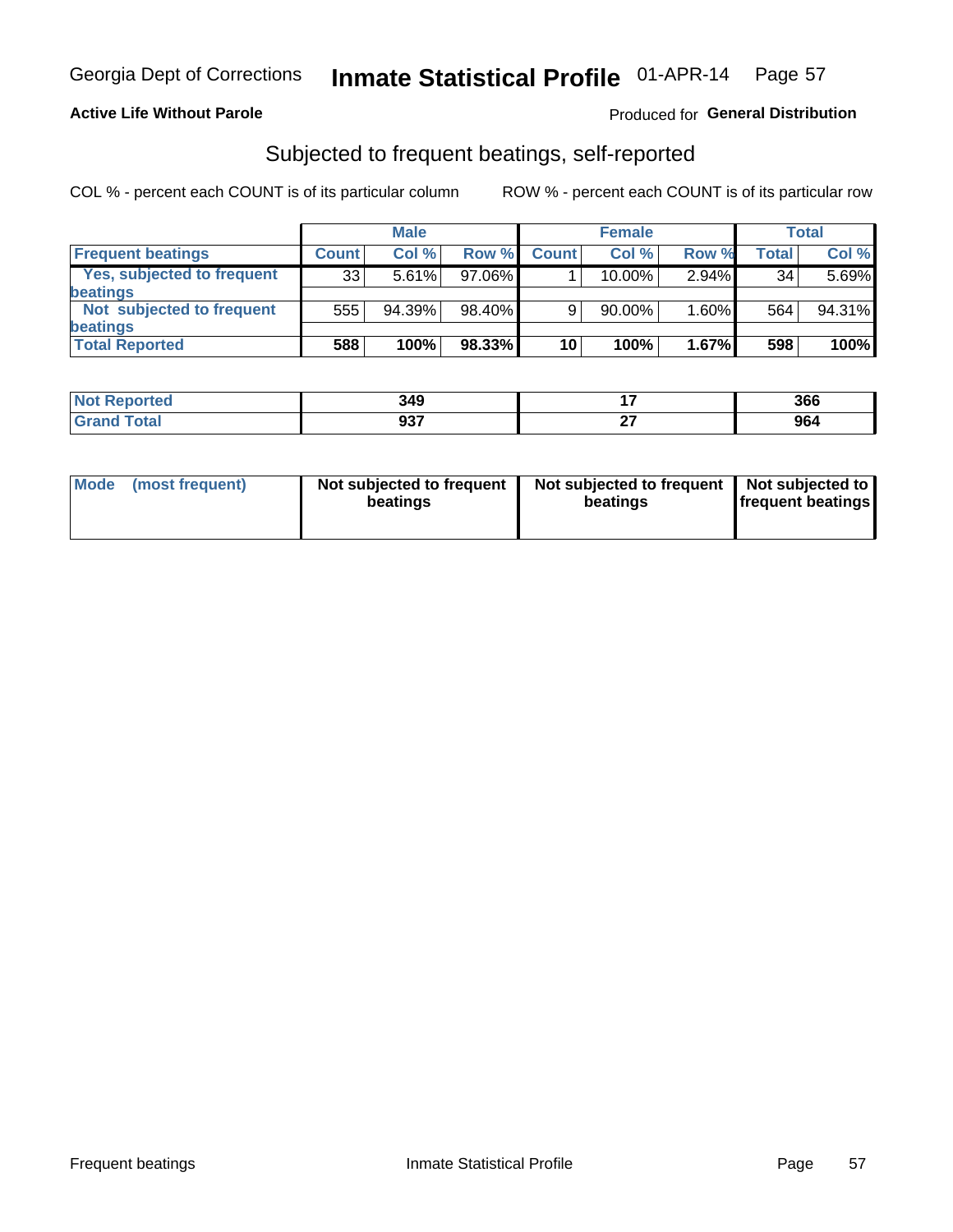Georgia Dept of Corrections **Inmate Statistical Profile** 01-APR-14

**Active Life Without Parole**

Produced for **General Distribution**

## Subjected to frequent beatings, self-reported

COL % - percent each COUNT is of its particular column

ROW % - percent each COUNT is of its particular row

| | Male | | | Female | | | Total | |
|---|---|---|---|---|---|---|---|---|
| **Frequent beatings** | **Count** | **Col %** | **Row %** | **Count** | **Col %** | **Row %** | **Total** | **Col %** |
| **Yes, subjected to frequent beatings** | 33 | 5.61% | 97.06% | 1 | 10.00% | 2.94% | 34 | 5.69% |
| **Not subjected to frequent beatings** | 555 | 94.39% | 98.40% | 9 | 90.00% | 1.60% | 564 | 94.31% |
| **Total Reported** | **588** | **100%** | **98.33%** | **10** | **100%** | **1.67%** | **598** | **100%** |

| | Male | Female | Total |
|---|---|---|---|
| **Not Reported** | **349** | **17** | **366** |
| **Grand Total** | **937** | **27** | **964** |

| | Male | Female | Total |
|---|---|---|---|
| **Mode (most frequent)** | **Not subjected to frequent beatings** | **Not subjected to frequent beatings** | **Not subjected to frequent beatings** |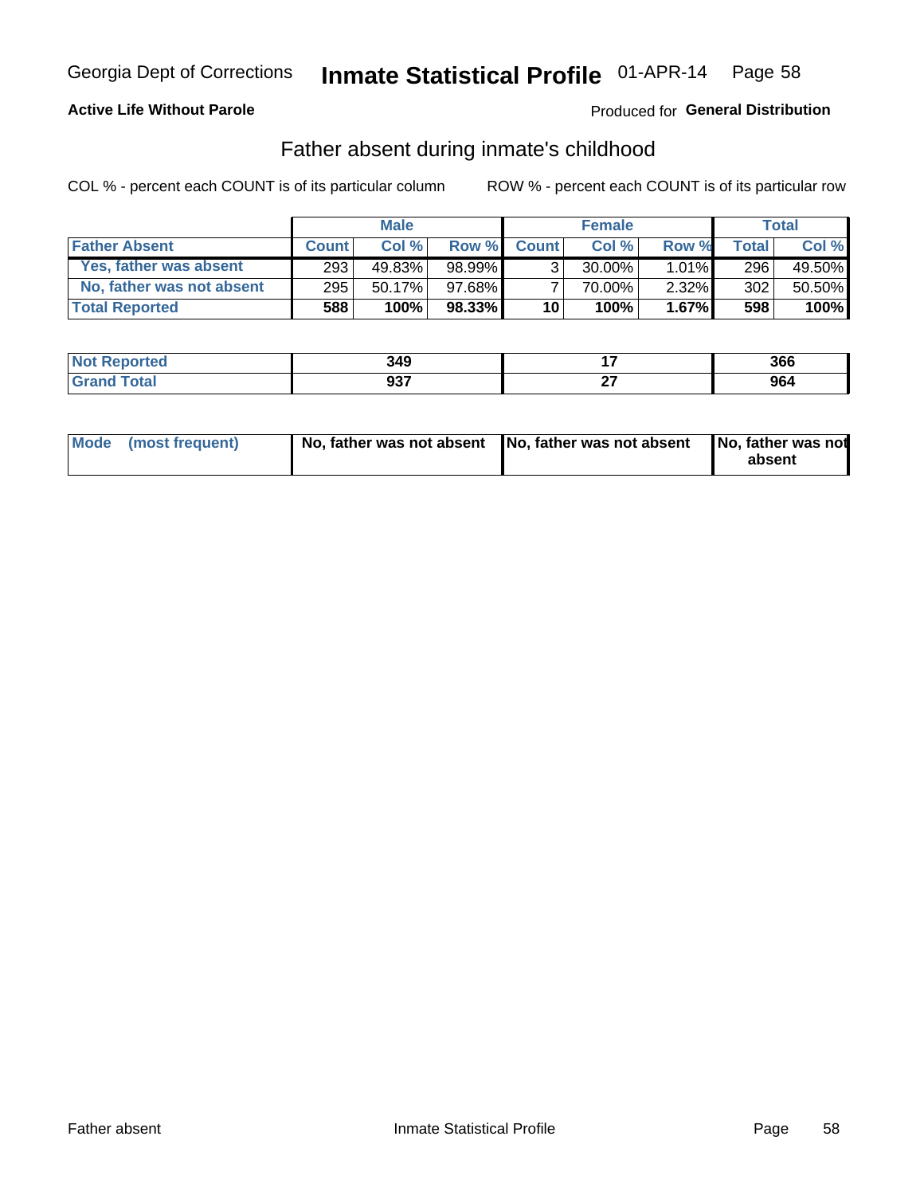Georgia Dept of Corrections **Inmate Statistical Profile** 01-APR-14

**Active Life Without Parole**

Produced for **General Distribution**

## Father absent during inmate's childhood

COL % - percent each COUNT is of its particular column ROW % - percent each COUNT is of its particular row

| | Male | | | Female | | | Total | |
|---|---|---|---|---|---|---|---|---|
| **Father Absent** | **Count** | **Col %** | **Row %** | **Count** | **Col %** | **Row %** | **Total** | **Col %** |
| Yes, father was absent | 293 | 49.83% | 98.99% | 3 | 30.00% | 1.01% | 296 | 49.50% |
| No, father was not absent | 295 | 50.17% | 97.68% | 7 | 70.00% | 2.32% | 302 | 50.50% |
| **Total Reported** | **588** | **100%** | **98.33%** | **10** | **100%** | **1.67%** | **598** | **100%** |

| | Male | Female | Total |
|---|---|---|---|
| **Not Reported** | **349** | **17** | **366** |
| **Grand Total** | **937** | **27** | **964** |

| | Male | Female | Total |
|---|---|---|---|
| **Mode (most frequent)** | **No, father was not absent** | **No, father was not absent** | **No, father was not absent** |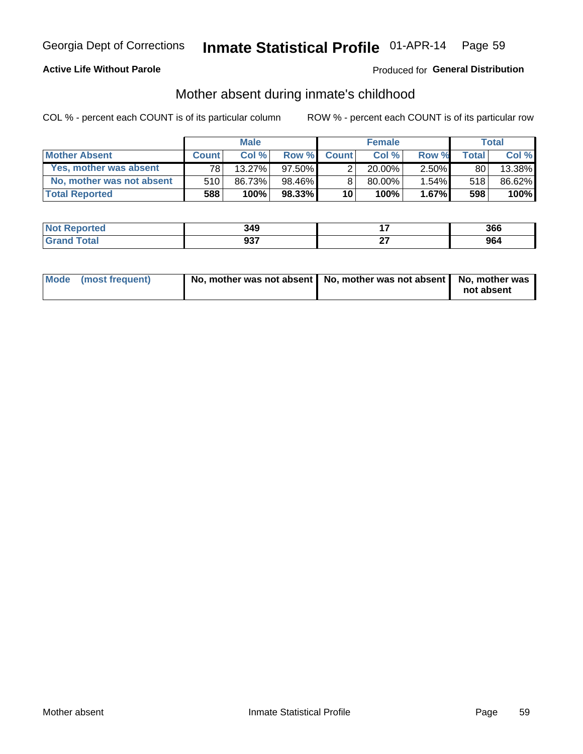Georgia Dept of Corrections **Inmate Statistical Profile** 01-APR-14

**Active Life Without Parole**

Produced for **General Distribution**

## Mother absent during inmate's childhood

COL % - percent each COUNT is of its particular column

ROW % - percent each COUNT is of its particular row

| | Male | | | Female | | | Total | |
|---|---|---|---|---|---|---|---|---|
| **Mother Absent** | **Count** | **Col %** | **Row %** | **Count** | **Col %** | **Row %** | **Total** | **Col %** |
| Yes, mother was absent | 78 | 13.27% | 97.50% | 2 | 20.00% | 2.50% | 80 | 13.38% |
| No, mother was not absent | 510 | 86.73% | 98.46% | 8 | 80.00% | 1.54% | 518 | 86.62% |
| **Total Reported** | **588** | **100%** | **98.33%** | **10** | **100%** | **1.67%** | **598** | **100%** |

| | Male | Female | Total |
|---|---|---|---|
| **Not Reported** | **349** | **17** | **366** |
| **Grand Total** | **937** | **27** | **964** |

| | Male | Female | Total |
|---|---|---|---|
| **Mode (most frequent)** | **No, mother was not absent** | **No, mother was not absent** | **No, mother was not absent** |

Mother absent Inmate Statistical Profile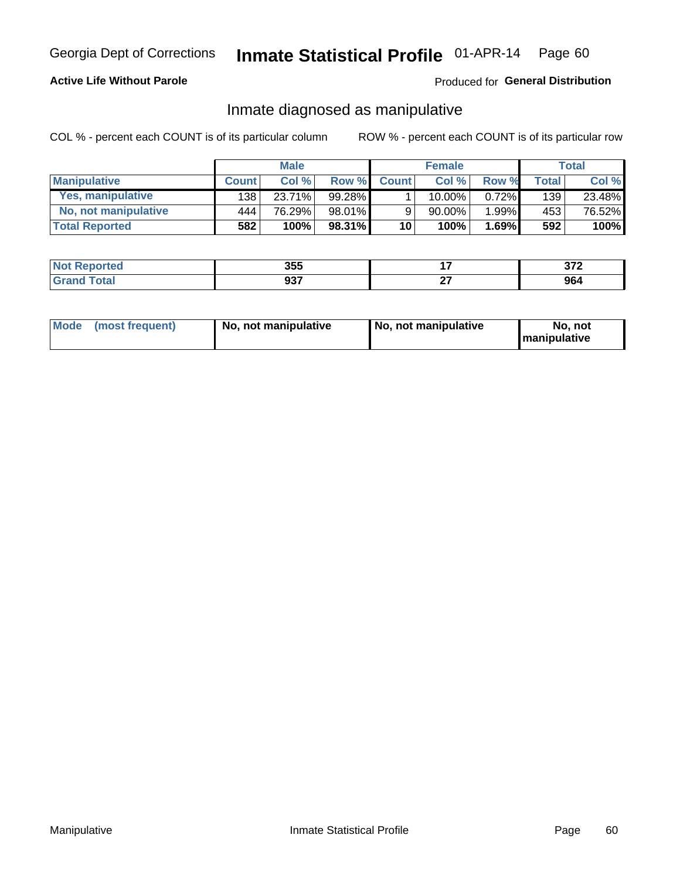Georgia Dept of Corrections **Inmate Statistical Profile** 01-APR-14

**Active Life Without Parole**

Produced for **General Distribution**

## Inmate diagnosed as manipulative

COL % - percent each COUNT is of its particular column

ROW % - percent each COUNT is of its particular row

| | Male | | | Female | | | Total | |
|---|---|---|---|---|---|---|---|---|
| **Manipulative** | **Count** | **Col %** | **Row %** | **Count** | **Col %** | **Row %** | **Total** | **Col %** |
| **Yes, manipulative** | 138 | 23.71% | 99.28% | 1 | 10.00% | 0.72% | 139 | 23.48% |
| **No, not manipulative** | 444 | 76.29% | 98.01% | 9 | 90.00% | 1.99% | 453 | 76.52% |
| **Total Reported** | **582** | **100%** | **98.31%** | **10** | **100%** | **1.69%** | **592** | **100%** |

| | Male | Female | Total |
|---|---|---|---|
| **Not Reported** | **355** | **17** | **372** |
| **Grand Total** | **937** | **27** | **964** |

| | Male | Female | Total |
|---|---|---|---|
| **Mode (most frequent)** | **No, not manipulative** | **No, not manipulative** | **No, not manipulative** |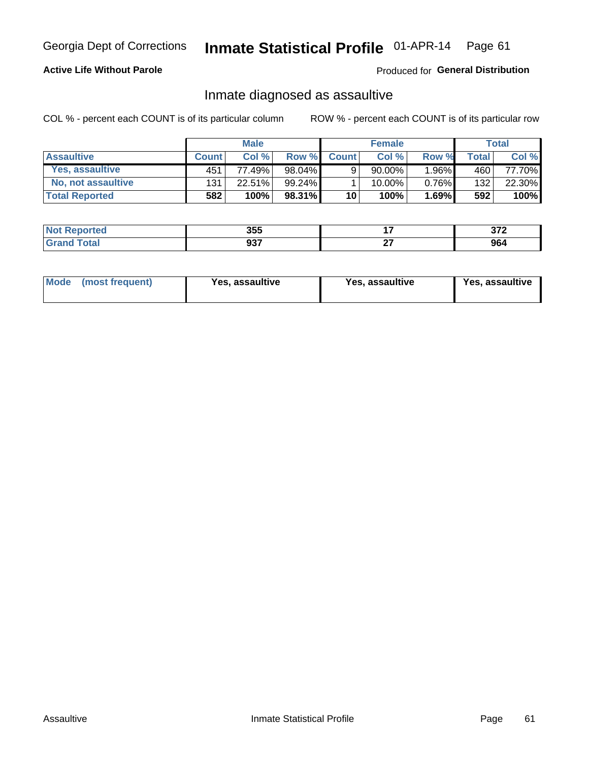Georgia Dept of Corrections **Inmate Statistical Profile** 01-APR-14

**Active Life Without Parole**

Produced for **General Distribution**

## Inmate diagnosed as assaultive

COL % - percent each COUNT is of its particular column

ROW % - percent each COUNT is of its particular row

| | Male | | | Female | | | Total | |
|---|---|---|---|---|---|---|---|---|
| **Assaultive** | **Count** | **Col %** | **Row %** | **Count** | **Col %** | **Row %** | **Total** | **Col %** |
| Yes, assaultive | 451 | 77.49% | 98.04% | 9 | 90.00% | 1.96% | 460 | 77.70% |
| No, not assaultive | 131 | 22.51% | 99.24% | 1 | 10.00% | 0.76% | 132 | 22.30% |
| **Total Reported** | **582** | **100%** | **98.31%** | **10** | **100%** | **1.69%** | **592** | **100%** |

| | Male | Female | Total |
|---|---|---|---|
| **Not Reported** | **355** | **17** | **372** |
| **Grand Total** | **937** | **27** | **964** |

| | Male | Female | Total |
|---|---|---|---|
| **Mode (most frequent)** | **Yes, assaultive** | **Yes, assaultive** | **Yes, assaultive** |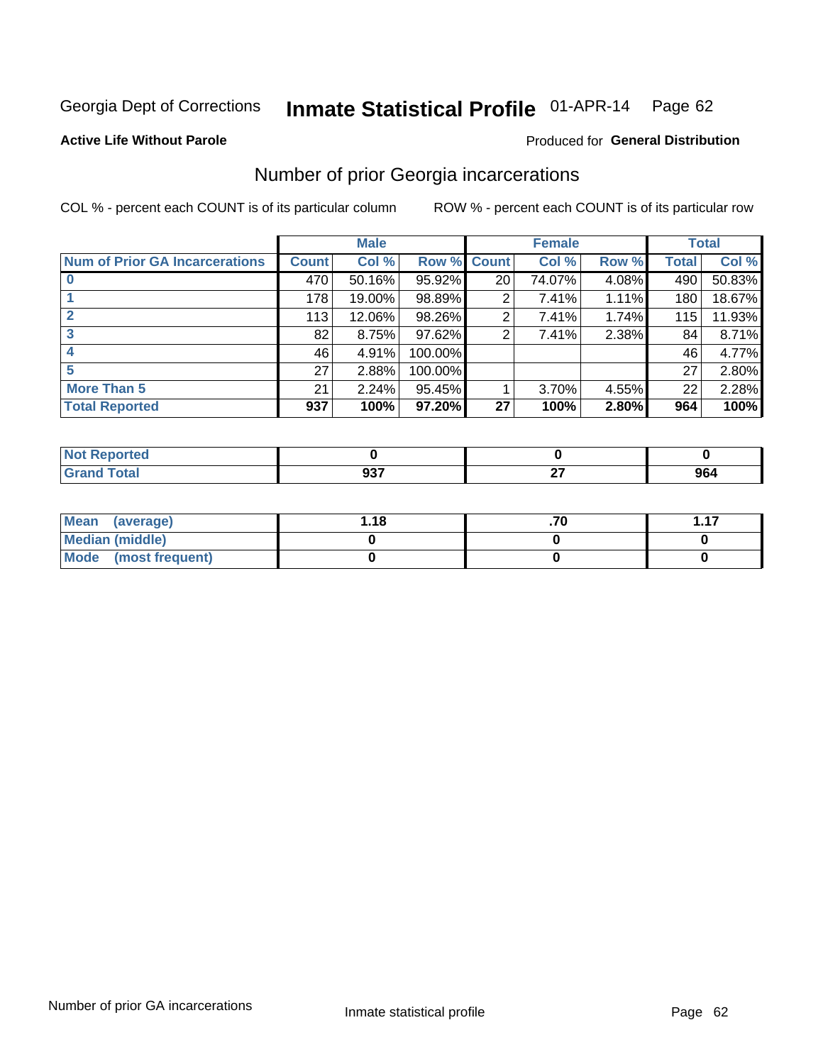Georgia Dept of Corrections **Inmate Statistical Profile** 01-APR-14

**Active Life Without Parole**

Produced for **General Distribution**

## Number of prior Georgia incarcerations

COL % - percent each COUNT is of its particular column

ROW % - percent each COUNT is of its particular row

| | Male | | | Female | | | Total | |
|---|---|---|---|---|---|---|---|---|
| Num of Prior GA Incarcerations | Count | Col % | Row % | Count | Col % | Row % | Total | Col % |
| 0 | 470 | 50.16% | 95.92% | 20 | 74.07% | 4.08% | 490 | 50.83% |
| 1 | 178 | 19.00% | 98.89% | 2 | 7.41% | 1.11% | 180 | 18.67% |
| 2 | 113 | 12.06% | 98.26% | 2 | 7.41% | 1.74% | 115 | 11.93% |
| 3 | 82 | 8.75% | 97.62% | 2 | 7.41% | 2.38% | 84 | 8.71% |
| 4 | 46 | 4.91% | 100.00% | | | | 46 | 4.77% |
| 5 | 27 | 2.88% | 100.00% | | | | 27 | 2.80% |
| More Than 5 | 21 | 2.24% | 95.45% | 1 | 3.70% | 4.55% | 22 | 2.28% |
| **Total Reported** | **937** | **100%** | **97.20%** | **27** | **100%** | **2.80%** | **964** | **100%** |

| | Male | Female | Total |
|---|---|---|---|
| Not Reported | 0 | 0 | 0 |
| Grand Total | 937 | 27 | 964 |

| | Male | Female | Total |
|---|---|---|---|
| Mean (average) | 1.18 | .70 | 1.17 |
| Median (middle) | 0 | 0 | 0 |
| Mode (most frequent) | 0 | 0 | 0 |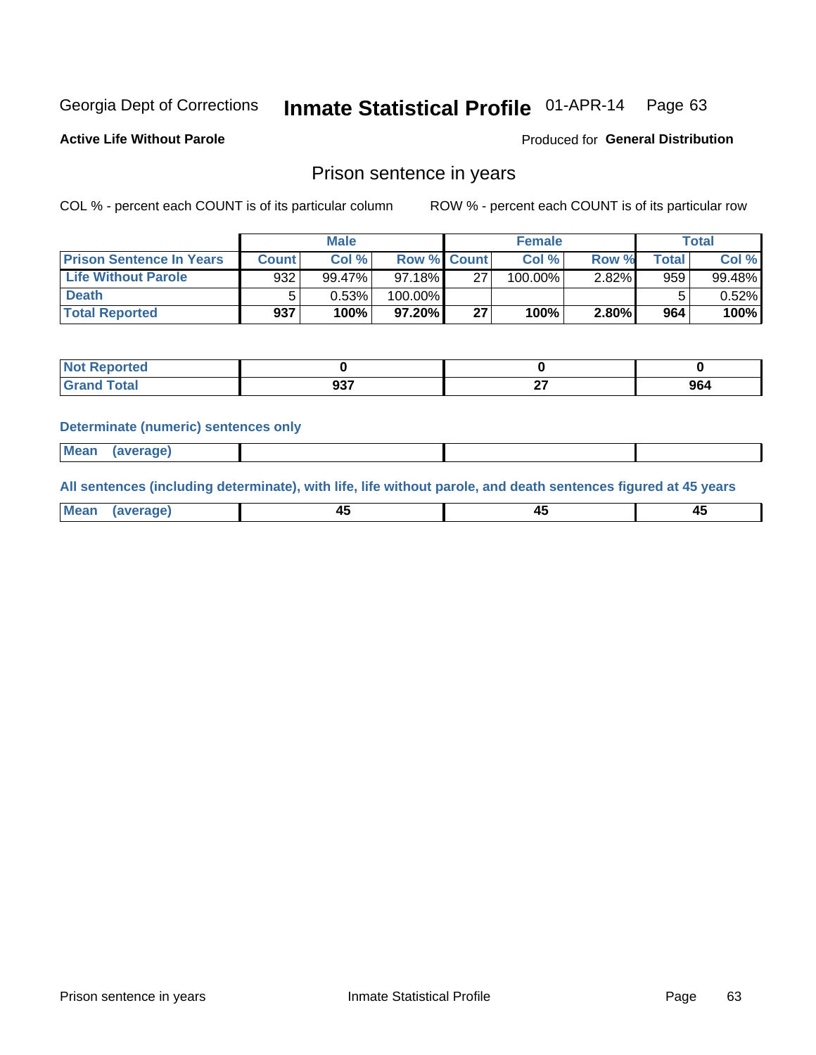Georgia Dept of Corrections **Inmate Statistical Profile** 01-APR-14

**Active Life Without Parole**

Produced for **General Distribution**

## Prison sentence in years

COL % - percent each COUNT is of its particular column

ROW % - percent each COUNT is of its particular row

| Prison Sentence In Years | Male | | | Female | | | Total | |
|---|---|---|---|---|---|---|---|---|
| | Count | Col % | Row % | Count | Col % | Row % | Total | Col % |
| Life Without Parole | 932 | 99.47% | 97.18% | 27 | 100.00% | 2.82% | 959 | 99.48% |
| Death | 5 | 0.53% | 100.00% | | | | 5 | 0.52% |
| **Total Reported** | **937** | **100%** | **97.20%** | **27** | **100%** | **2.80%** | **964** | **100%** |

| | Male | Female | Total |
|---|---|---|---|
| Not Reported | 0 | 0 | 0 |
| Grand Total | 937 | 27 | 964 |

### Determinate (numeric) sentences only

| | Male | Female | Total |
|---|---|---|---|
| Mean (average) | | | |

### All sentences (including determinate), with life, life without parole, and death sentences figured at 45 years

| | Male | Female | Total |
|---|---|---|---|
| Mean (average) | 45 | 45 | 45 |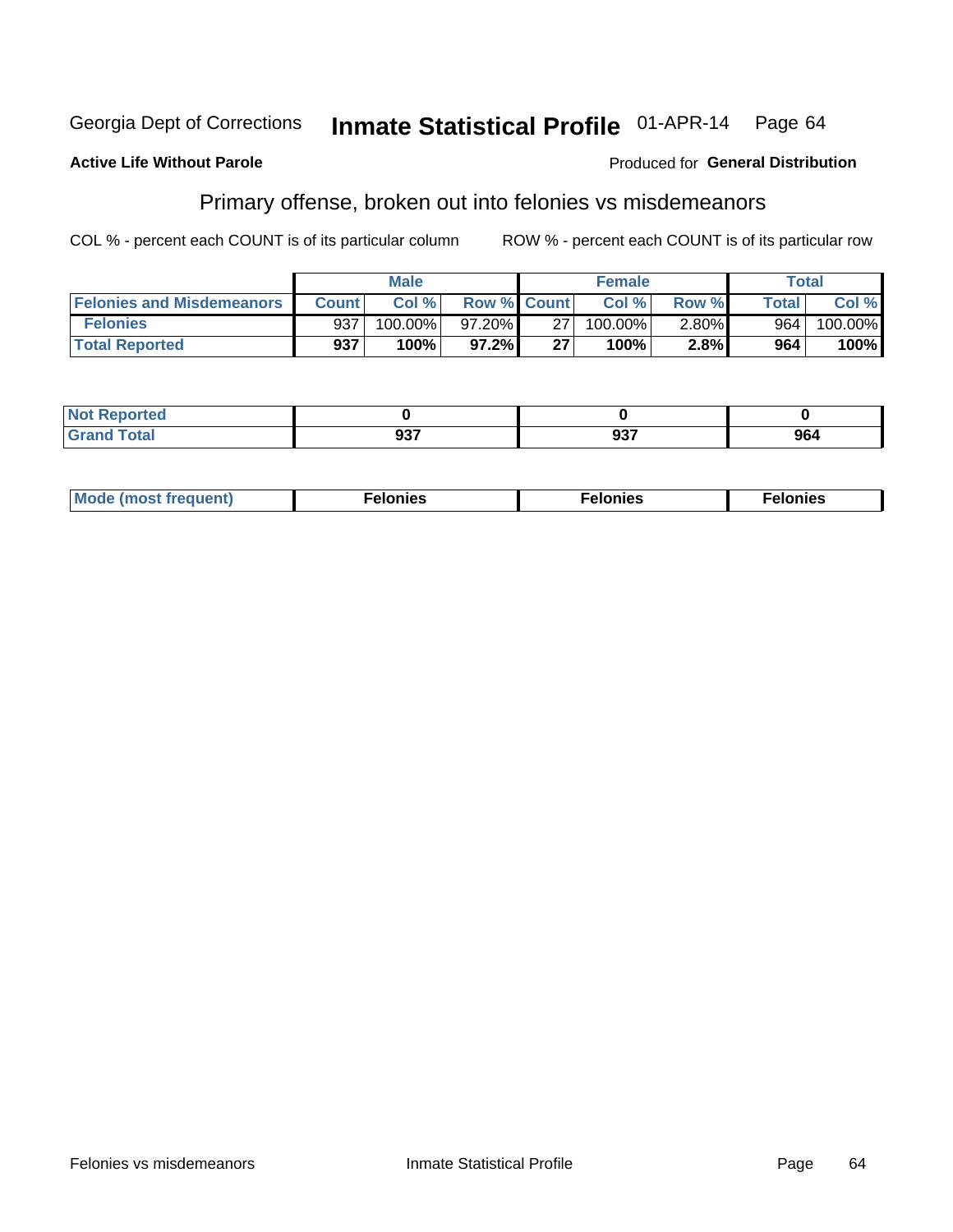Georgia Dept of Corrections **Inmate Statistical Profile** 01-APR-14

**Active Life Without Parole**

Produced for **General Distribution**

## Primary offense, broken out into felonies vs misdemeanors

COL % - percent each COUNT is of its particular column

ROW % - percent each COUNT is of its particular row

| | Male | | | Female | | | Total | |
|---|---|---|---|---|---|---|---|---|
| **Felonies and Misdemeanors** | **Count** | **Col %** | **Row %** | **Count** | **Col %** | **Row %** | **Total** | **Col %** |
| **Felonies** | 937 | 100.00% | 97.20% | 27 | 100.00% | 2.80% | 964 | 100.00% |
| **Total Reported** | **937** | **100%** | **97.2%** | **27** | **100%** | **2.8%** | **964** | **100%** |

| | Male | Female | Total |
|---|---|---|---|
| **Not Reported** | **0** | **0** | **0** |
| **Grand Total** | **937** | **937** | **964** |

| | Male | Female | Total |
|---|---|---|---|
| **Mode (most frequent)** | **Felonies** | **Felonies** | **Felonies** |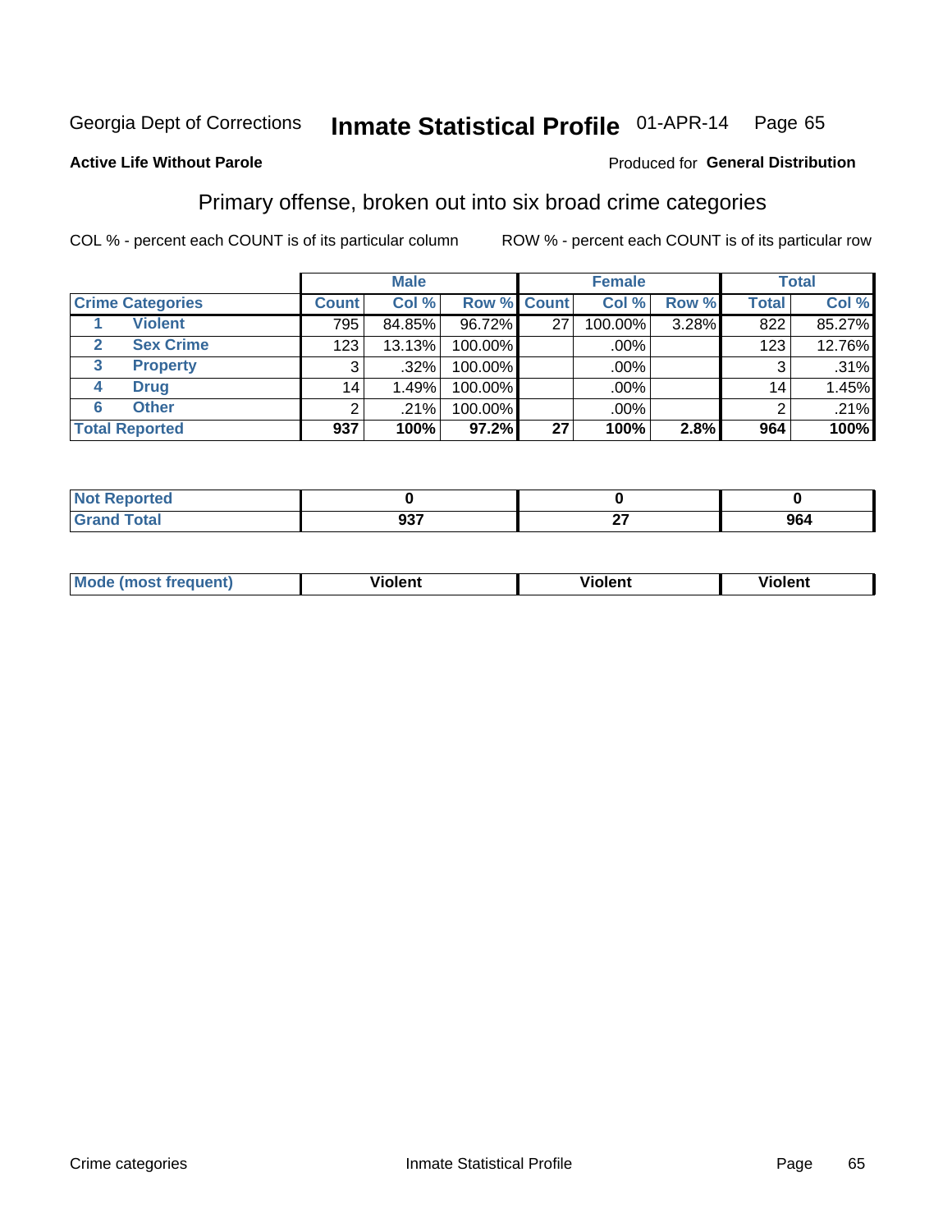Georgia Dept of Corrections **Inmontate Statistical Profile** 01-APR-14 Page 65

**Active Life Without Parole**

Produced for **General Distribution**

## Primary offense, broken out into six broad crime categories

COL % - percent each COUNT is of its particular column

ROW % - percent each COUNT is of its particular row

| | | Male | | | Female | | | Total | |
|---|---|---|---|---|---|---|---|---|---|
| **Crime Categories** | | **Count** | **Col %** | **Row %** | **Count** | **Col %** | **Row %** | **Total** | **Col %** |
| 1 | Violent | 795 | 84.85% | 96.72% | 27 | 100.00% | 3.28% | 822 | 85.27% |
| 2 | Sex Crime | 123 | 13.13% | 100.00% | | .00% | | 123 | 12.76% |
| 3 | Property | 3 | .32% | 100.00% | | .00% | | 3 | .31% |
| 4 | Drug | 14 | 1.49% | 100.00% | | .00% | | 14 | 1.45% |
| 6 | Other | 2 | .21% | 100.00% | | .00% | | 2 | .21% |
| **Total Reported** | | **937** | **100%** | **97.2%** | **27** | **100%** | **2.8%** | **964** | **100%** |

| | Male | Female | Total |
|---|---|---|---|
| **Not Reported** | **0** | **0** | **0** |
| **Grand Total** | **937** | **27** | **964** |

| | Male | Female | Total |
|---|---|---|---|
| **Mode (most frequent)** | **Violent** | **Violent** | **Violent** |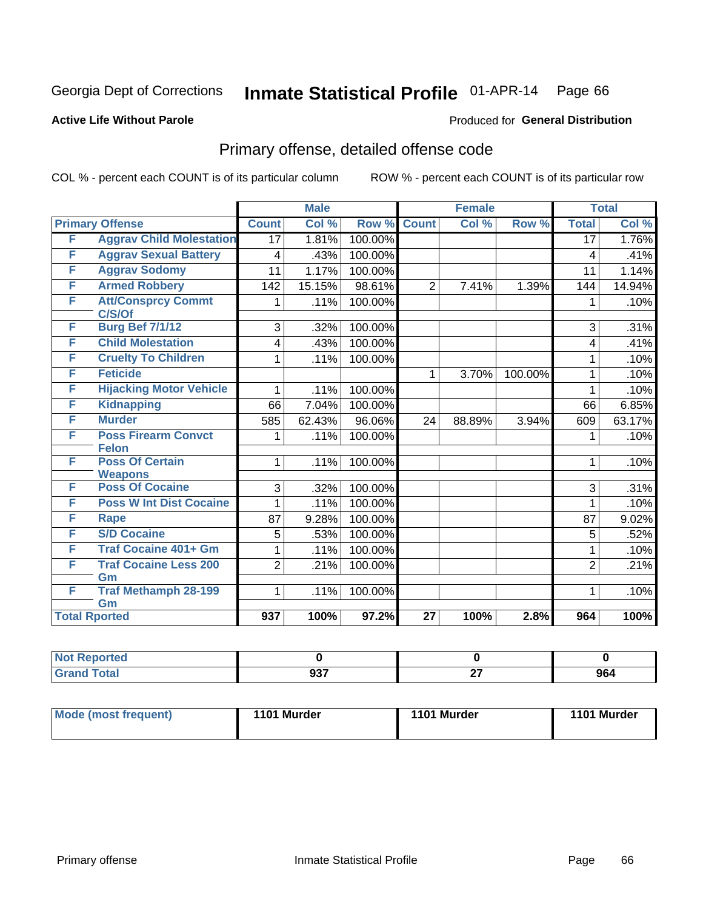Georgia Dept of Corrections **Inmate Statistical Profile** 01-APR-14 Page 66

**Active Life Without Parole**

Produced for **General Distribution**

## Primary offense, detailed offense code

COL % - percent each COUNT is of its particular column    ROW % - percent each COUNT is of its particular row

| Primary Offense | | Male | | | Female | | | Total | |
|---|---|---|---|---|---|---|---|---|---|
| | | Count | Col % | Row % | Count | Col % | Row % | Total | Col % |
| F | Aggrav Child Molestation | 17 | 1.81% | 100.00% | | | | 17 | 1.76% |
| F | Aggrav Sexual Battery | 4 | .43% | 100.00% | | | | 4 | .41% |
| F | Aggrav Sodomy | 11 | 1.17% | 100.00% | | | | 11 | 1.14% |
| F | Armed Robbery | 142 | 15.15% | 98.61% | 2 | 7.41% | 1.39% | 144 | 14.94% |
| F | Att/Consprcy Commt C/S/Of | 1 | .11% | 100.00% | | | | 1 | .10% |
| F | Burg Bef 7/1/12 | 3 | .32% | 100.00% | | | | 3 | .31% |
| F | Child Molestation | 4 | .43% | 100.00% | | | | 4 | .41% |
| F | Cruelty To Children | 1 | .11% | 100.00% | | | | 1 | .10% |
| F | Feticide | | | | 1 | 3.70% | 100.00% | 1 | .10% |
| F | Hijacking Motor Vehicle | 1 | .11% | 100.00% | | | | 1 | .10% |
| F | Kidnapping | 66 | 7.04% | 100.00% | | | | 66 | 6.85% |
| F | Murder | 585 | 62.43% | 96.06% | 24 | 88.89% | 3.94% | 609 | 63.17% |
| F | Poss Firearm Convct Felon | 1 | .11% | 100.00% | | | | 1 | .10% |
| F | Poss Of Certain Weapons | 1 | .11% | 100.00% | | | | 1 | .10% |
| F | Poss Of Cocaine | 3 | .32% | 100.00% | | | | 3 | .31% |
| F | Poss W Int Dist Cocaine | 1 | .11% | 100.00% | | | | 1 | .10% |
| F | Rape | 87 | 9.28% | 100.00% | | | | 87 | 9.02% |
| F | S/D Cocaine | 5 | .53% | 100.00% | | | | 5 | .52% |
| F | Traf Cocaine 401+ Gm | 1 | .11% | 100.00% | | | | 1 | .10% |
| F | Traf Cocaine Less 200 Gm | 2 | .21% | 100.00% | | | | 2 | .21% |
| F | Traf Methamph 28-199 Gm | 1 | .11% | 100.00% | | | | 1 | .10% |
| **Total Rported** | | **937** | **100%** | **97.2%** | **27** | **100%** | **2.8%** | **964** | **100%** |

| | Male | Female | Total |
|---|---|---|---|
| Not Reported | 0 | 0 | 0 |
| Grand Total | 937 | 27 | 964 |

| | Male | Female | Total |
|---|---|---|---|
| Mode (most frequent) | 1101 Murder | 1101 Murder | 1101 Murder |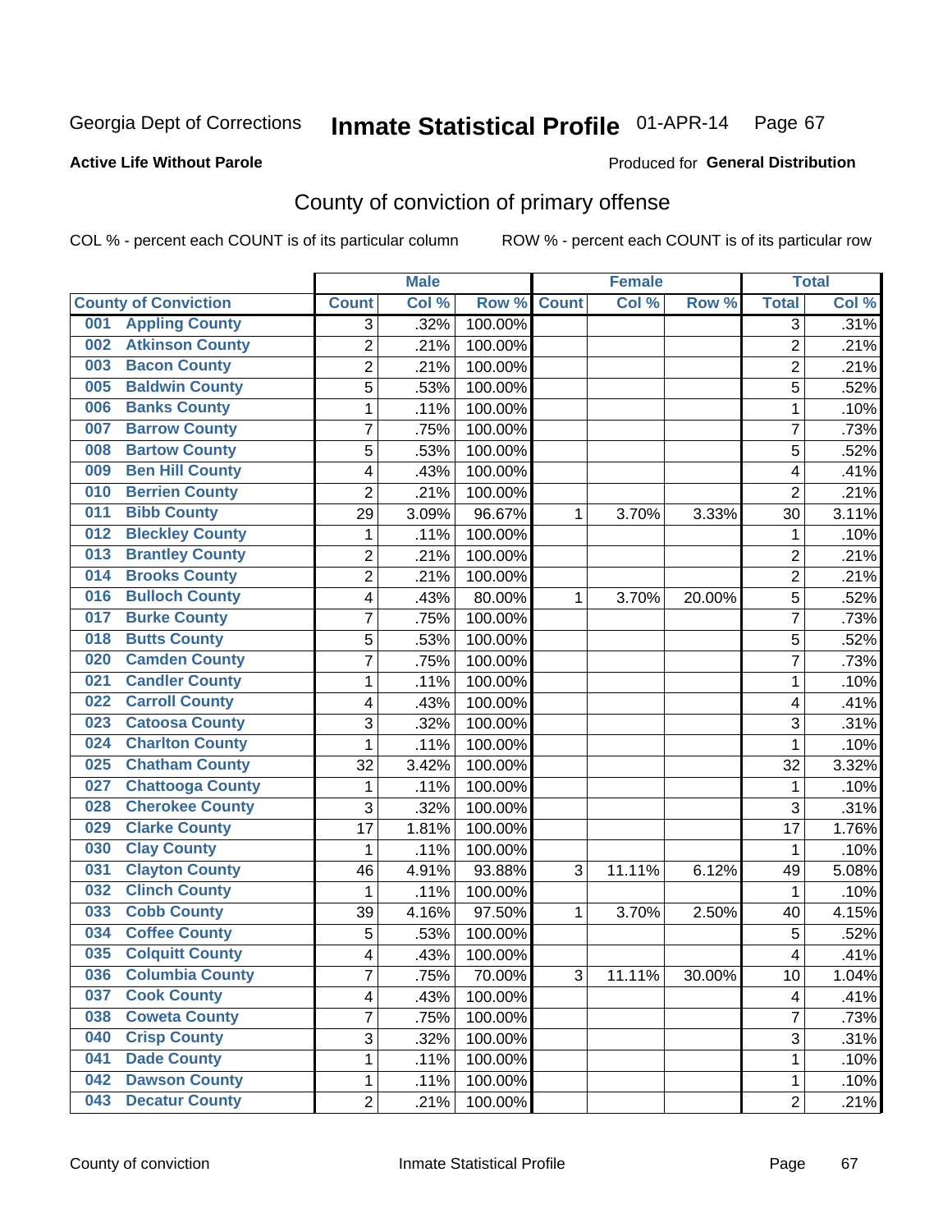Georgia Dept of Corrections **Inmate Statistical Profile** 01-APR-14

**Active Life Without Parole**

Produced for **General Distribution**

## County of conviction of primary offense

COL % - percent each COUNT is of its particular column ROW % - percent each COUNT is of its particular row

| County of Conviction | Male | | | Female | | | Total | |
|---|---|---|---|---|---|---|---|---|
| | Count | Col % | Row % | Count | Col % | Row % | Total | Col % |
| 001 Appling County | 3 | .32% | 100.00% | | | | 3 | .31% |
| 002 Atkinson County | 2 | .21% | 100.00% | | | | 2 | .21% |
| 003 Bacon County | 2 | .21% | 100.00% | | | | 2 | .21% |
| 005 Baldwin County | 5 | .53% | 100.00% | | | | 5 | .52% |
| 006 Banks County | 1 | .11% | 100.00% | | | | 1 | .10% |
| 007 Barrow County | 7 | .75% | 100.00% | | | | 7 | .73% |
| 008 Bartow County | 5 | .53% | 100.00% | | | | 5 | .52% |
| 009 Ben Hill County | 4 | .43% | 100.00% | | | | 4 | .41% |
| 010 Berrien County | 2 | .21% | 100.00% | | | | 2 | .21% |
| 011 Bibb County | 29 | 3.09% | 96.67% | 1 | 3.70% | 3.33% | 30 | 3.11% |
| 012 Bleckley County | 1 | .11% | 100.00% | | | | 1 | .10% |
| 013 Brantley County | 2 | .21% | 100.00% | | | | 2 | .21% |
| 014 Brooks County | 2 | .21% | 100.00% | | | | 2 | .21% |
| 016 Bulloch County | 4 | .43% | 80.00% | 1 | 3.70% | 20.00% | 5 | .52% |
| 017 Burke County | 7 | .75% | 100.00% | | | | 7 | .73% |
| 018 Butts County | 5 | .53% | 100.00% | | | | 5 | .52% |
| 020 Camden County | 7 | .75% | 100.00% | | | | 7 | .73% |
| 021 Candler County | 1 | .11% | 100.00% | | | | 1 | .10% |
| 022 Carroll County | 4 | .43% | 100.00% | | | | 4 | .41% |
| 023 Catoosa County | 3 | .32% | 100.00% | | | | 3 | .31% |
| 024 Charlton County | 1 | .11% | 100.00% | | | | 1 | .10% |
| 025 Chatham County | 32 | 3.42% | 100.00% | | | | 32 | 3.32% |
| 027 Chattooga County | 1 | .11% | 100.00% | | | | 1 | .10% |
| 028 Cherokee County | 3 | .32% | 100.00% | | | | 3 | .31% |
| 029 Clarke County | 17 | 1.81% | 100.00% | | | | 17 | 1.76% |
| 030 Clay County | 1 | .11% | 100.00% | | | | 1 | .10% |
| 031 Clayton County | 46 | 4.91% | 93.88% | 3 | 11.11% | 6.12% | 49 | 5.08% |
| 032 Clinch County | 1 | .11% | 100.00% | | | | 1 | .10% |
| 033 Cobb County | 39 | 4.16% | 97.50% | 1 | 3.70% | 2.50% | 40 | 4.15% |
| 034 Coffee County | 5 | .53% | 100.00% | | | | 5 | .52% |
| 035 Colquitt County | 4 | .43% | 100.00% | | | | 4 | .41% |
| 036 Columbia County | 7 | .75% | 70.00% | 3 | 11.11% | 30.00% | 10 | 1.04% |
| 037 Cook County | 4 | .43% | 100.00% | | | | 4 | .41% |
| 038 Coweta County | 7 | .75% | 100.00% | | | | 7 | .73% |
| 040 Crisp County | 3 | .32% | 100.00% | | | | 3 | .31% |
| 041 Dade County | 1 | .11% | 100.00% | | | | 1 | .10% |
| 042 Dawson County | 1 | .11% | 100.00% | | | | 1 | .10% |
| 043 Decatur County | 2 | .21% | 100.00% | | | | 2 | .21% |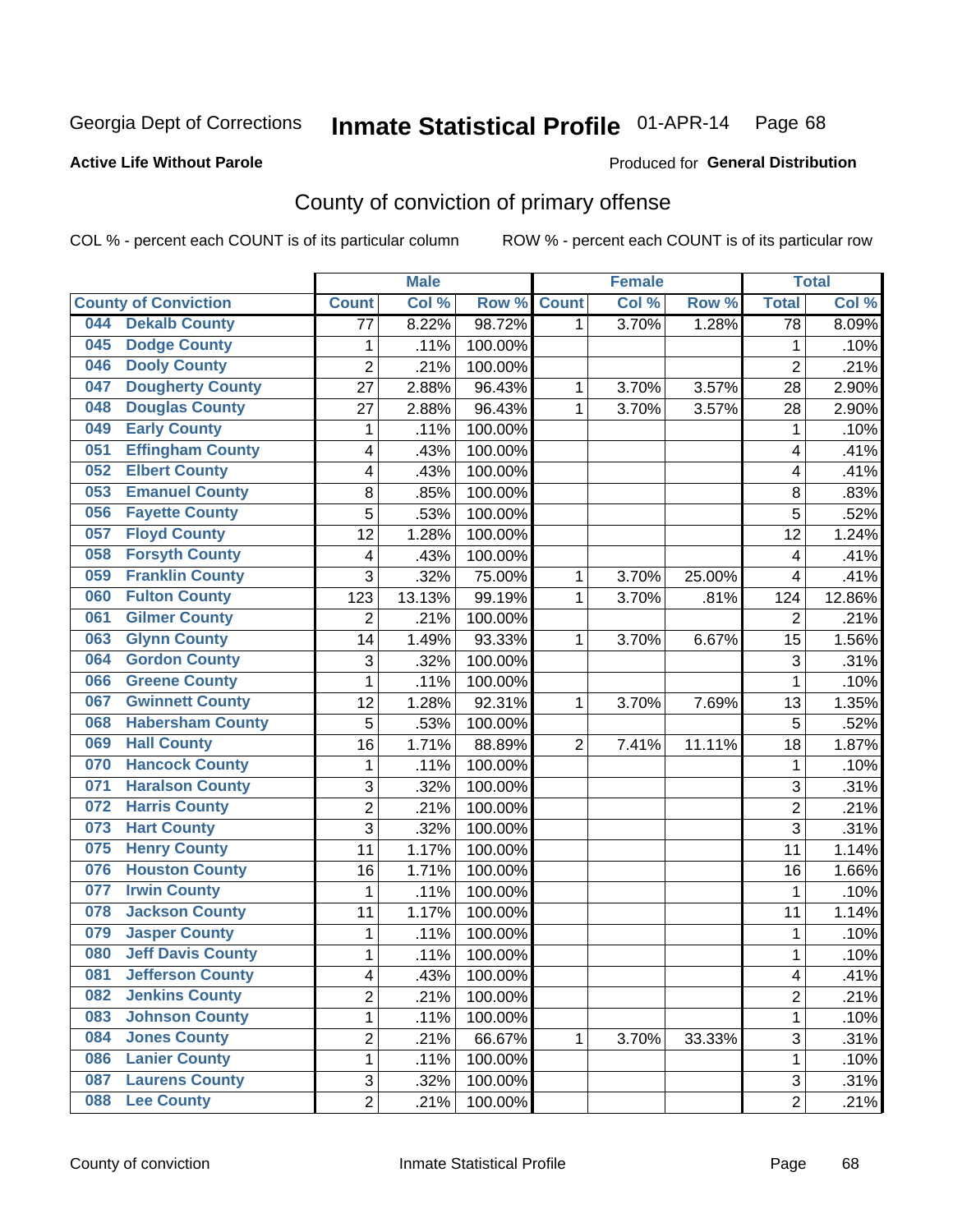Georgia Dept of Corrections **Inmate Statistical Profile** 01-APR-14

**Active Life Without Parole**

Produced for **General Distribution**

## County of conviction of primary offense

COL % - percent each COUNT is of its particular column ROW % - percent each COUNT is of its particular row

| | Male | | | Female | | | Total | |
|---|---|---|---|---|---|---|---|---|
| County of Conviction | Count | Col % | Row % | Count | Col % | Row % | Total | Col % |
| 044 Dekalb County | 77 | 8.22% | 98.72% | 1 | 3.70% | 1.28% | 78 | 8.09% |
| 045 Dodge County | 1 | .11% | 100.00% | | | | 1 | .10% |
| 046 Dooly County | 2 | .21% | 100.00% | | | | 2 | .21% |
| 047 Dougherty County | 27 | 2.88% | 96.43% | 1 | 3.70% | 3.57% | 28 | 2.90% |
| 048 Douglas County | 27 | 2.88% | 96.43% | 1 | 3.70% | 3.57% | 28 | 2.90% |
| 049 Early County | 1 | .11% | 100.00% | | | | 1 | .10% |
| 051 Effingham County | 4 | .43% | 100.00% | | | | 4 | .41% |
| 052 Elbert County | 4 | .43% | 100.00% | | | | 4 | .41% |
| 053 Emanuel County | 8 | .85% | 100.00% | | | | 8 | .83% |
| 056 Fayette County | 5 | .53% | 100.00% | | | | 5 | .52% |
| 057 Floyd County | 12 | 1.28% | 100.00% | | | | 12 | 1.24% |
| 058 Forsyth County | 4 | .43% | 100.00% | | | | 4 | .41% |
| 059 Franklin County | 3 | .32% | 75.00% | 1 | 3.70% | 25.00% | 4 | .41% |
| 060 Fulton County | 123 | 13.13% | 99.19% | 1 | 3.70% | .81% | 124 | 12.86% |
| 061 Gilmer County | 2 | .21% | 100.00% | | | | 2 | .21% |
| 063 Glynn County | 14 | 1.49% | 93.33% | 1 | 3.70% | 6.67% | 15 | 1.56% |
| 064 Gordon County | 3 | .32% | 100.00% | | | | 3 | .31% |
| 066 Greene County | 1 | .11% | 100.00% | | | | 1 | .10% |
| 067 Gwinnett County | 12 | 1.28% | 92.31% | 1 | 3.70% | 7.69% | 13 | 1.35% |
| 068 Habersham County | 5 | .53% | 100.00% | | | | 5 | .52% |
| 069 Hall County | 16 | 1.71% | 88.89% | 2 | 7.41% | 11.11% | 18 | 1.87% |
| 070 Hancock County | 1 | .11% | 100.00% | | | | 1 | .10% |
| 071 Haralson County | 3 | .32% | 100.00% | | | | 3 | .31% |
| 072 Harris County | 2 | .21% | 100.00% | | | | 2 | .21% |
| 073 Hart County | 3 | .32% | 100.00% | | | | 3 | .31% |
| 075 Henry County | 11 | 1.17% | 100.00% | | | | 11 | 1.14% |
| 076 Houston County | 16 | 1.71% | 100.00% | | | | 16 | 1.66% |
| 077 Irwin County | 1 | .11% | 100.00% | | | | 1 | .10% |
| 078 Jackson County | 11 | 1.17% | 100.00% | | | | 11 | 1.14% |
| 079 Jasper County | 1 | .11% | 100.00% | | | | 1 | .10% |
| 080 Jeff Davis County | 1 | .11% | 100.00% | | | | 1 | .10% |
| 081 Jefferson County | 4 | .43% | 100.00% | | | | 4 | .41% |
| 082 Jenkins County | 2 | .21% | 100.00% | | | | 2 | .21% |
| 083 Johnson County | 1 | .11% | 100.00% | | | | 1 | .10% |
| 084 Jones County | 2 | .21% | 66.67% | 1 | 3.70% | 33.33% | 3 | .31% |
| 086 Lanier County | 1 | .11% | 100.00% | | | | 1 | .10% |
| 087 Laurens County | 3 | .32% | 100.00% | | | | 3 | .31% |
| 088 Lee County | 2 | .21% | 100.00% | | | | 2 | .21% |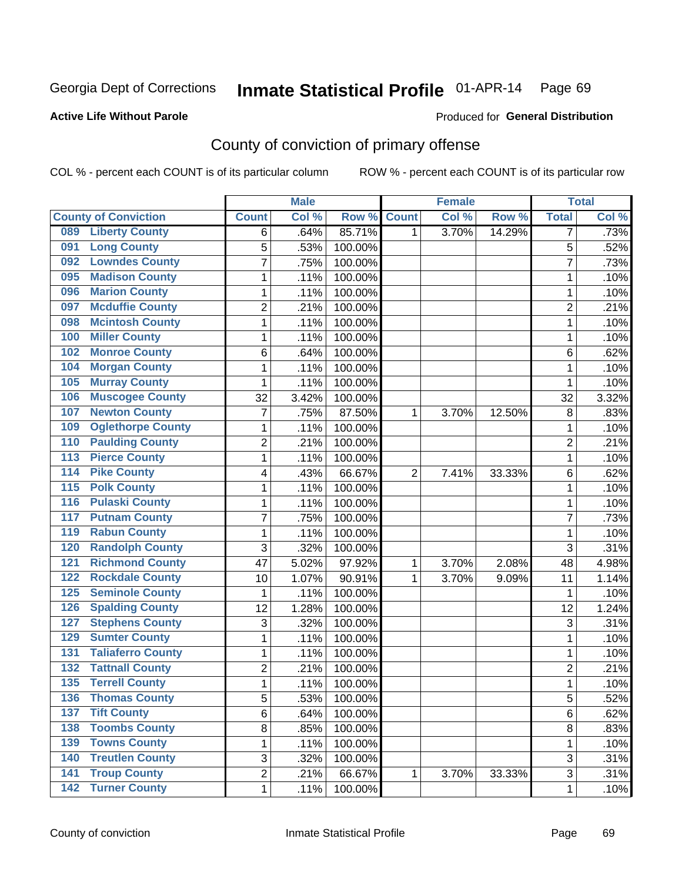Georgia Dept of Corrections **Inmate Statistical Profile** 01-APR-14

**Active Life Without Parole**

Produced for **General Distribution**

## County of conviction of primary offense

COL % - percent each COUNT is of its particular column ROW % - percent each COUNT is of its particular row

| County of Conviction | Male | | | Female | | | Total | |
|---|---|---|---|---|---|---|---|---|
| | Count | Col % | Row % | Count | Col % | Row % | Total | Col % |
| 089 Liberty County | 6 | .64% | 85.71% | 1 | 3.70% | 14.29% | 7 | .73% |
| 091 Long County | 5 | .53% | 100.00% | | | | 5 | .52% |
| 092 Lowndes County | 7 | .75% | 100.00% | | | | 7 | .73% |
| 095 Madison County | 1 | .11% | 100.00% | | | | 1 | .10% |
| 096 Marion County | 1 | .11% | 100.00% | | | | 1 | .10% |
| 097 Mcduffie County | 2 | .21% | 100.00% | | | | 2 | .21% |
| 098 Mcintosh County | 1 | .11% | 100.00% | | | | 1 | .10% |
| 100 Miller County | 1 | .11% | 100.00% | | | | 1 | .10% |
| 102 Monroe County | 6 | .64% | 100.00% | | | | 6 | .62% |
| 104 Morgan County | 1 | .11% | 100.00% | | | | 1 | .10% |
| 105 Murray County | 1 | .11% | 100.00% | | | | 1 | .10% |
| 106 Muscogee County | 32 | 3.42% | 100.00% | | | | 32 | 3.32% |
| 107 Newton County | 7 | .75% | 87.50% | 1 | 3.70% | 12.50% | 8 | .83% |
| 109 Oglethorpe County | 1 | .11% | 100.00% | | | | 1 | .10% |
| 110 Paulding County | 2 | .21% | 100.00% | | | | 2 | .21% |
| 113 Pierce County | 1 | .11% | 100.00% | | | | 1 | .10% |
| 114 Pike County | 4 | .43% | 66.67% | 2 | 7.41% | 33.33% | 6 | .62% |
| 115 Polk County | 1 | .11% | 100.00% | | | | 1 | .10% |
| 116 Pulaski County | 1 | .11% | 100.00% | | | | 1 | .10% |
| 117 Putnam County | 7 | .75% | 100.00% | | | | 7 | .73% |
| 119 Rabun County | 1 | .11% | 100.00% | | | | 1 | .10% |
| 120 Randolph County | 3 | .32% | 100.00% | | | | 3 | .31% |
| 121 Richmond County | 47 | 5.02% | 97.92% | 1 | 3.70% | 2.08% | 48 | 4.98% |
| 122 Rockdale County | 10 | 1.07% | 90.91% | 1 | 3.70% | 9.09% | 11 | 1.14% |
| 125 Seminole County | 1 | .11% | 100.00% | | | | 1 | .10% |
| 126 Spalding County | 12 | 1.28% | 100.00% | | | | 12 | 1.24% |
| 127 Stephens County | 3 | .32% | 100.00% | | | | 3 | .31% |
| 129 Sumter County | 1 | .11% | 100.00% | | | | 1 | .10% |
| 131 Taliaferro County | 1 | .11% | 100.00% | | | | 1 | .10% |
| 132 Tattnall County | 2 | .21% | 100.00% | | | | 2 | .21% |
| 135 Terrell County | 1 | .11% | 100.00% | | | | 1 | .10% |
| 136 Thomas County | 5 | .53% | 100.00% | | | | 5 | .52% |
| 137 Tift County | 6 | .64% | 100.00% | | | | 6 | .62% |
| 138 Toombs County | 8 | .85% | 100.00% | | | | 8 | .83% |
| 139 Towns County | 1 | .11% | 100.00% | | | | 1 | .10% |
| 140 Treutlen County | 3 | .32% | 100.00% | | | | 3 | .31% |
| 141 Troup County | 2 | .21% | 66.67% | 1 | 3.70% | 33.33% | 3 | .31% |
| 142 Turner County | 1 | .11% | 100.00% | | | | 1 | .10% |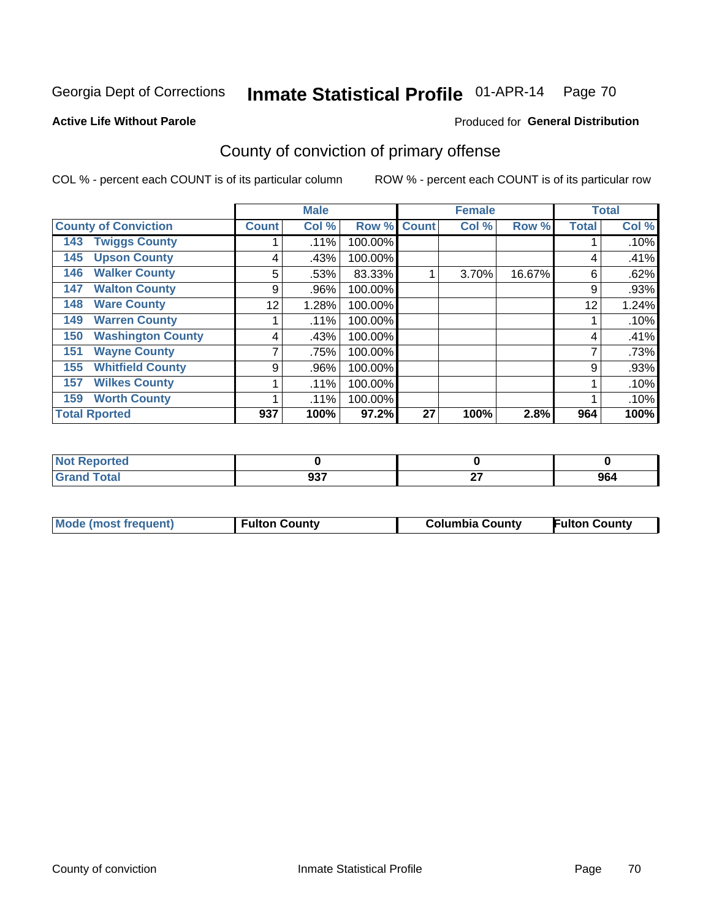Georgia Dept of Corrections **Inmate Statistical Profile** 01-APR-14 Page 70

**Active Life Without Parole**

Produced for **General Distribution**

## County of conviction of primary offense

COL % - percent each COUNT is of its particular column ROW % - percent each COUNT is of its particular row

| | Male | | | Female | | | Total | |
|---|---|---|---|---|---|---|---|---|
| County of Conviction | Count | Col % | Row % | Count | Col % | Row % | Total | Col % |
| 143 Twiggs County | 1 | .11% | 100.00% | | | | 1 | .10% |
| 145 Upson County | 4 | .43% | 100.00% | | | | 4 | .41% |
| 146 Walker County | 5 | .53% | 83.33% | 1 | 3.70% | 16.67% | 6 | .62% |
| 147 Walton County | 9 | .96% | 100.00% | | | | 9 | .93% |
| 148 Ware County | 12 | 1.28% | 100.00% | | | | 12 | 1.24% |
| 149 Warren County | 1 | .11% | 100.00% | | | | 1 | .10% |
| 150 Washington County | 4 | .43% | 100.00% | | | | 4 | .41% |
| 151 Wayne County | 7 | .75% | 100.00% | | | | 7 | .73% |
| 155 Whitfield County | 9 | .96% | 100.00% | | | | 9 | .93% |
| 157 Wilkes County | 1 | .11% | 100.00% | | | | 1 | .10% |
| 159 Worth County | 1 | .11% | 100.00% | | | | 1 | .10% |
| **Total Rported** | **937** | **100%** | **97.2%** | **27** | **100%** | **2.8%** | **964** | **100%** |

| | Male | Female | Total |
|---|---|---|---|
| Not Reported | 0 | 0 | 0 |
| Grand Total | 937 | 27 | 964 |

| | Male | Female | Total |
|---|---|---|---|
| Mode (most frequent) | Fulton County | Columbia County | Fulton County |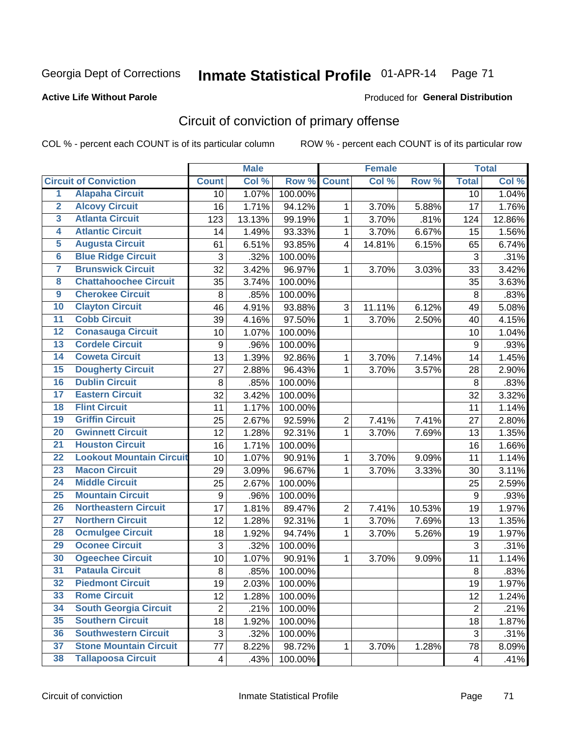Georgia Dept of Corrections **Inmate Statistical Profile** 01-APR-14

**Active Life Without Parole**

Produced for **General Distribution**

## Circuit of conviction of primary offense

COL % - percent each COUNT is of its particular column ROW % - percent each COUNT is of its particular row

| | | Male | | | Female | | | Total | |
|---|---|---|---|---|---|---|---|---|---|
| **Circuit of Conviction** | | **Count** | **Col %** | **Row %** | **Count** | **Col %** | **Row %** | **Total** | **Col %** |
| 1 | Alapaha Circuit | 10 | 1.07% | 100.00% | | | | 10 | 1.04% |
| 2 | Alcovy Circuit | 16 | 1.71% | 94.12% | 1 | 3.70% | 5.88% | 17 | 1.76% |
| 3 | Atlanta Circuit | 123 | 13.13% | 99.19% | 1 | 3.70% | .81% | 124 | 12.86% |
| 4 | Atlantic Circuit | 14 | 1.49% | 93.33% | 1 | 3.70% | 6.67% | 15 | 1.56% |
| 5 | Augusta Circuit | 61 | 6.51% | 93.85% | 4 | 14.81% | 6.15% | 65 | 6.74% |
| 6 | Blue Ridge Circuit | 3 | .32% | 100.00% | | | | 3 | .31% |
| 7 | Brunswick Circuit | 32 | 3.42% | 96.97% | 1 | 3.70% | 3.03% | 33 | 3.42% |
| 8 | Chattahoochee Circuit | 35 | 3.74% | 100.00% | | | | 35 | 3.63% |
| 9 | Cherokee Circuit | 8 | .85% | 100.00% | | | | 8 | .83% |
| 10 | Clayton Circuit | 46 | 4.91% | 93.88% | 3 | 11.11% | 6.12% | 49 | 5.08% |
| 11 | Cobb Circuit | 39 | 4.16% | 97.50% | 1 | 3.70% | 2.50% | 40 | 4.15% |
| 12 | Conasauga Circuit | 10 | 1.07% | 100.00% | | | | 10 | 1.04% |
| 13 | Cordele Circuit | 9 | .96% | 100.00% | | | | 9 | .93% |
| 14 | Coweta Circuit | 13 | 1.39% | 92.86% | 1 | 3.70% | 7.14% | 14 | 1.45% |
| 15 | Dougherty Circuit | 27 | 2.88% | 96.43% | 1 | 3.70% | 3.57% | 28 | 2.90% |
| 16 | Dublin Circuit | 8 | .85% | 100.00% | | | | 8 | .83% |
| 17 | Eastern Circuit | 32 | 3.42% | 100.00% | | | | 32 | 3.32% |
| 18 | Flint Circuit | 11 | 1.17% | 100.00% | | | | 11 | 1.14% |
| 19 | Griffin Circuit | 25 | 2.67% | 92.59% | 2 | 7.41% | 7.41% | 27 | 2.80% |
| 20 | Gwinnett Circuit | 12 | 1.28% | 92.31% | 1 | 3.70% | 7.69% | 13 | 1.35% |
| 21 | Houston Circuit | 16 | 1.71% | 100.00% | | | | 16 | 1.66% |
| 22 | Lookout Mountain Circuit | 10 | 1.07% | 90.91% | 1 | 3.70% | 9.09% | 11 | 1.14% |
| 23 | Macon Circuit | 29 | 3.09% | 96.67% | 1 | 3.70% | 3.33% | 30 | 3.11% |
| 24 | Middle Circuit | 25 | 2.67% | 100.00% | | | | 25 | 2.59% |
| 25 | Mountain Circuit | 9 | .96% | 100.00% | | | | 9 | .93% |
| 26 | Northeastern Circuit | 17 | 1.81% | 89.47% | 2 | 7.41% | 10.53% | 19 | 1.97% |
| 27 | Northern Circuit | 12 | 1.28% | 92.31% | 1 | 3.70% | 7.69% | 13 | 1.35% |
| 28 | Ocmulgee Circuit | 18 | 1.92% | 94.74% | 1 | 3.70% | 5.26% | 19 | 1.97% |
| 29 | Oconee Circuit | 3 | .32% | 100.00% | | | | 3 | .31% |
| 30 | Ogeechee Circuit | 10 | 1.07% | 90.91% | 1 | 3.70% | 9.09% | 11 | 1.14% |
| 31 | Pataula Circuit | 8 | .85% | 100.00% | | | | 8 | .83% |
| 32 | Piedmont Circuit | 19 | 2.03% | 100.00% | | | | 19 | 1.97% |
| 33 | Rome Circuit | 12 | 1.28% | 100.00% | | | | 12 | 1.24% |
| 34 | South Georgia Circuit | 2 | .21% | 100.00% | | | | 2 | .21% |
| 35 | Southern Circuit | 18 | 1.92% | 100.00% | | | | 18 | 1.87% |
| 36 | Southwestern Circuit | 3 | .32% | 100.00% | | | | 3 | .31% |
| 37 | Stone Mountain Circuit | 77 | 8.22% | 98.72% | 1 | 3.70% | 1.28% | 78 | 8.09% |
| 38 | Tallapoosa Circuit | 4 | .43% | 100.00% | | | | 4 | .41% |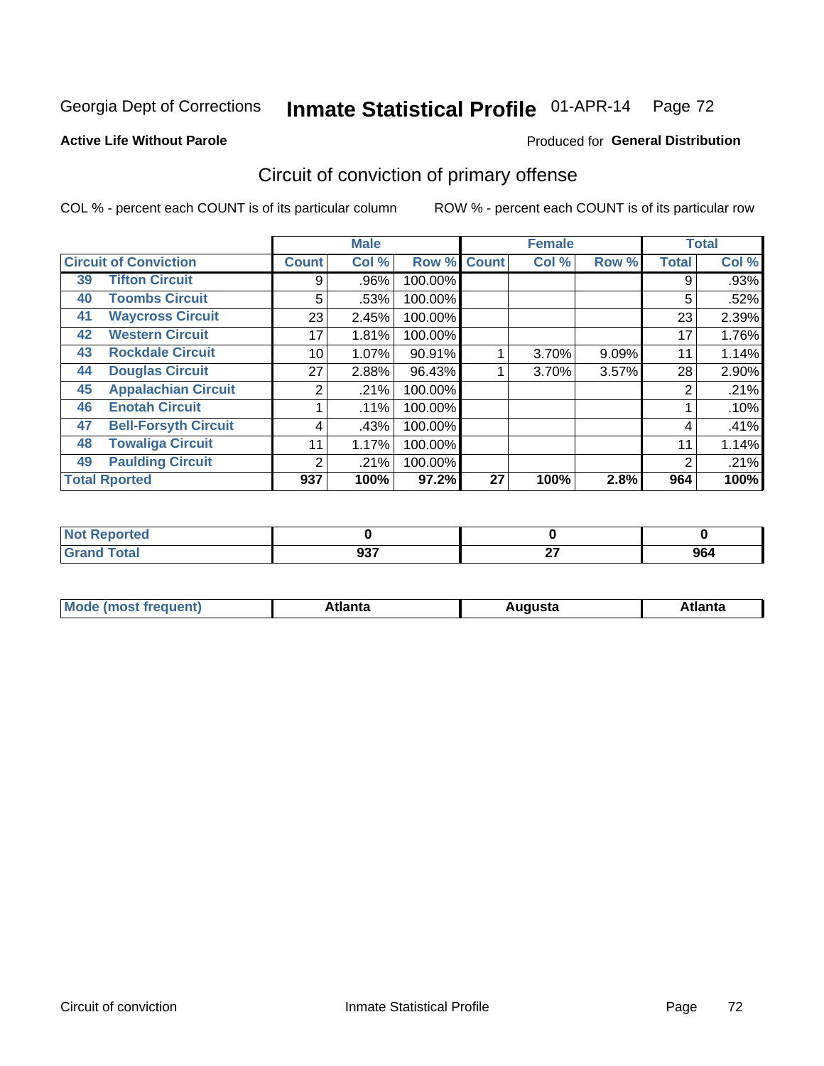Georgia Dept of Corrections **Inmate Statistical Profile** 01-APR-14

**Active Life Without Parole**

Produced for **General Distribution**

## Circuit of conviction of primary offense

COL % - percent each COUNT is of its particular column    ROW % - percent each COUNT is of its particular row

| | | Male | | | Female | | | Total | |
|---|---|---|---|---|---|---|---|---|---|
| **Circuit of Conviction** | | **Count** | **Col %** | **Row %** | **Count** | **Col %** | **Row %** | **Total** | **Col %** |
| 39 | Tifton Circuit | 9 | .96% | 100.00% | | | | 9 | .93% |
| 40 | Toombs Circuit | 5 | .53% | 100.00% | | | | 5 | .52% |
| 41 | Waycross Circuit | 23 | 2.45% | 100.00% | | | | 23 | 2.39% |
| 42 | Western Circuit | 17 | 1.81% | 100.00% | | | | 17 | 1.76% |
| 43 | Rockdale Circuit | 10 | 1.07% | 90.91% | 1 | 3.70% | 9.09% | 11 | 1.14% |
| 44 | Douglas Circuit | 27 | 2.88% | 96.43% | 1 | 3.70% | 3.57% | 28 | 2.90% |
| 45 | Appalachian Circuit | 2 | .21% | 100.00% | | | | 2 | .21% |
| 46 | Enotah Circuit | 1 | .11% | 100.00% | | | | 1 | .10% |
| 47 | Bell-Forsyth Circuit | 4 | .43% | 100.00% | | | | 4 | .41% |
| 48 | Towaliga Circuit | 11 | 1.17% | 100.00% | | | | 11 | 1.14% |
| 49 | Paulding Circuit | 2 | .21% | 100.00% | | | | 2 | .21% |
| **Total Rported** | | **937** | **100%** | **97.2%** | **27** | **100%** | **2.8%** | **964** | **100%** |

| | Male | Female | Total |
|---|---|---|---|
| **Not Reported** | **0** | **0** | **0** |
| **Grand Total** | **937** | **27** | **964** |

| | Male | Female | Total |
|---|---|---|---|
| **Mode (most frequent)** | **Atlanta** | **Augusta** | **Atlanta** |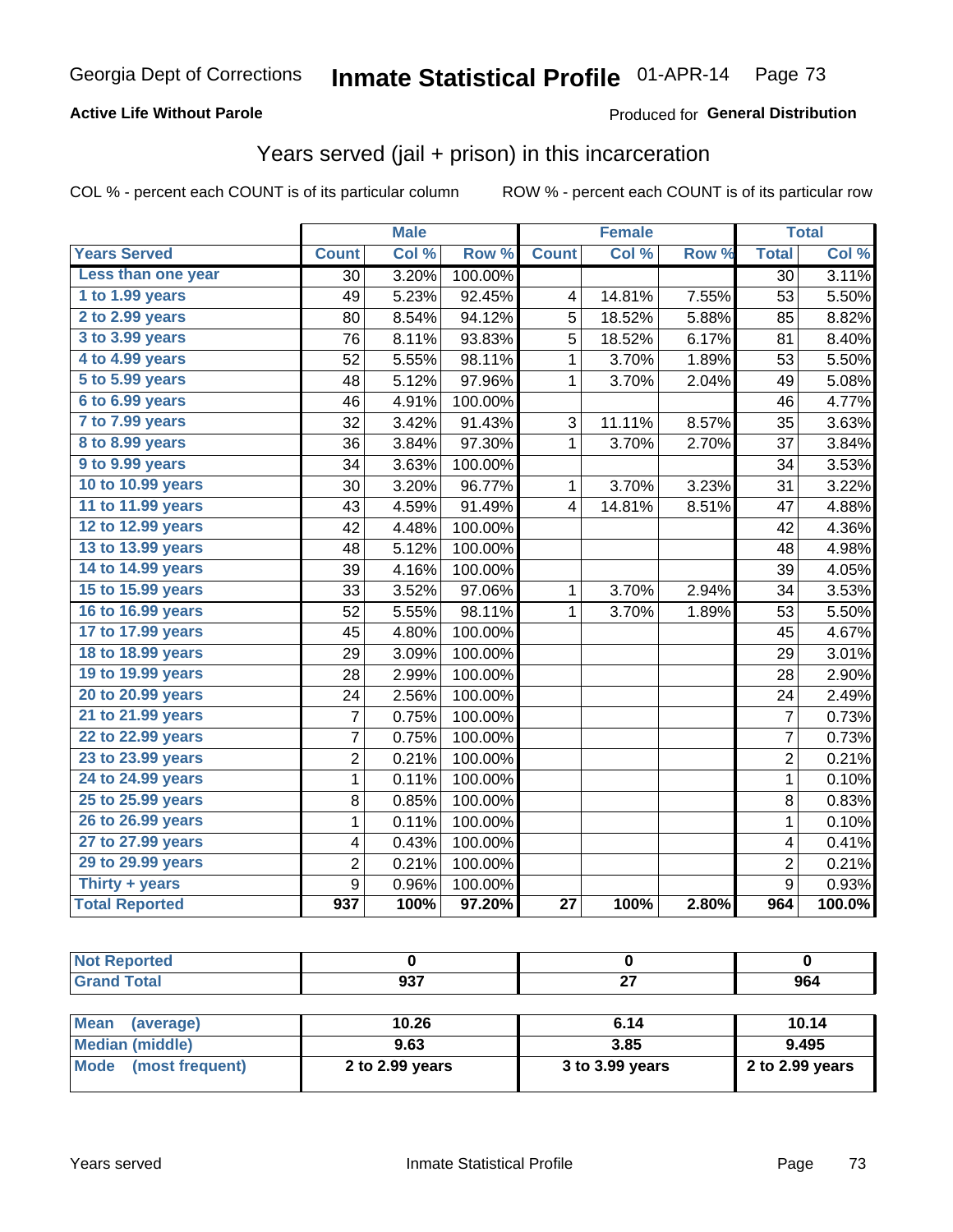Georgia Dept of Corrections **Inmate Statistical Profile** 01-APR-14

**Active Life Without Parole**

Produced for **General Distribution**

## Years served (jail + prison) in this incarceration

COL % - percent each COUNT is of its particular column

ROW % - percent each COUNT is of its particular row

| | Male | | | Female | | | Total | |
|---|---|---|---|---|---|---|---|---|
| Years Served | Count | Col % | Row % | Count | Col % | Row % | Total | Col % |
| Less than one year | 30 | 3.20% | 100.00% | | | | 30 | 3.11% |
| 1 to 1.99 years | 49 | 5.23% | 92.45% | 4 | 14.81% | 7.55% | 53 | 5.50% |
| 2 to 2.99 years | 80 | 8.54% | 94.12% | 5 | 18.52% | 5.88% | 85 | 8.82% |
| 3 to 3.99 years | 76 | 8.11% | 93.83% | 5 | 18.52% | 6.17% | 81 | 8.40% |
| 4 to 4.99 years | 52 | 5.55% | 98.11% | 1 | 3.70% | 1.89% | 53 | 5.50% |
| 5 to 5.99 years | 48 | 5.12% | 97.96% | 1 | 3.70% | 2.04% | 49 | 5.08% |
| 6 to 6.99 years | 46 | 4.91% | 100.00% | | | | 46 | 4.77% |
| 7 to 7.99 years | 32 | 3.42% | 91.43% | 3 | 11.11% | 8.57% | 35 | 3.63% |
| 8 to 8.99 years | 36 | 3.84% | 97.30% | 1 | 3.70% | 2.70% | 37 | 3.84% |
| 9 to 9.99 years | 34 | 3.63% | 100.00% | | | | 34 | 3.53% |
| 10 to 10.99 years | 30 | 3.20% | 96.77% | 1 | 3.70% | 3.23% | 31 | 3.22% |
| 11 to 11.99 years | 43 | 4.59% | 91.49% | 4 | 14.81% | 8.51% | 47 | 4.88% |
| 12 to 12.99 years | 42 | 4.48% | 100.00% | | | | 42 | 4.36% |
| 13 to 13.99 years | 48 | 5.12% | 100.00% | | | | 48 | 4.98% |
| 14 to 14.99 years | 39 | 4.16% | 100.00% | | | | 39 | 4.05% |
| 15 to 15.99 years | 33 | 3.52% | 97.06% | 1 | 3.70% | 2.94% | 34 | 3.53% |
| 16 to 16.99 years | 52 | 5.55% | 98.11% | 1 | 3.70% | 1.89% | 53 | 5.50% |
| 17 to 17.99 years | 45 | 4.80% | 100.00% | | | | 45 | 4.67% |
| 18 to 18.99 years | 29 | 3.09% | 100.00% | | | | 29 | 3.01% |
| 19 to 19.99 years | 28 | 2.99% | 100.00% | | | | 28 | 2.90% |
| 20 to 20.99 years | 24 | 2.56% | 100.00% | | | | 24 | 2.49% |
| 21 to 21.99 years | 7 | 0.75% | 100.00% | | | | 7 | 0.73% |
| 22 to 22.99 years | 7 | 0.75% | 100.00% | | | | 7 | 0.73% |
| 23 to 23.99 years | 2 | 0.21% | 100.00% | | | | 2 | 0.21% |
| 24 to 24.99 years | 1 | 0.11% | 100.00% | | | | 1 | 0.10% |
| 25 to 25.99 years | 8 | 0.85% | 100.00% | | | | 8 | 0.83% |
| 26 to 26.99 years | 1 | 0.11% | 100.00% | | | | 1 | 0.10% |
| 27 to 27.99 years | 4 | 0.43% | 100.00% | | | | 4 | 0.41% |
| 29 to 29.99 years | 2 | 0.21% | 100.00% | | | | 2 | 0.21% |
| Thirty + years | 9 | 0.96% | 100.00% | | | | 9 | 0.93% |
| **Total Reported** | **937** | **100%** | **97.20%** | **27** | **100%** | **2.80%** | **964** | **100.0%** |

| | Male | Female | Total |
|---|---|---|---|
| Not Reported | 0 | 0 | 0 |
| Grand Total | 937 | 27 | 964 |

| | Male | Female | Total |
|---|---|---|---|
| Mean (average) | 10.26 | 6.14 | 10.14 |
| Median (middle) | 9.63 | 3.85 | 9.495 |
| Mode (most frequent) | 2 to 2.99 years | 3 to 3.99 years | 2 to 2.99 years |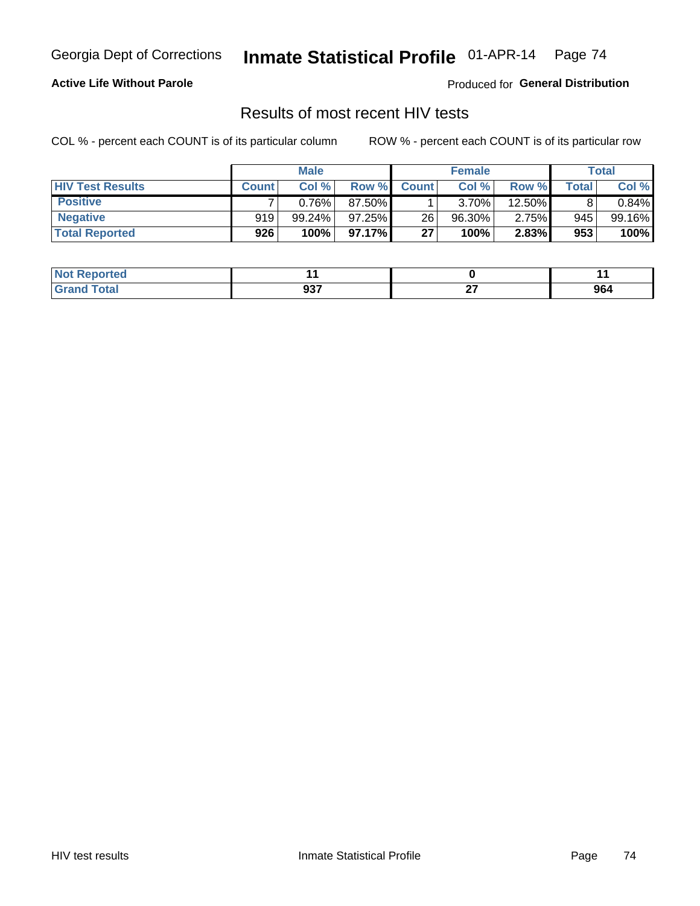Georgia Dept of Corrections **Inmate Statistical Profile** 01-APR-14

**Active Life Without Parole**

Produced for **General Distribution**

## Results of most recent HIV tests

COL % - percent each COUNT is of its particular column

ROW % - percent each COUNT is of its particular row

| | Male | | | Female | | | Total | |
|---|---|---|---|---|---|---|---|---|
| **HIV Test Results** | **Count** | **Col %** | **Row %** | **Count** | **Col %** | **Row %** | **Total** | **Col %** |
| **Positive** | 7 | 0.76% | 87.50% | 1 | 3.70% | 12.50% | 8 | 0.84% |
| **Negative** | 919 | 99.24% | 97.25% | 26 | 96.30% | 2.75% | 945 | 99.16% |
| **Total Reported** | **926** | **100%** | **97.17%** | **27** | **100%** | **2.83%** | **953** | **100%** |

| | Male | Female | Total |
|---|---|---|---|
| **Not Reported** | **11** | **0** | **11** |
| **Grand Total** | **937** | **27** | **964** |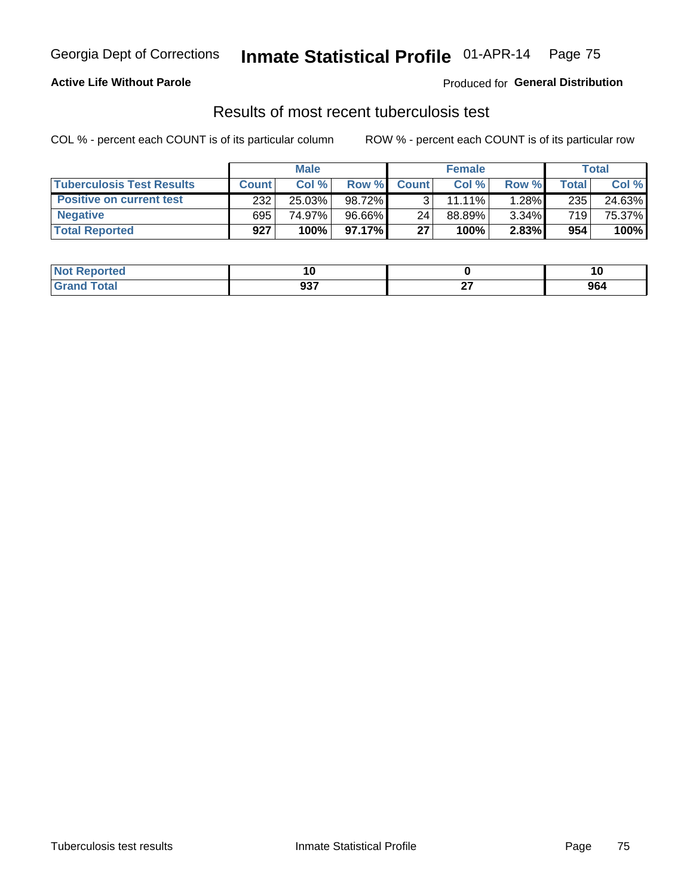Georgia Dept of Corrections **Inmate Statistical Profile** 01-APR-14

**Active Life Without Parole**

Produced for **General Distribution**

## Results of most recent tuberculosis test

COL % - percent each COUNT is of its particular column

ROW % - percent each COUNT is of its particular row

| | Male | | | Female | | | Total | |
|---|---|---|---|---|---|---|---|---|
| **Tuberculosis Test Results** | **Count** | **Col %** | **Row %** | **Count** | **Col %** | **Row %** | **Total** | **Col %** |
| **Positive on current test** | 232 | 25.03% | 98.72% | 3 | 11.11% | 1.28% | 235 | 24.63% |
| **Negative** | 695 | 74.97% | 96.66% | 24 | 88.89% | 3.34% | 719 | 75.37% |
| **Total Reported** | **927** | **100%** | **97.17%** | **27** | **100%** | **2.83%** | **954** | **100%** |

| | Male | Female | Total |
|---|---|---|---|
| **Not Reported** | **10** | **0** | **10** |
| **Grand Total** | **937** | **27** | **964** |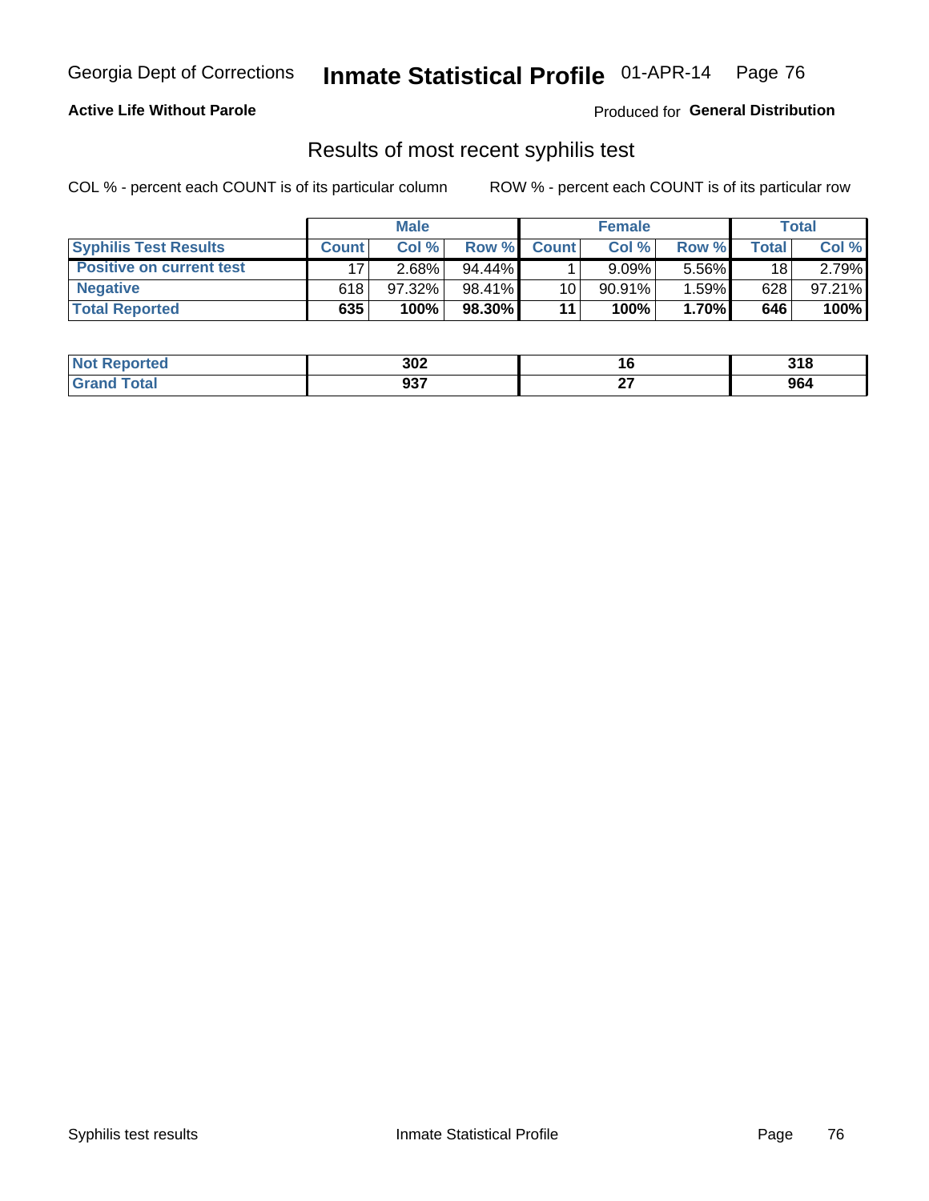**Active Life Without Parole** — Produced for **General Distribution**

## Results of most recent syphilis test

COL % - percent each COUNT is of its particular column

ROW % - percent each COUNT is of its particular row

| | Male | | | Female | | | Total | |
|---|---|---|---|---|---|---|---|---|
| **Syphilis Test Results** | **Count** | **Col %** | **Row %** | **Count** | **Col %** | **Row %** | **Total** | **Col %** |
| **Positive on current test** | 17 | 2.68% | 94.44% | 1 | 9.09% | 5.56% | 18 | 2.79% |
| **Negative** | 618 | 97.32% | 98.41% | 10 | 90.91% | 1.59% | 628 | 97.21% |
| **Total Reported** | **635** | **100%** | **98.30%** | **11** | **100%** | **1.70%** | **646** | **100%** |

| | Male | Female | Total |
|---|---|---|---|
| **Not Reported** | **302** | **16** | **318** |
| **Grand Total** | **937** | **27** | **964** |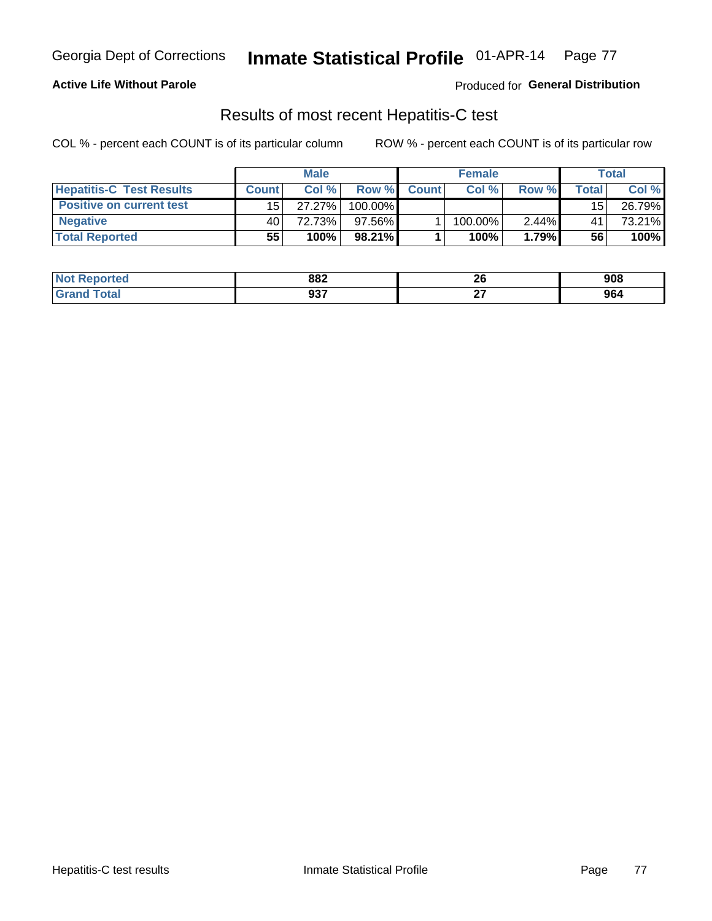Georgia Dept of Corrections **Inmate Statistical Profile** 01-APR-14

**Active Life Without Parole**

Produced for **General Distribution**

## Results of most recent Hepatitis-C test

COL % - percent each COUNT is of its particular column    ROW % - percent each COUNT is of its particular row

| | Male | | | Female | | | Total | |
|---|---|---|---|---|---|---|---|---|
| **Hepatitis-C Test Results** | **Count** | **Col %** | **Row %** | **Count** | **Col %** | **Row %** | **Total** | **Col %** |
| **Positive on current test** | 15 | 27.27% | 100.00% | | | | 15 | 26.79% |
| **Negative** | 40 | 72.73% | 97.56% | 1 | 100.00% | 2.44% | 41 | 73.21% |
| **Total Reported** | **55** | **100%** | **98.21%** | **1** | **100%** | **1.79%** | **56** | **100%** |

| | Male | Female | Total |
|---|---|---|---|
| **Not Reported** | **882** | **26** | **908** |
| **Grand Total** | **937** | **27** | **964** |